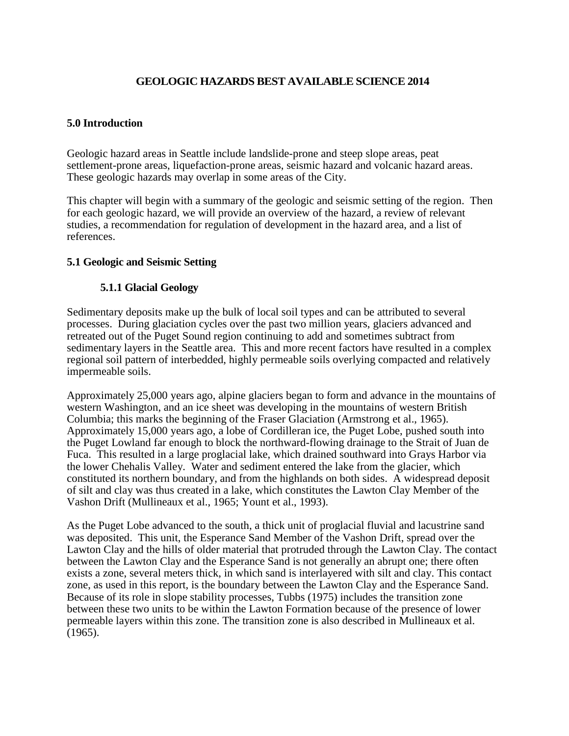# GEOLOGIC HAZARDS BEST AVAILABLE SCIENCE 2014

## 5.0 Introduction

Geologic hazard areas in Seattle include landslide-prone and steep slope areas, peat settlement-prone areas, liquefaction-prone areas, seismic hazard and volcanic hazard areas. These geologic hazards may overlap in some areas of the City.

This chapter will begin with a summary of the geologic and seismic setting of the region. Then for each geologic hazard, we will provide an overview of the hazard, a review of relevant studies, a recommendation for regulation of development in the hazard area, and a list of references.

## 5.1 Geologic and Seismic Setting

### 5.1.1 Glacial Geology

Sedimentary deposits make up the bulk of local soil types and can be attributed to several processes. During glaciation cycles over the past two million years, glaciers advanced and retreated out of the Puget Sound region continuing to add and sometimes subtract from sedimentary layers in the Seattle area. This and more recent factors have resulted in a complex regional soil pattern of interbedded, highly permeable soils overlying compacted and relatively impermeable soils.

Approximately 25,000 years ago, alpine glaciers began to form and advance in the mountains of western Washington, and an ice sheet was developing in the mountains of western British Columbia; this marks the beginning of the Fraser Glaciation (Armstrong et al., 1965). Approximately 15,000 years ago, a lobe of Cordilleran ice, the Puget Lobe, pushed south into the Puget Lowland far enough to block the northward-flowing drainage to the Strait of Juan de Fuca. This resulted in a large proglacial lake, which drained southward into Grays Harbor via the lower Chehalis Valley. Water and sediment entered the lake from the glacier, which constituted its northern boundary, and from the highlands on both sides. A widespread deposit of silt and clay was thus created in a lake, which constitutes the Lawton Clay Member of the Vashon Drift (Mullineaux et al., 1965; Yount et al., 1993).

As the Puget Lobe advanced to the south, a thick unit of proglacial fluvial and lacustrine sand was deposited. This unit, the Esperance Sand Member of the Vashon Drift, spread over the Lawton Clay and the hills of older material that protruded through the Lawton Clay. The contact between the Lawton Clay and the Esperance Sand is not generally an abrupt one; there often exists a zone, several meters thick, in which sand is interlayered with silt and clay. This contact zone, as used in this report, is the boundary between the Lawton Clay and the Esperance Sand. Because of its role in slope stability processes, Tubbs (1975) includes the transition zone between these two units to be within the Lawton Formation because of the presence of lower permeable layers within this zone. The transition zone is also described in Mullineaux et al. (1965).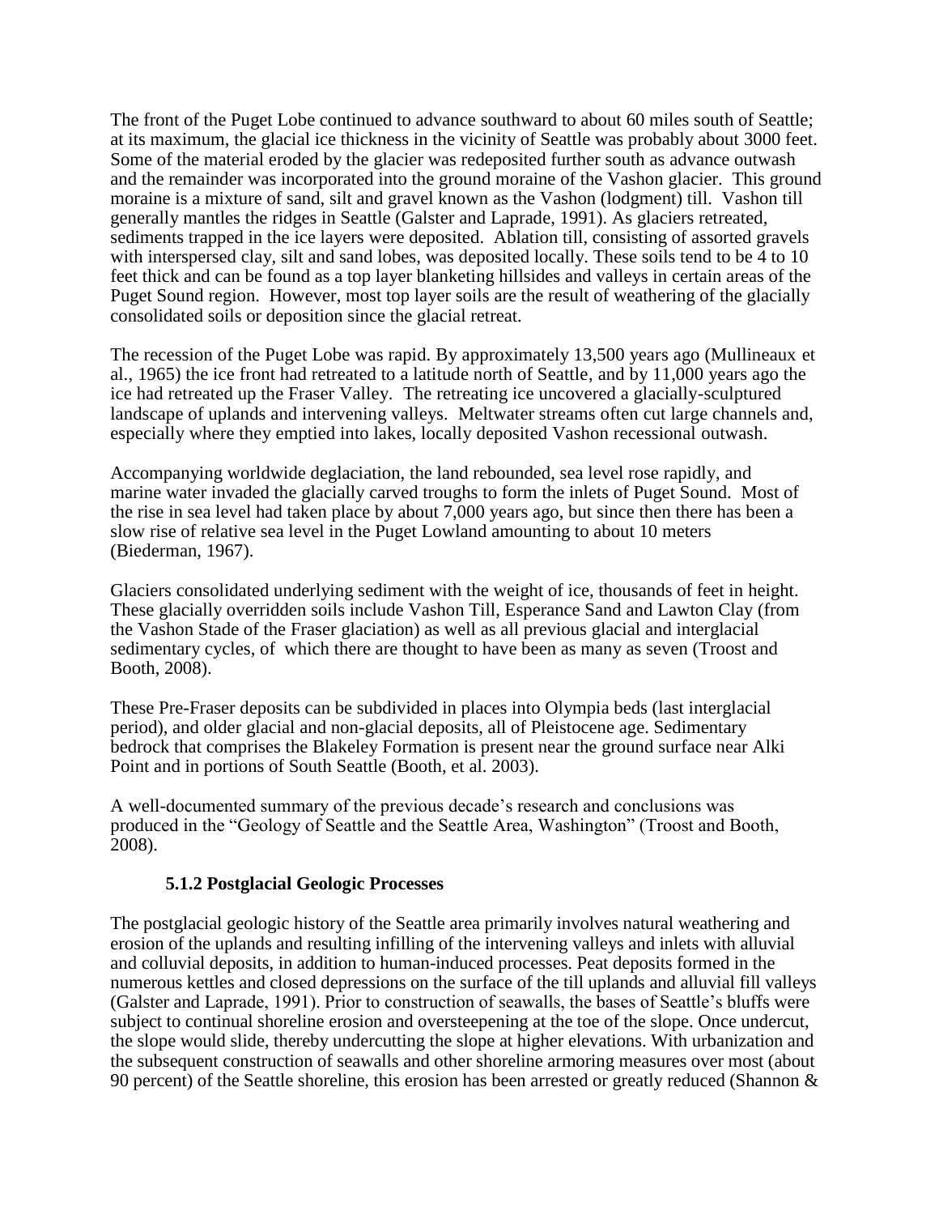The front of the Puget Lobe continued to advance southward to about 60 miles south of Seattle; at its maximum, the glacial ice thickness in the vicinity of Seattle was probably about 3000 feet. Some of the material eroded by the glacier was redeposited further south as advance outwash and the remainder was incorporated into the ground moraine of the Vashon glacier. This ground moraine is a mixture of sand, silt and gravel known as the Vashon (lodgment) till. Vashon till generally mantles the ridges in Seattle (Galster and Laprade, 1991). As glaciers retreated, sediments trapped in the ice layers were deposited. Ablation till, consisting of assorted gravels with interspersed clay, silt and sand lobes, was deposited locally. These soils tend to be 4 to 10 feet thick and can be found as a top layer blanketing hillsides and valleys in certain areas of the Puget Sound region. However, most top layer soils are the result of weathering of the glacially consolidated soils or deposition since the glacial retreat.

The recession of the Puget Lobe was rapid. By approximately 13,500 years ago (Mullineaux et al., 1965) the ice front had retreated to a latitude north of Seattle, and by 11,000 years ago the ice had retreated up the Fraser Valley. The retreating ice uncovered a glacially-sculptured landscape of uplands and intervening valleys. Meltwater streams often cut large channels and, especially where they emptied into lakes, locally deposited Vashon recessional outwash.

Accompanying worldwide deglaciation, the land rebounded, sea level rose rapidly, and marine water invaded the glacially carved troughs to form the inlets of Puget Sound. Most of the rise in sea level had taken place by about 7,000 years ago, but since then there has been a slow rise of relative sea level in the Puget Lowland amounting to about 10 meters (Biederman, 1967).

Glaciers consolidated underlying sediment with the weight of ice, thousands of feet in height. These glacially overridden soils include Vashon Till, Esperance Sand and Lawton Clay (from the Vashon Stade of the Fraser glaciation) as well as all previous glacial and interglacial sedimentary cycles, of which there are thought to have been as many as seven (Troost and Booth, 2008).

These Pre-Fraser deposits can be subdivided in places into Olympia beds (last interglacial period), and older glacial and non-glacial deposits, all of Pleistocene age. Sedimentary bedrock that comprises the Blakeley Formation is present near the ground surface near Alki Point and in portions of South Seattle (Booth, et al. 2003).

A well-documented summary of the previous decade's research and conclusions was produced in the "Geology of Seattle and the Seattle Area, Washington" (Troost and Booth, 2008).

### 5.1.2 Postglacial Geologic Processes

The postglacial geologic history of the Seattle area primarily involves natural weathering and erosion of the uplands and resulting infilling of the intervening valleys and inlets with alluvial and colluvial deposits, in addition to human-induced processes. Peat deposits formed in the numerous kettles and closed depressions on the surface of the till uplands and alluvial fill valleys (Galster and Laprade, 1991). Prior to construction of seawalls, the bases of Seattle's bluffs were subject to continual shoreline erosion and oversteepening at the toe of the slope. Once undercut, the slope would slide, thereby undercutting the slope at higher elevations. With urbanization and the subsequent construction of seawalls and other shoreline armoring measures over most (about 90 percent) of the Seattle shoreline, this erosion has been arrested or greatly reduced (Shannon &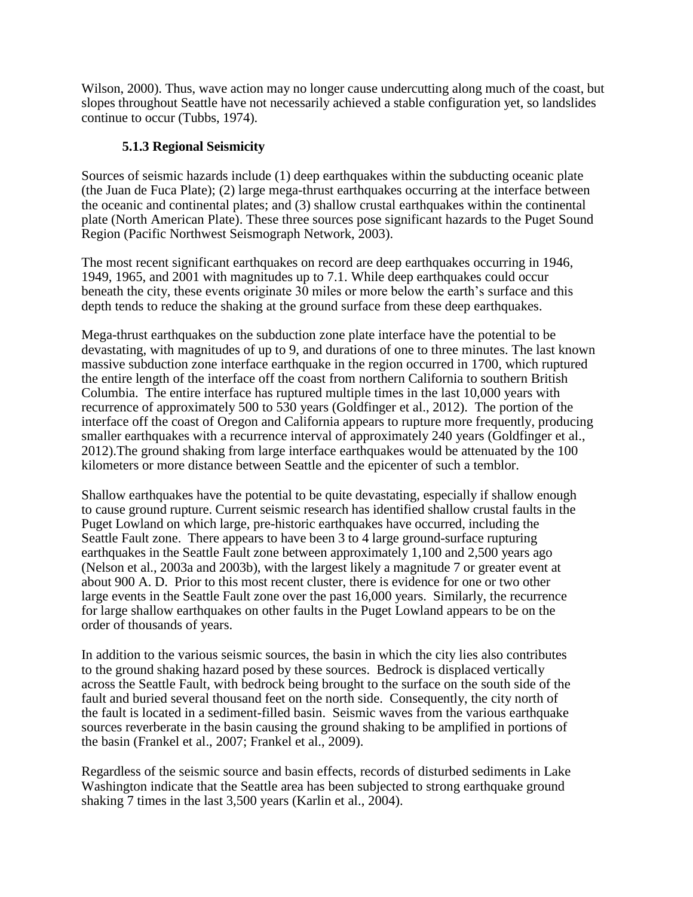Wilson, 2000). Thus, wave action may no longer cause undercutting along much of the coast, but slopes throughout Seattle have not necessarily achieved a stable configuration yet, so landslides continue to occur (Tubbs, 1974).

### 5.1.3 Regional Seismicity

Sources of seismic hazards include (1) deep earthquakes within the subducting oceanic plate (the Juan de Fuca Plate); (2) large mega-thrust earthquakes occurring at the interface between the oceanic and continental plates; and (3) shallow crustal earthquakes within the continental plate (North American Plate). These three sources pose significant hazards to the Puget Sound Region (Pacific Northwest Seismograph Network, 2003).

The most recent significant earthquakes on record are deep earthquakes occurring in 1946, 1949, 1965, and 2001 with magnitudes up to 7.1. While deep earthquakes could occur beneath the city, these events originate 30 miles or more below the earth's surface and this depth tends to reduce the shaking at the ground surface from these deep earthquakes.

Mega-thrust earthquakes on the subduction zone plate interface have the potential to be devastating, with magnitudes of up to 9, and durations of one to three minutes. The last known massive subduction zone interface earthquake in the region occurred in 1700, which ruptured the entire length of the interface off the coast from northern California to southern British Columbia. The entire interface has ruptured multiple times in the last 10,000 years with recurrence of approximately 500 to 530 years (Goldfinger et al., 2012). The portion of the interface off the coast of Oregon and California appears to rupture more frequently, producing smaller earthquakes with a recurrence interval of approximately 240 years (Goldfinger et al., 2012).The ground shaking from large interface earthquakes would be attenuated by the 100 kilometers or more distance between Seattle and the epicenter of such a temblor.

Shallow earthquakes have the potential to be quite devastating, especially if shallow enough to cause ground rupture. Current seismic research has identified shallow crustal faults in the Puget Lowland on which large, pre-historic earthquakes have occurred, including the Seattle Fault zone. There appears to have been 3 to 4 large ground-surface rupturing earthquakes in the Seattle Fault zone between approximately 1,100 and 2,500 years ago (Nelson et al., 2003a and 2003b), with the largest likely a magnitude 7 or greater event at about 900 A. D. Prior to this most recent cluster, there is evidence for one or two other large events in the Seattle Fault zone over the past 16,000 years. Similarly, the recurrence for large shallow earthquakes on other faults in the Puget Lowland appears to be on the order of thousands of years.

In addition to the various seismic sources, the basin in which the city lies also contributes to the ground shaking hazard posed by these sources. Bedrock is displaced vertically across the Seattle Fault, with bedrock being brought to the surface on the south side of the fault and buried several thousand feet on the north side. Consequently, the city north of the fault is located in a sediment-filled basin. Seismic waves from the various earthquake sources reverberate in the basin causing the ground shaking to be amplified in portions of the basin (Frankel et al., 2007; Frankel et al., 2009).

Regardless of the seismic source and basin effects, records of disturbed sediments in Lake Washington indicate that the Seattle area has been subjected to strong earthquake ground shaking 7 times in the last 3,500 years (Karlin et al., 2004).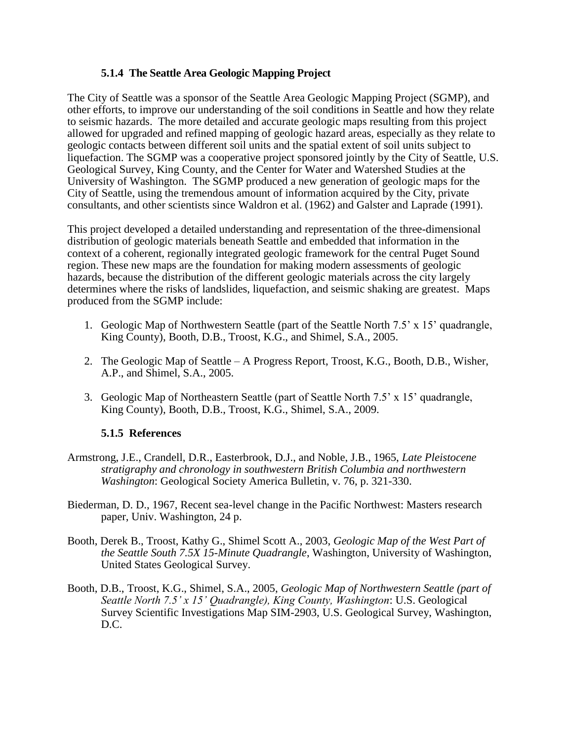### 5.1.4 The Seattle Area Geologic Mapping Project

The City of Seattle was a sponsor of the Seattle Area Geologic Mapping Project (SGMP), and other efforts, to improve our understanding of the soil conditions in Seattle and how they relate to seismic hazards. The more detailed and accurate geologic maps resulting from this project allowed for upgraded and refined mapping of geologic hazard areas, especially as they relate to geologic contacts between different soil units and the spatial extent of soil units subject to liquefaction. The SGMP was a cooperative project sponsored jointly by the City of Seattle, U.S. Geological Survey, King County, and the Center for Water and Watershed Studies at the University of Washington. The SGMP produced a new generation of geologic maps for the City of Seattle, using the tremendous amount of information acquired by the City, private consultants, and other scientists since Waldron et al. (1962) and Galster and Laprade (1991).

This project developed a detailed understanding and representation of the three-dimensional distribution of geologic materials beneath Seattle and embedded that information in the context of a coherent, regionally integrated geologic framework for the central Puget Sound region. These new maps are the foundation for making modern assessments of geologic hazards, because the distribution of the different geologic materials across the city largely determines where the risks of landslides, liquefaction, and seismic shaking are greatest. Maps produced from the SGMP include:

1. Geologic Map of Northwestern Seattle (part of the Seattle North 7.5' x 15' quadrangle, King County), Booth, D.B., Troost, K.G., and Shimel, S.A., 2005.

2. The Geologic Map of Seattle – A Progress Report, Troost, K.G., Booth, D.B., Wisher, A.P., and Shimel, S.A., 2005.

3. Geologic Map of Northeastern Seattle (part of Seattle North 7.5' x 15' quadrangle, King County), Booth, D.B., Troost, K.G., Shimel, S.A., 2009.

### 5.1.5 References

Armstrong, J.E., Crandell, D.R., Easterbrook, D.J., and Noble, J.B., 1965, *Late Pleistocene stratigraphy and chronology in southwestern British Columbia and northwestern Washington*: Geological Society America Bulletin, v. 76, p. 321-330.

Biederman, D. D., 1967, Recent sea-level change in the Pacific Northwest: Masters research paper, Univ. Washington, 24 p.

Booth, Derek B., Troost, Kathy G., Shimel Scott A., 2003, *Geologic Map of the West Part of the Seattle South 7.5X 15-Minute Quadrangle*, Washington, University of Washington, United States Geological Survey.

Booth, D.B., Troost, K.G., Shimel, S.A., 2005, *Geologic Map of Northwestern Seattle (part of Seattle North 7.5' x 15' Quadrangle), King County, Washington*: U.S. Geological Survey Scientific Investigations Map SIM-2903, U.S. Geological Survey, Washington, D.C.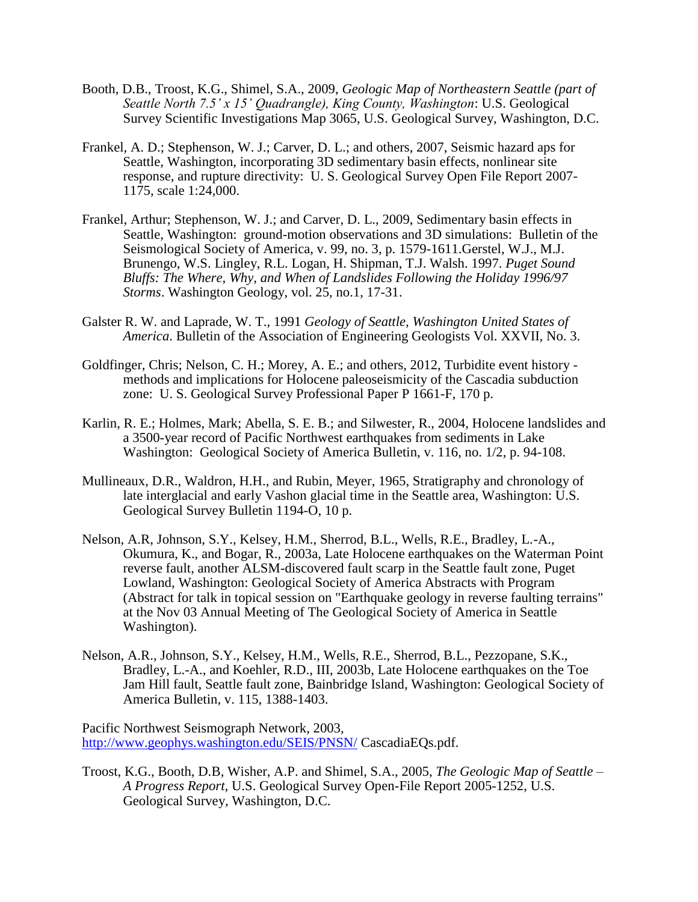Booth, D.B., Troost, K.G., Shimel, S.A., 2009, *Geologic Map of Northeastern Seattle (part of Seattle North 7.5' x 15' Quadrangle), King County, Washington*: U.S. Geological Survey Scientific Investigations Map 3065, U.S. Geological Survey, Washington, D.C.

Frankel, A. D.; Stephenson, W. J.; Carver, D. L.; and others, 2007, Seismic hazard aps for Seattle, Washington, incorporating 3D sedimentary basin effects, nonlinear site response, and rupture directivity: U. S. Geological Survey Open File Report 2007-1175, scale 1:24,000.

Frankel, Arthur; Stephenson, W. J.; and Carver, D. L., 2009, Sedimentary basin effects in Seattle, Washington: ground-motion observations and 3D simulations: Bulletin of the Seismological Society of America, v. 99, no. 3, p. 1579-1611.Gerstel, W.J., M.J. Brunengo, W.S. Lingley, R.L. Logan, H. Shipman, T.J. Walsh. 1997. *Puget Sound Bluffs: The Where, Why, and When of Landslides Following the Holiday 1996/97 Storms*. Washington Geology, vol. 25, no.1, 17-31.

Galster R. W. and Laprade, W. T., 1991 *Geology of Seattle, Washington United States of America*. Bulletin of the Association of Engineering Geologists Vol. XXVII, No. 3.

Goldfinger, Chris; Nelson, C. H.; Morey, A. E.; and others, 2012, Turbidite event history - methods and implications for Holocene paleoseismicity of the Cascadia subduction zone: U. S. Geological Survey Professional Paper P 1661-F, 170 p.

Karlin, R. E.; Holmes, Mark; Abella, S. E. B.; and Silwester, R., 2004, Holocene landslides and a 3500-year record of Pacific Northwest earthquakes from sediments in Lake Washington: Geological Society of America Bulletin, v. 116, no. 1/2, p. 94-108.

Mullineaux, D.R., Waldron, H.H., and Rubin, Meyer, 1965, Stratigraphy and chronology of late interglacial and early Vashon glacial time in the Seattle area, Washington: U.S. Geological Survey Bulletin 1194-O, 10 p.

Nelson, A.R, Johnson, S.Y., Kelsey, H.M., Sherrod, B.L., Wells, R.E., Bradley, L.-A., Okumura, K., and Bogar, R., 2003a, Late Holocene earthquakes on the Waterman Point reverse fault, another ALSM-discovered fault scarp in the Seattle fault zone, Puget Lowland, Washington: Geological Society of America Abstracts with Program (Abstract for talk in topical session on "Earthquake geology in reverse faulting terrains" at the Nov 03 Annual Meeting of The Geological Society of America in Seattle Washington).

Nelson, A.R., Johnson, S.Y., Kelsey, H.M., Wells, R.E., Sherrod, B.L., Pezzopane, S.K., Bradley, L.-A., and Koehler, R.D., III, 2003b, Late Holocene earthquakes on the Toe Jam Hill fault, Seattle fault zone, Bainbridge Island, Washington: Geological Society of America Bulletin, v. 115, 1388-1403.

Pacific Northwest Seismograph Network, 2003, http://www.geophys.washington.edu/SEIS/PNSN/ CascadiaEQs.pdf.

Troost, K.G., Booth, D.B, Wisher, A.P. and Shimel, S.A., 2005, *The Geologic Map of Seattle – A Progress Report*, U.S. Geological Survey Open-File Report 2005-1252, U.S. Geological Survey, Washington, D.C.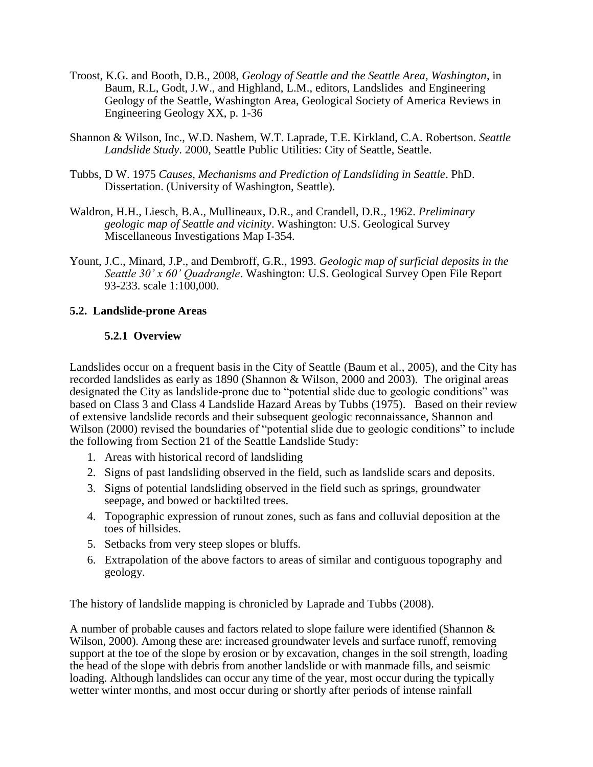Troost, K.G. and Booth, D.B., 2008, *Geology of Seattle and the Seattle Area, Washington*, in Baum, R.L, Godt, J.W., and Highland, L.M., editors, Landslides and Engineering Geology of the Seattle, Washington Area, Geological Society of America Reviews in Engineering Geology XX, p. 1-36

Shannon & Wilson, Inc., W.D. Nashem, W.T. Laprade, T.E. Kirkland, C.A. Robertson. *Seattle Landslide Study*. 2000, Seattle Public Utilities: City of Seattle, Seattle.

Tubbs, D W. 1975 *Causes, Mechanisms and Prediction of Landsliding in Seattle*. PhD. Dissertation. (University of Washington, Seattle).

Waldron, H.H., Liesch, B.A., Mullineaux, D.R., and Crandell, D.R., 1962. *Preliminary geologic map of Seattle and vicinity*. Washington: U.S. Geological Survey Miscellaneous Investigations Map I-354.

Yount, J.C., Minard, J.P., and Dembroff, G.R., 1993. *Geologic map of surficial deposits in the Seattle 30' x 60' Quadrangle*. Washington: U.S. Geological Survey Open File Report 93-233. scale 1:100,000.

## 5.2. Landslide-prone Areas

### 5.2.1 Overview

Landslides occur on a frequent basis in the City of Seattle (Baum et al., 2005), and the City has recorded landslides as early as 1890 (Shannon & Wilson, 2000 and 2003). The original areas designated the City as landslide-prone due to "potential slide due to geologic conditions" was based on Class 3 and Class 4 Landslide Hazard Areas by Tubbs (1975). Based on their review of extensive landslide records and their subsequent geologic reconnaissance, Shannon and Wilson (2000) revised the boundaries of "potential slide due to geologic conditions" to include the following from Section 21 of the Seattle Landslide Study:

1. Areas with historical record of landsliding
2. Signs of past landsliding observed in the field, such as landslide scars and deposits.
3. Signs of potential landsliding observed in the field such as springs, groundwater seepage, and bowed or backtilted trees.
4. Topographic expression of runout zones, such as fans and colluvial deposition at the toes of hillsides.
5. Setbacks from very steep slopes or bluffs.
6. Extrapolation of the above factors to areas of similar and contiguous topography and geology.

The history of landslide mapping is chronicled by Laprade and Tubbs (2008).

A number of probable causes and factors related to slope failure were identified (Shannon & Wilson, 2000). Among these are: increased groundwater levels and surface runoff, removing support at the toe of the slope by erosion or by excavation, changes in the soil strength, loading the head of the slope with debris from another landslide or with manmade fills, and seismic loading. Although landslides can occur any time of the year, most occur during the typically wetter winter months, and most occur during or shortly after periods of intense rainfall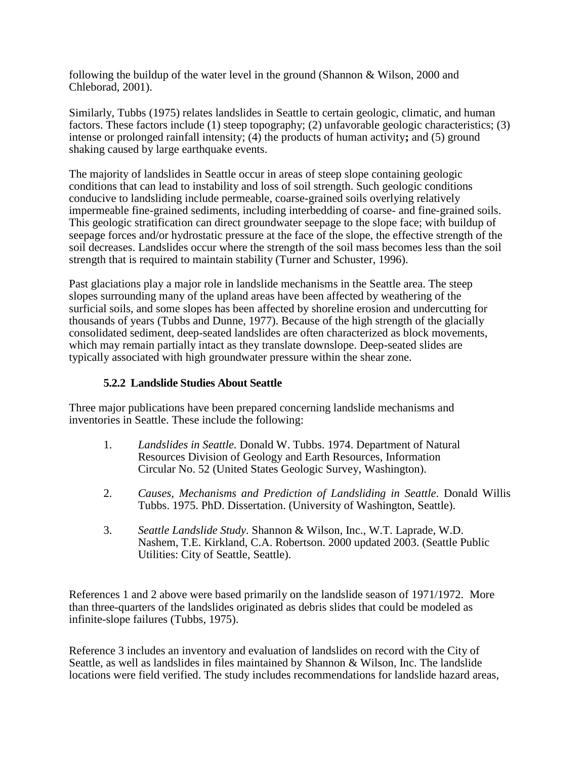following the buildup of the water level in the ground (Shannon & Wilson, 2000 and Chleborad, 2001).

Similarly, Tubbs (1975) relates landslides in Seattle to certain geologic, climatic, and human factors. These factors include (1) steep topography; (2) unfavorable geologic characteristics; (3) intense or prolonged rainfall intensity; (4) the products of human activity**;** and (5) ground shaking caused by large earthquake events.

The majority of landslides in Seattle occur in areas of steep slope containing geologic conditions that can lead to instability and loss of soil strength. Such geologic conditions conducive to landsliding include permeable, coarse-grained soils overlying relatively impermeable fine-grained sediments, including interbedding of coarse- and fine-grained soils. This geologic stratification can direct groundwater seepage to the slope face; with buildup of seepage forces and/or hydrostatic pressure at the face of the slope, the effective strength of the soil decreases. Landslides occur where the strength of the soil mass becomes less than the soil strength that is required to maintain stability (Turner and Schuster, 1996).

Past glaciations play a major role in landslide mechanisms in the Seattle area. The steep slopes surrounding many of the upland areas have been affected by weathering of the surficial soils, and some slopes has been affected by shoreline erosion and undercutting for thousands of years (Tubbs and Dunne, 1977). Because of the high strength of the glacially consolidated sediment, deep-seated landslides are often characterized as block movements, which may remain partially intact as they translate downslope. Deep-seated slides are typically associated with high groundwater pressure within the shear zone.

### 5.2.2 Landslide Studies About Seattle

Three major publications have been prepared concerning landslide mechanisms and inventories in Seattle. These include the following:

1. *Landslides in Seattle*. Donald W. Tubbs. 1974. Department of Natural Resources Division of Geology and Earth Resources, Information Circular No. 52 (United States Geologic Survey, Washington).

2. *Causes, Mechanisms and Prediction of Landsliding in Seattle*. Donald Willis Tubbs. 1975. PhD. Dissertation. (University of Washington, Seattle).

3. *Seattle Landslide Study*. Shannon & Wilson, Inc., W.T. Laprade, W.D. Nashem, T.E. Kirkland, C.A. Robertson. 2000 updated 2003. (Seattle Public Utilities: City of Seattle, Seattle).

References 1 and 2 above were based primarily on the landslide season of 1971/1972. More than three-quarters of the landslides originated as debris slides that could be modeled as infinite-slope failures (Tubbs, 1975).

Reference 3 includes an inventory and evaluation of landslides on record with the City of Seattle, as well as landslides in files maintained by Shannon & Wilson, Inc. The landslide locations were field verified. The study includes recommendations for landslide hazard areas,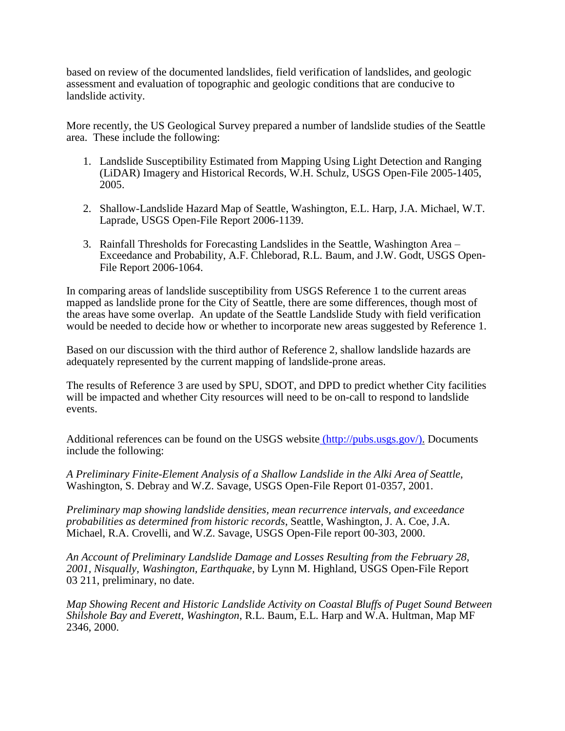based on review of the documented landslides, field verification of landslides, and geologic assessment and evaluation of topographic and geologic conditions that are conducive to landslide activity.

More recently, the US Geological Survey prepared a number of landslide studies of the Seattle area. These include the following:

1. Landslide Susceptibility Estimated from Mapping Using Light Detection and Ranging (LiDAR) Imagery and Historical Records, W.H. Schulz, USGS Open-File 2005-1405, 2005.

2. Shallow-Landslide Hazard Map of Seattle, Washington, E.L. Harp, J.A. Michael, W.T. Laprade, USGS Open-File Report 2006-1139.

3. Rainfall Thresholds for Forecasting Landslides in the Seattle, Washington Area – Exceedance and Probability, A.F. Chleborad, R.L. Baum, and J.W. Godt, USGS Open-File Report 2006-1064.

In comparing areas of landslide susceptibility from USGS Reference 1 to the current areas mapped as landslide prone for the City of Seattle, there are some differences, though most of the areas have some overlap. An update of the Seattle Landslide Study with field verification would be needed to decide how or whether to incorporate new areas suggested by Reference 1.

Based on our discussion with the third author of Reference 2, shallow landslide hazards are adequately represented by the current mapping of landslide-prone areas.

The results of Reference 3 are used by SPU, SDOT, and DPD to predict whether City facilities will be impacted and whether City resources will need to be on-call to respond to landslide events.

Additional references can be found on the USGS website (http://pubs.usgs.gov/). Documents include the following:

*A Preliminary Finite-Element Analysis of a Shallow Landslide in the Alki Area of Seattle*, Washington, S. Debray and W.Z. Savage, USGS Open-File Report 01-0357, 2001.

*Preliminary map showing landslide densities, mean recurrence intervals, and exceedance probabilities as determined from historic records*, Seattle, Washington, J. A. Coe, J.A. Michael, R.A. Crovelli, and W.Z. Savage, USGS Open-File report 00-303, 2000.

*An Account of Preliminary Landslide Damage and Losses Resulting from the February 28, 2001, Nisqually, Washington, Earthquake*, by Lynn M. Highland, USGS Open-File Report 03 211, preliminary, no date.

*Map Showing Recent and Historic Landslide Activity on Coastal Bluffs of Puget Sound Between Shilshole Bay and Everett, Washington*, R.L. Baum, E.L. Harp and W.A. Hultman, Map MF 2346, 2000.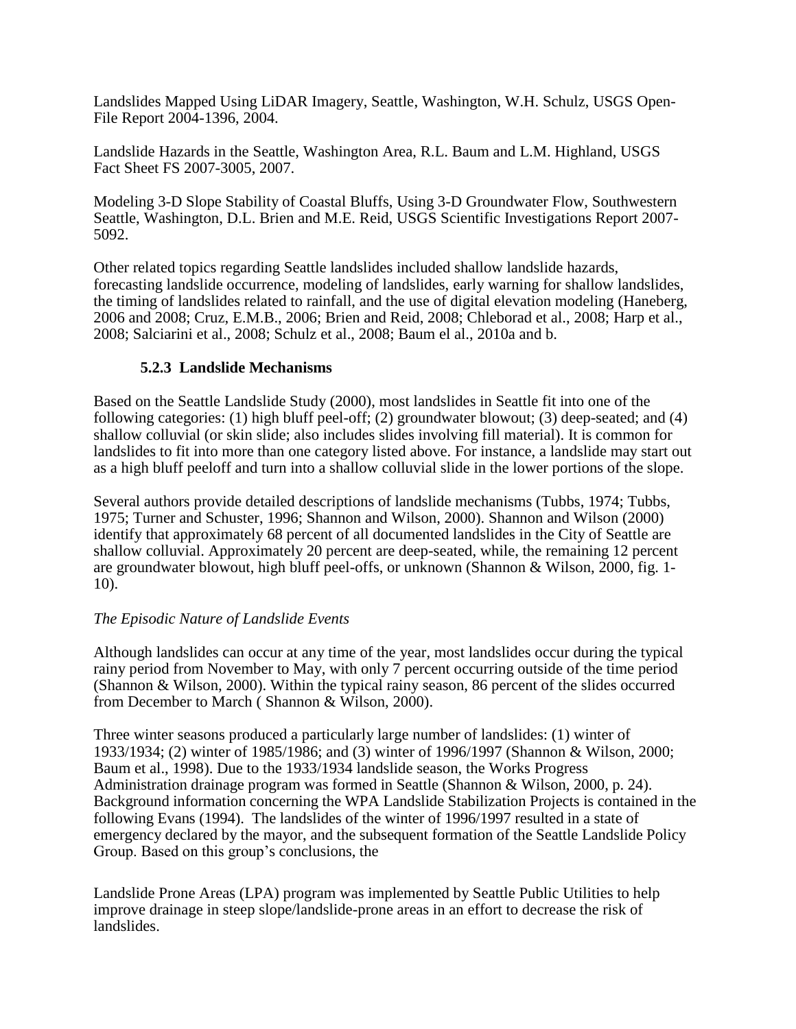Landslides Mapped Using LiDAR Imagery, Seattle, Washington, W.H. Schulz, USGS Open-File Report 2004-1396, 2004.

Landslide Hazards in the Seattle, Washington Area, R.L. Baum and L.M. Highland, USGS Fact Sheet FS 2007-3005, 2007.

Modeling 3-D Slope Stability of Coastal Bluffs, Using 3-D Groundwater Flow, Southwestern Seattle, Washington, D.L. Brien and M.E. Reid, USGS Scientific Investigations Report 2007-5092.

Other related topics regarding Seattle landslides included shallow landslide hazards, forecasting landslide occurrence, modeling of landslides, early warning for shallow landslides, the timing of landslides related to rainfall, and the use of digital elevation modeling (Haneberg, 2006 and 2008; Cruz, E.M.B., 2006; Brien and Reid, 2008; Chleborad et al., 2008; Harp et al., 2008; Salciarini et al., 2008; Schulz et al., 2008; Baum el al., 2010a and b.

### 5.2.3 Landslide Mechanisms

Based on the Seattle Landslide Study (2000), most landslides in Seattle fit into one of the following categories: (1) high bluff peel-off; (2) groundwater blowout; (3) deep-seated; and (4) shallow colluvial (or skin slide; also includes slides involving fill material). It is common for landslides to fit into more than one category listed above. For instance, a landslide may start out as a high bluff peeloff and turn into a shallow colluvial slide in the lower portions of the slope.

Several authors provide detailed descriptions of landslide mechanisms (Tubbs, 1974; Tubbs, 1975; Turner and Schuster, 1996; Shannon and Wilson, 2000). Shannon and Wilson (2000) identify that approximately 68 percent of all documented landslides in the City of Seattle are shallow colluvial. Approximately 20 percent are deep-seated, while, the remaining 12 percent are groundwater blowout, high bluff peel-offs, or unknown (Shannon & Wilson, 2000, fig. 1-10).

*The Episodic Nature of Landslide Events*

Although landslides can occur at any time of the year, most landslides occur during the typical rainy period from November to May, with only 7 percent occurring outside of the time period (Shannon & Wilson, 2000). Within the typical rainy season, 86 percent of the slides occurred from December to March ( Shannon & Wilson, 2000).

Three winter seasons produced a particularly large number of landslides: (1) winter of 1933/1934; (2) winter of 1985/1986; and (3) winter of 1996/1997 (Shannon & Wilson, 2000; Baum et al., 1998). Due to the 1933/1934 landslide season, the Works Progress Administration drainage program was formed in Seattle (Shannon & Wilson, 2000, p. 24). Background information concerning the WPA Landslide Stabilization Projects is contained in the following Evans (1994). The landslides of the winter of 1996/1997 resulted in a state of emergency declared by the mayor, and the subsequent formation of the Seattle Landslide Policy Group. Based on this group's conclusions, the

Landslide Prone Areas (LPA) program was implemented by Seattle Public Utilities to help improve drainage in steep slope/landslide-prone areas in an effort to decrease the risk of landslides.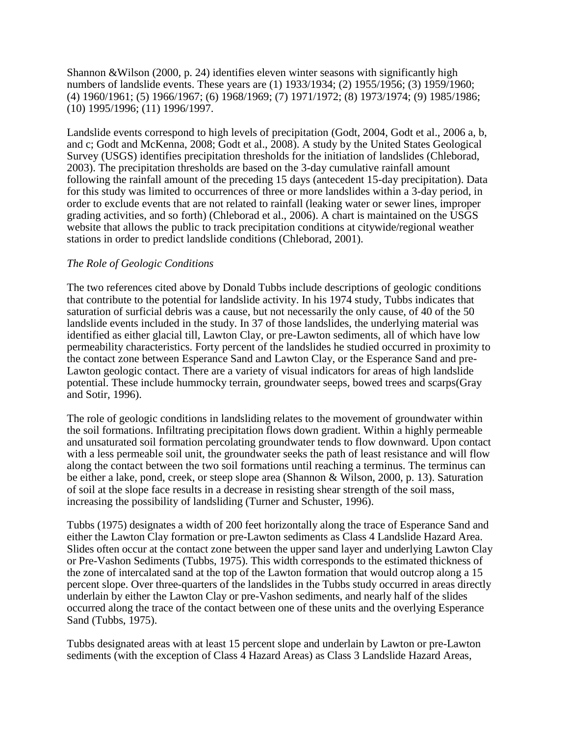Shannon &Wilson (2000, p. 24) identifies eleven winter seasons with significantly high numbers of landslide events. These years are (1) 1933/1934; (2) 1955/1956; (3) 1959/1960; (4) 1960/1961; (5) 1966/1967; (6) 1968/1969; (7) 1971/1972; (8) 1973/1974; (9) 1985/1986; (10) 1995/1996; (11) 1996/1997.

Landslide events correspond to high levels of precipitation (Godt, 2004, Godt et al., 2006 a, b, and c; Godt and McKenna, 2008; Godt et al., 2008). A study by the United States Geological Survey (USGS) identifies precipitation thresholds for the initiation of landslides (Chleborad, 2003). The precipitation thresholds are based on the 3-day cumulative rainfall amount following the rainfall amount of the preceding 15 days (antecedent 15-day precipitation). Data for this study was limited to occurrences of three or more landslides within a 3-day period, in order to exclude events that are not related to rainfall (leaking water or sewer lines, improper grading activities, and so forth) (Chleborad et al., 2006). A chart is maintained on the USGS website that allows the public to track precipitation conditions at citywide/regional weather stations in order to predict landslide conditions (Chleborad, 2001).

*The Role of Geologic Conditions*

The two references cited above by Donald Tubbs include descriptions of geologic conditions that contribute to the potential for landslide activity. In his 1974 study, Tubbs indicates that saturation of surficial debris was a cause, but not necessarily the only cause, of 40 of the 50 landslide events included in the study. In 37 of those landslides, the underlying material was identified as either glacial till, Lawton Clay, or pre-Lawton sediments, all of which have low permeability characteristics. Forty percent of the landslides he studied occurred in proximity to the contact zone between Esperance Sand and Lawton Clay, or the Esperance Sand and pre-Lawton geologic contact. There are a variety of visual indicators for areas of high landslide potential. These include hummocky terrain, groundwater seeps, bowed trees and scarps(Gray and Sotir, 1996).

The role of geologic conditions in landsliding relates to the movement of groundwater within the soil formations. Infiltrating precipitation flows down gradient. Within a highly permeable and unsaturated soil formation percolating groundwater tends to flow downward. Upon contact with a less permeable soil unit, the groundwater seeks the path of least resistance and will flow along the contact between the two soil formations until reaching a terminus. The terminus can be either a lake, pond, creek, or steep slope area (Shannon & Wilson, 2000, p. 13). Saturation of soil at the slope face results in a decrease in resisting shear strength of the soil mass, increasing the possibility of landsliding (Turner and Schuster, 1996).

Tubbs (1975) designates a width of 200 feet horizontally along the trace of Esperance Sand and either the Lawton Clay formation or pre-Lawton sediments as Class 4 Landslide Hazard Area. Slides often occur at the contact zone between the upper sand layer and underlying Lawton Clay or Pre-Vashon Sediments (Tubbs, 1975). This width corresponds to the estimated thickness of the zone of intercalated sand at the top of the Lawton formation that would outcrop along a 15 percent slope. Over three-quarters of the landslides in the Tubbs study occurred in areas directly underlain by either the Lawton Clay or pre-Vashon sediments, and nearly half of the slides occurred along the trace of the contact between one of these units and the overlying Esperance Sand (Tubbs, 1975).

Tubbs designated areas with at least 15 percent slope and underlain by Lawton or pre-Lawton sediments (with the exception of Class 4 Hazard Areas) as Class 3 Landslide Hazard Areas,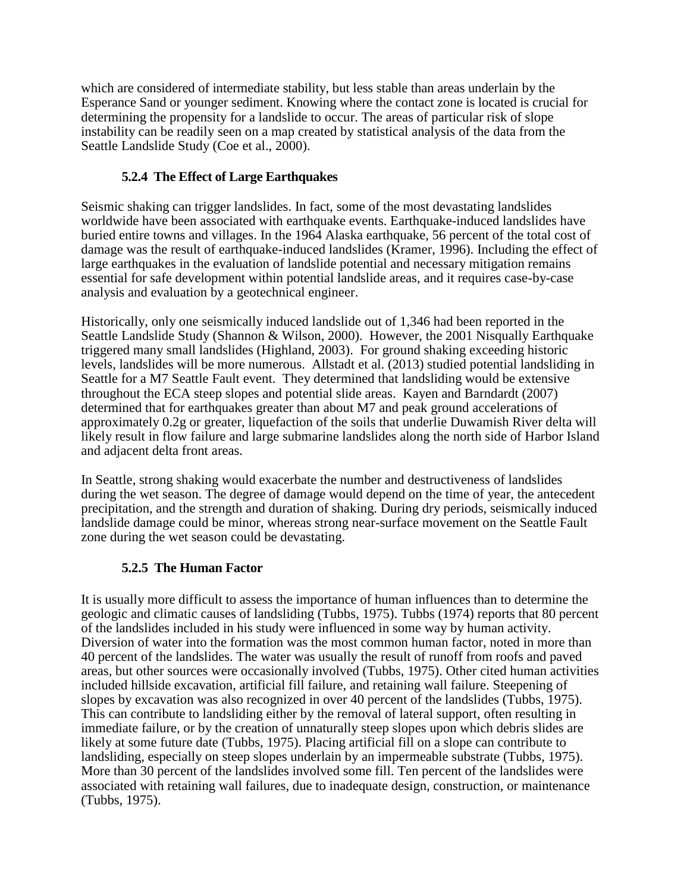which are considered of intermediate stability, but less stable than areas underlain by the Esperance Sand or younger sediment. Knowing where the contact zone is located is crucial for determining the propensity for a landslide to occur. The areas of particular risk of slope instability can be readily seen on a map created by statistical analysis of the data from the Seattle Landslide Study (Coe et al., 2000).

### 5.2.4 The Effect of Large Earthquakes

Seismic shaking can trigger landslides. In fact, some of the most devastating landslides worldwide have been associated with earthquake events. Earthquake-induced landslides have buried entire towns and villages. In the 1964 Alaska earthquake, 56 percent of the total cost of damage was the result of earthquake-induced landslides (Kramer, 1996). Including the effect of large earthquakes in the evaluation of landslide potential and necessary mitigation remains essential for safe development within potential landslide areas, and it requires case-by-case analysis and evaluation by a geotechnical engineer.

Historically, only one seismically induced landslide out of 1,346 had been reported in the Seattle Landslide Study (Shannon & Wilson, 2000). However, the 2001 Nisqually Earthquake triggered many small landslides (Highland, 2003). For ground shaking exceeding historic levels, landslides will be more numerous. Allstadt et al. (2013) studied potential landsliding in Seattle for a M7 Seattle Fault event. They determined that landsliding would be extensive throughout the ECA steep slopes and potential slide areas. Kayen and Barndardt (2007) determined that for earthquakes greater than about M7 and peak ground accelerations of approximately 0.2g or greater, liquefaction of the soils that underlie Duwamish River delta will likely result in flow failure and large submarine landslides along the north side of Harbor Island and adjacent delta front areas.

In Seattle, strong shaking would exacerbate the number and destructiveness of landslides during the wet season. The degree of damage would depend on the time of year, the antecedent precipitation, and the strength and duration of shaking. During dry periods, seismically induced landslide damage could be minor, whereas strong near-surface movement on the Seattle Fault zone during the wet season could be devastating.

### 5.2.5 The Human Factor

It is usually more difficult to assess the importance of human influences than to determine the geologic and climatic causes of landsliding (Tubbs, 1975). Tubbs (1974) reports that 80 percent of the landslides included in his study were influenced in some way by human activity. Diversion of water into the formation was the most common human factor, noted in more than 40 percent of the landslides. The water was usually the result of runoff from roofs and paved areas, but other sources were occasionally involved (Tubbs, 1975). Other cited human activities included hillside excavation, artificial fill failure, and retaining wall failure. Steepening of slopes by excavation was also recognized in over 40 percent of the landslides (Tubbs, 1975). This can contribute to landsliding either by the removal of lateral support, often resulting in immediate failure, or by the creation of unnaturally steep slopes upon which debris slides are likely at some future date (Tubbs, 1975). Placing artificial fill on a slope can contribute to landsliding, especially on steep slopes underlain by an impermeable substrate (Tubbs, 1975). More than 30 percent of the landslides involved some fill. Ten percent of the landslides were associated with retaining wall failures, due to inadequate design, construction, or maintenance (Tubbs, 1975).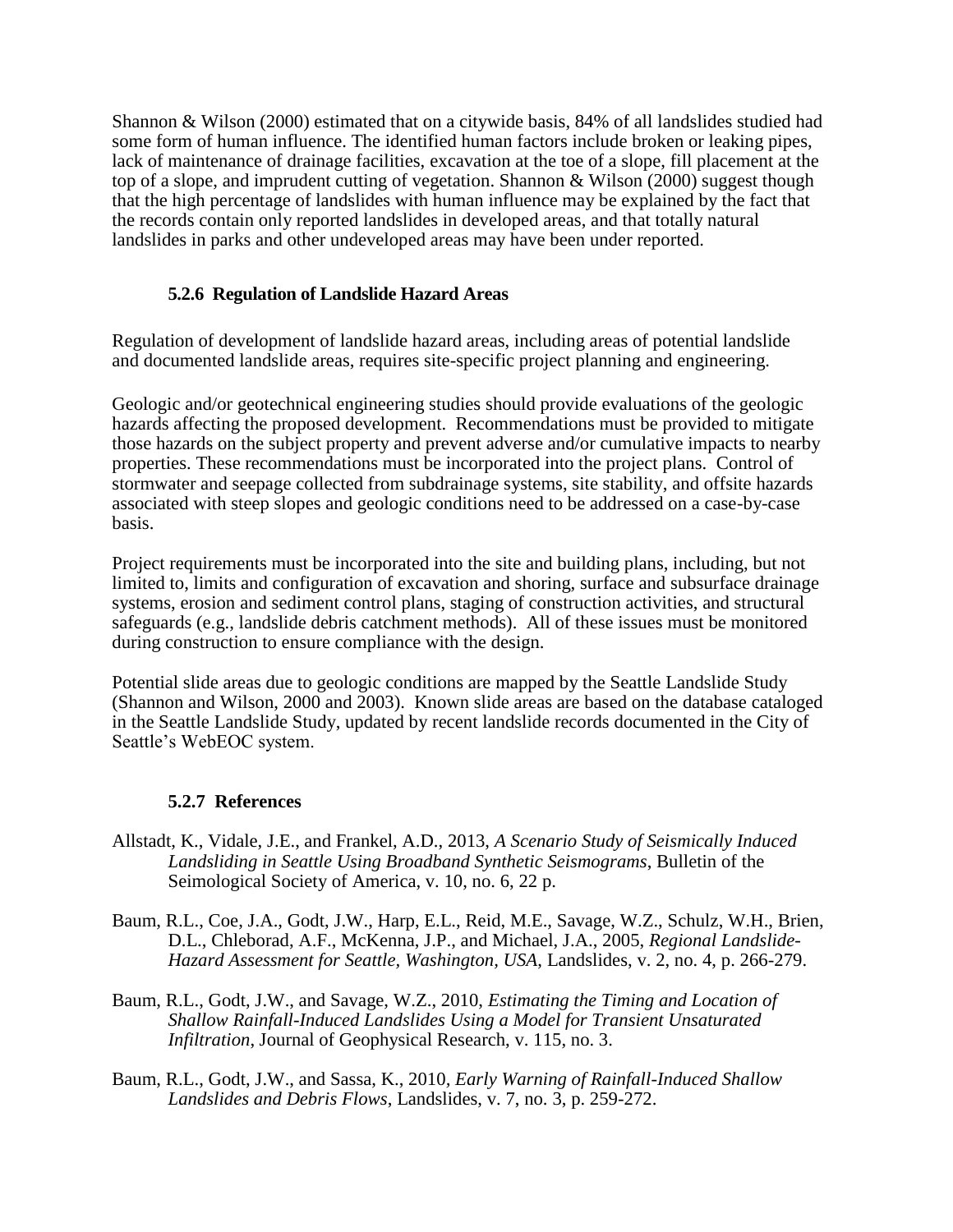Shannon & Wilson (2000) estimated that on a citywide basis, 84% of all landslides studied had some form of human influence. The identified human factors include broken or leaking pipes, lack of maintenance of drainage facilities, excavation at the toe of a slope, fill placement at the top of a slope, and imprudent cutting of vegetation. Shannon & Wilson (2000) suggest though that the high percentage of landslides with human influence may be explained by the fact that the records contain only reported landslides in developed areas, and that totally natural landslides in parks and other undeveloped areas may have been under reported.

### 5.2.6 Regulation of Landslide Hazard Areas

Regulation of development of landslide hazard areas, including areas of potential landslide and documented landslide areas, requires site-specific project planning and engineering.

Geologic and/or geotechnical engineering studies should provide evaluations of the geologic hazards affecting the proposed development. Recommendations must be provided to mitigate those hazards on the subject property and prevent adverse and/or cumulative impacts to nearby properties. These recommendations must be incorporated into the project plans. Control of stormwater and seepage collected from subdrainage systems, site stability, and offsite hazards associated with steep slopes and geologic conditions need to be addressed on a case-by-case basis.

Project requirements must be incorporated into the site and building plans, including, but not limited to, limits and configuration of excavation and shoring, surface and subsurface drainage systems, erosion and sediment control plans, staging of construction activities, and structural safeguards (e.g., landslide debris catchment methods). All of these issues must be monitored during construction to ensure compliance with the design.

Potential slide areas due to geologic conditions are mapped by the Seattle Landslide Study (Shannon and Wilson, 2000 and 2003). Known slide areas are based on the database cataloged in the Seattle Landslide Study, updated by recent landslide records documented in the City of Seattle's WebEOC system.

### 5.2.7 References

Allstadt, K., Vidale, J.E., and Frankel, A.D., 2013, *A Scenario Study of Seismically Induced Landsliding in Seattle Using Broadband Synthetic Seismograms*, Bulletin of the Seimological Society of America, v. 10, no. 6, 22 p.

Baum, R.L., Coe, J.A., Godt, J.W., Harp, E.L., Reid, M.E., Savage, W.Z., Schulz, W.H., Brien, D.L., Chleborad, A.F., McKenna, J.P., and Michael, J.A., 2005, *Regional Landslide-Hazard Assessment for Seattle, Washington, USA*, Landslides, v. 2, no. 4, p. 266-279.

Baum, R.L., Godt, J.W., and Savage, W.Z., 2010, *Estimating the Timing and Location of Shallow Rainfall-Induced Landslides Using a Model for Transient Unsaturated Infiltration*, Journal of Geophysical Research, v. 115, no. 3.

Baum, R.L., Godt, J.W., and Sassa, K., 2010, *Early Warning of Rainfall-Induced Shallow Landslides and Debris Flows*, Landslides, v. 7, no. 3, p. 259-272.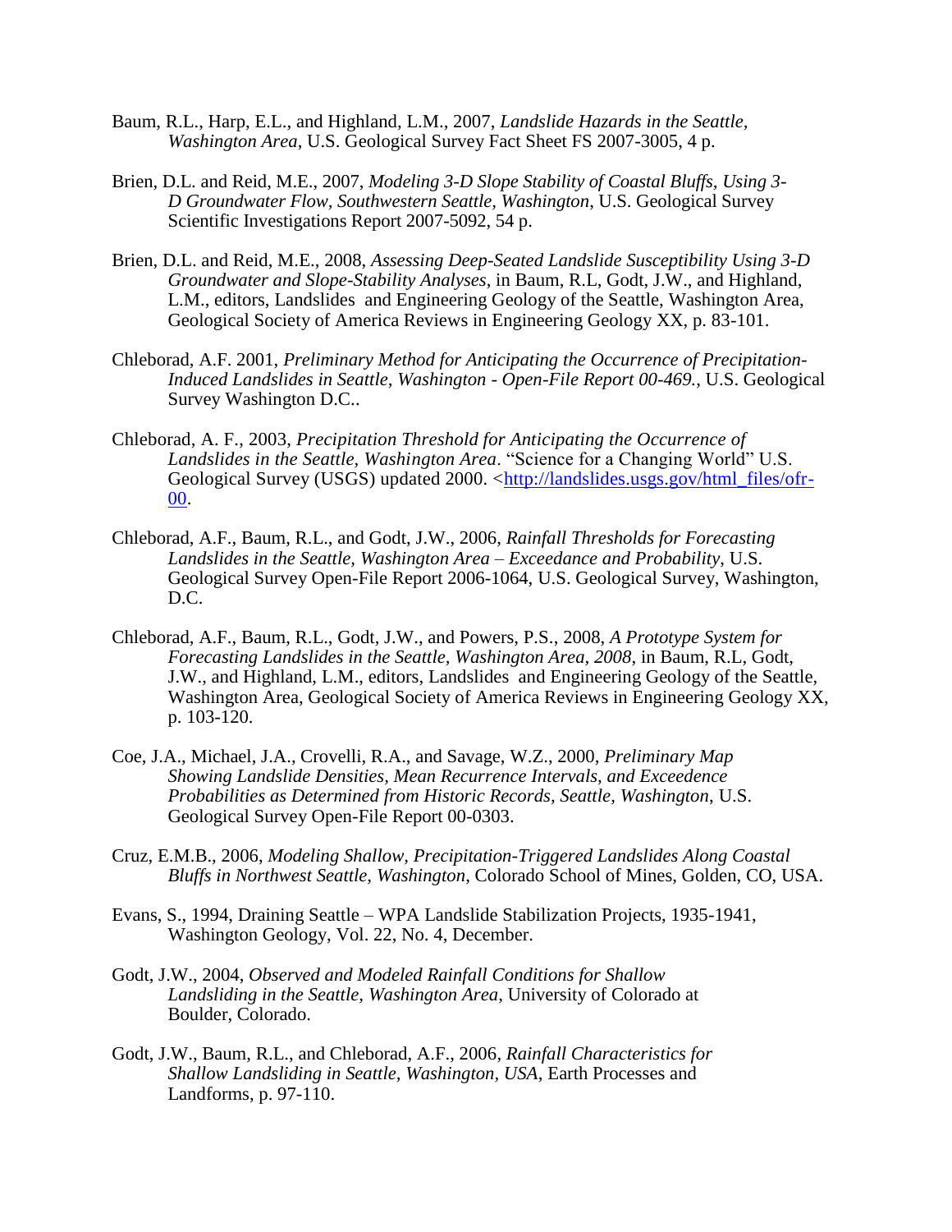Baum, R.L., Harp, E.L., and Highland, L.M., 2007, *Landslide Hazards in the Seattle, Washington Area*, U.S. Geological Survey Fact Sheet FS 2007-3005, 4 p.

Brien, D.L. and Reid, M.E., 2007, *Modeling 3-D Slope Stability of Coastal Bluffs, Using 3-D Groundwater Flow, Southwestern Seattle, Washington*, U.S. Geological Survey Scientific Investigations Report 2007-5092, 54 p.

Brien, D.L. and Reid, M.E., 2008, *Assessing Deep-Seated Landslide Susceptibility Using 3-D Groundwater and Slope-Stability Analyses*, in Baum, R.L, Godt, J.W., and Highland, L.M., editors, Landslides and Engineering Geology of the Seattle, Washington Area, Geological Society of America Reviews in Engineering Geology XX, p. 83-101.

Chleborad, A.F. 2001, *Preliminary Method for Anticipating the Occurrence of Precipitation-Induced Landslides in Seattle, Washington - Open-File Report 00-469.*, U.S. Geological Survey Washington D.C..

Chleborad, A. F., 2003, *Precipitation Threshold for Anticipating the Occurrence of Landslides in the Seattle, Washington Area*. "Science for a Changing World" U.S. Geological Survey (USGS) updated 2000. <http://landslides.usgs.gov/html_files/ofr-00.

Chleborad, A.F., Baum, R.L., and Godt, J.W., 2006, *Rainfall Thresholds for Forecasting Landslides in the Seattle, Washington Area – Exceedance and Probability*, U.S. Geological Survey Open-File Report 2006-1064, U.S. Geological Survey, Washington, D.C.

Chleborad, A.F., Baum, R.L., Godt, J.W., and Powers, P.S., 2008, *A Prototype System for Forecasting Landslides in the Seattle, Washington Area, 2008*, in Baum, R.L, Godt, J.W., and Highland, L.M., editors, Landslides and Engineering Geology of the Seattle, Washington Area, Geological Society of America Reviews in Engineering Geology XX, p. 103-120.

Coe, J.A., Michael, J.A., Crovelli, R.A., and Savage, W.Z., 2000, *Preliminary Map Showing Landslide Densities, Mean Recurrence Intervals, and Exceedence Probabilities as Determined from Historic Records, Seattle, Washington*, U.S. Geological Survey Open-File Report 00-0303.

Cruz, E.M.B., 2006, *Modeling Shallow, Precipitation-Triggered Landslides Along Coastal Bluffs in Northwest Seattle, Washington*, Colorado School of Mines, Golden, CO, USA.

Evans, S., 1994, Draining Seattle – WPA Landslide Stabilization Projects, 1935-1941, Washington Geology, Vol. 22, No. 4, December.

Godt, J.W., 2004, *Observed and Modeled Rainfall Conditions for Shallow Landsliding in the Seattle, Washington Area*, University of Colorado at Boulder, Colorado.

Godt, J.W., Baum, R.L., and Chleborad, A.F., 2006, *Rainfall Characteristics for Shallow Landsliding in Seattle, Washington, USA*, Earth Processes and Landforms, p. 97-110.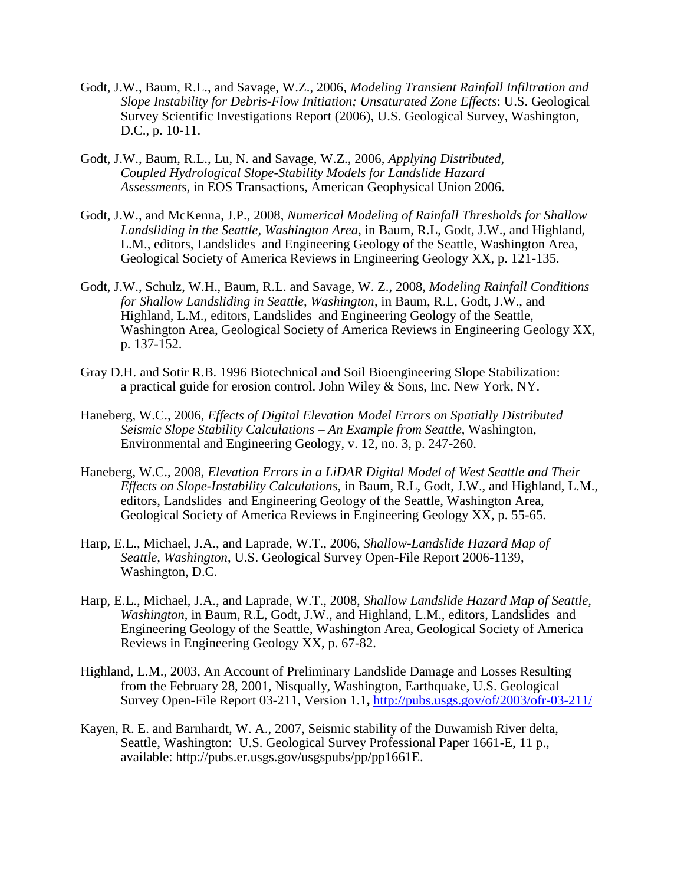Godt, J.W., Baum, R.L., and Savage, W.Z., 2006, *Modeling Transient Rainfall Infiltration and Slope Instability for Debris-Flow Initiation; Unsaturated Zone Effects*: U.S. Geological Survey Scientific Investigations Report (2006), U.S. Geological Survey, Washington, D.C., p. 10-11.

Godt, J.W., Baum, R.L., Lu, N. and Savage, W.Z., 2006, *Applying Distributed, Coupled Hydrological Slope-Stability Models for Landslide Hazard Assessments*, in EOS Transactions, American Geophysical Union 2006.

Godt, J.W., and McKenna, J.P., 2008, *Numerical Modeling of Rainfall Thresholds for Shallow Landsliding in the Seattle, Washington Area*, in Baum, R.L, Godt, J.W., and Highland, L.M., editors, Landslides and Engineering Geology of the Seattle, Washington Area, Geological Society of America Reviews in Engineering Geology XX, p. 121-135.

Godt, J.W., Schulz, W.H., Baum, R.L. and Savage, W. Z., 2008, *Modeling Rainfall Conditions for Shallow Landsliding in Seattle, Washington*, in Baum, R.L, Godt, J.W., and Highland, L.M., editors, Landslides and Engineering Geology of the Seattle, Washington Area, Geological Society of America Reviews in Engineering Geology XX, p. 137-152.

Gray D.H. and Sotir R.B. 1996 Biotechnical and Soil Bioengineering Slope Stabilization: a practical guide for erosion control. John Wiley & Sons, Inc. New York, NY.

Haneberg, W.C., 2006, *Effects of Digital Elevation Model Errors on Spatially Distributed Seismic Slope Stability Calculations – An Example from Seattle*, Washington, Environmental and Engineering Geology, v. 12, no. 3, p. 247-260.

Haneberg, W.C., 2008, *Elevation Errors in a LiDAR Digital Model of West Seattle and Their Effects on Slope-Instability Calculations*, in Baum, R.L, Godt, J.W., and Highland, L.M., editors, Landslides and Engineering Geology of the Seattle, Washington Area, Geological Society of America Reviews in Engineering Geology XX, p. 55-65.

Harp, E.L., Michael, J.A., and Laprade, W.T., 2006, *Shallow-Landslide Hazard Map of Seattle, Washington*, U.S. Geological Survey Open-File Report 2006-1139, Washington, D.C.

Harp, E.L., Michael, J.A., and Laprade, W.T., 2008, *Shallow Landslide Hazard Map of Seattle, Washington*, in Baum, R.L, Godt, J.W., and Highland, L.M., editors, Landslides and Engineering Geology of the Seattle, Washington Area, Geological Society of America Reviews in Engineering Geology XX, p. 67-82.

Highland, L.M., 2003, An Account of Preliminary Landslide Damage and Losses Resulting from the February 28, 2001, Nisqually, Washington, Earthquake, U.S. Geological Survey Open-File Report 03-211, Version 1.1**,** http://pubs.usgs.gov/of/2003/ofr-03-211/

Kayen, R. E. and Barnhardt, W. A., 2007, Seismic stability of the Duwamish River delta, Seattle, Washington: U.S. Geological Survey Professional Paper 1661-E, 11 p., available: http://pubs.er.usgs.gov/usgspubs/pp/pp1661E.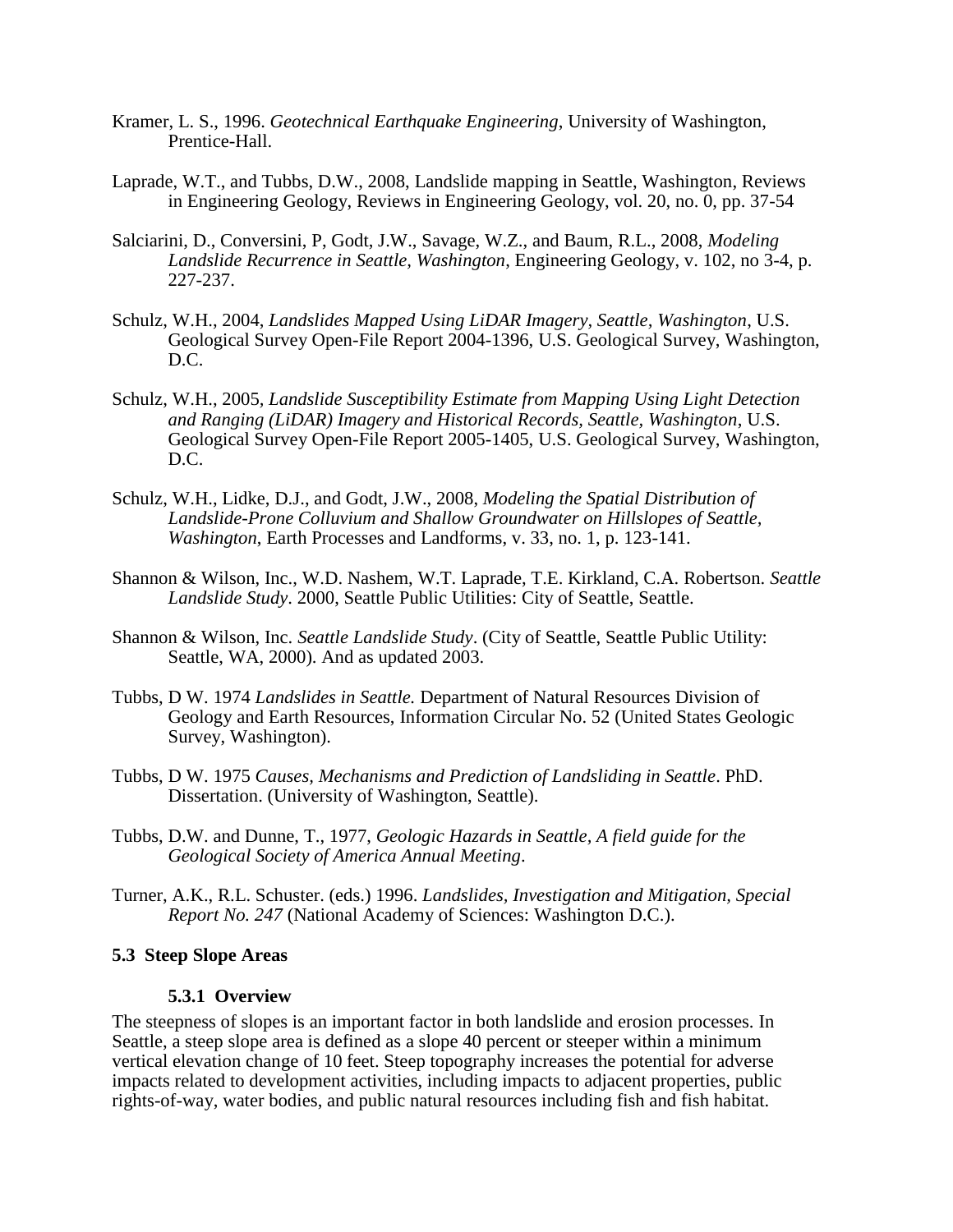Kramer, L. S., 1996. *Geotechnical Earthquake Engineering*, University of Washington, Prentice-Hall.

Laprade, W.T., and Tubbs, D.W., 2008, Landslide mapping in Seattle, Washington, Reviews in Engineering Geology, Reviews in Engineering Geology, vol. 20, no. 0, pp. 37-54

Salciarini, D., Conversini, P, Godt, J.W., Savage, W.Z., and Baum, R.L., 2008, *Modeling Landslide Recurrence in Seattle, Washington*, Engineering Geology, v. 102, no 3-4, p. 227-237.

Schulz, W.H., 2004, *Landslides Mapped Using LiDAR Imagery, Seattle, Washington*, U.S. Geological Survey Open-File Report 2004-1396, U.S. Geological Survey, Washington, D.C.

Schulz, W.H., 2005, *Landslide Susceptibility Estimate from Mapping Using Light Detection and Ranging (LiDAR) Imagery and Historical Records, Seattle, Washington*, U.S. Geological Survey Open-File Report 2005-1405, U.S. Geological Survey, Washington, D.C.

Schulz, W.H., Lidke, D.J., and Godt, J.W., 2008, *Modeling the Spatial Distribution of Landslide-Prone Colluvium and Shallow Groundwater on Hillslopes of Seattle, Washington*, Earth Processes and Landforms, v. 33, no. 1, p. 123-141.

Shannon & Wilson, Inc., W.D. Nashem, W.T. Laprade, T.E. Kirkland, C.A. Robertson. *Seattle Landslide Study*. 2000, Seattle Public Utilities: City of Seattle, Seattle.

Shannon & Wilson, Inc. *Seattle Landslide Study*. (City of Seattle, Seattle Public Utility: Seattle, WA, 2000). And as updated 2003.

Tubbs, D W. 1974 *Landslides in Seattle.* Department of Natural Resources Division of Geology and Earth Resources, Information Circular No. 52 (United States Geologic Survey, Washington).

Tubbs, D W. 1975 *Causes, Mechanisms and Prediction of Landsliding in Seattle*. PhD. Dissertation. (University of Washington, Seattle).

Tubbs, D.W. and Dunne, T., 1977, *Geologic Hazards in Seattle, A field guide for the Geological Society of America Annual Meeting*.

Turner, A.K., R.L. Schuster. (eds.) 1996. *Landslides, Investigation and Mitigation, Special Report No. 247* (National Academy of Sciences: Washington D.C.).

## 5.3 Steep Slope Areas

### 5.3.1 Overview

The steepness of slopes is an important factor in both landslide and erosion processes. In Seattle, a steep slope area is defined as a slope 40 percent or steeper within a minimum vertical elevation change of 10 feet. Steep topography increases the potential for adverse impacts related to development activities, including impacts to adjacent properties, public rights-of-way, water bodies, and public natural resources including fish and fish habitat.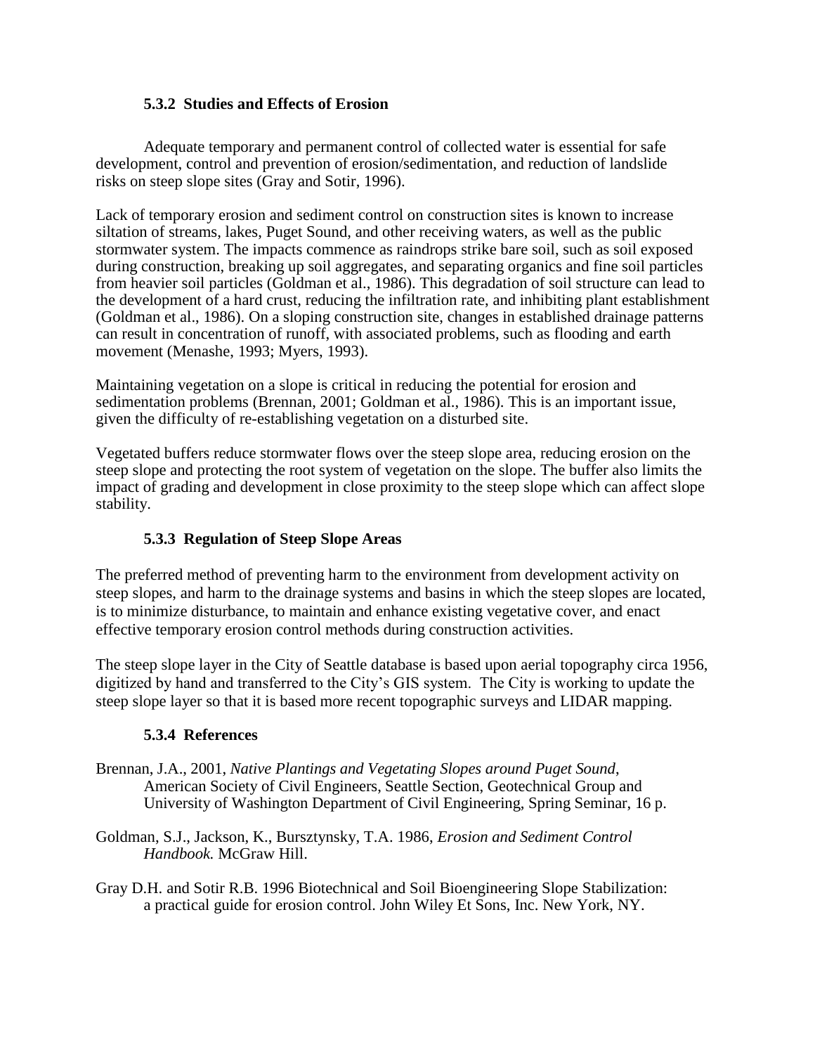### 5.3.2 Studies and Effects of Erosion

Adequate temporary and permanent control of collected water is essential for safe development, control and prevention of erosion/sedimentation, and reduction of landslide risks on steep slope sites (Gray and Sotir, 1996).

Lack of temporary erosion and sediment control on construction sites is known to increase siltation of streams, lakes, Puget Sound, and other receiving waters, as well as the public stormwater system. The impacts commence as raindrops strike bare soil, such as soil exposed during construction, breaking up soil aggregates, and separating organics and fine soil particles from heavier soil particles (Goldman et al., 1986). This degradation of soil structure can lead to the development of a hard crust, reducing the infiltration rate, and inhibiting plant establishment (Goldman et al., 1986). On a sloping construction site, changes in established drainage patterns can result in concentration of runoff, with associated problems, such as flooding and earth movement (Menashe, 1993; Myers, 1993).

Maintaining vegetation on a slope is critical in reducing the potential for erosion and sedimentation problems (Brennan, 2001; Goldman et al., 1986). This is an important issue, given the difficulty of re-establishing vegetation on a disturbed site.

Vegetated buffers reduce stormwater flows over the steep slope area, reducing erosion on the steep slope and protecting the root system of vegetation on the slope. The buffer also limits the impact of grading and development in close proximity to the steep slope which can affect slope stability.

### 5.3.3 Regulation of Steep Slope Areas

The preferred method of preventing harm to the environment from development activity on steep slopes, and harm to the drainage systems and basins in which the steep slopes are located, is to minimize disturbance, to maintain and enhance existing vegetative cover, and enact effective temporary erosion control methods during construction activities.

The steep slope layer in the City of Seattle database is based upon aerial topography circa 1956, digitized by hand and transferred to the City's GIS system. The City is working to update the steep slope layer so that it is based more recent topographic surveys and LIDAR mapping.

### 5.3.4 References

Brennan, J.A., 2001, *Native Plantings and Vegetating Slopes around Puget Sound*, American Society of Civil Engineers, Seattle Section, Geotechnical Group and University of Washington Department of Civil Engineering, Spring Seminar, 16 p.

Goldman, S.J., Jackson, K., Bursztynsky, T.A. 1986, *Erosion and Sediment Control Handbook.* McGraw Hill.

Gray D.H. and Sotir R.B. 1996 Biotechnical and Soil Bioengineering Slope Stabilization: a practical guide for erosion control. John Wiley Et Sons, Inc. New York, NY.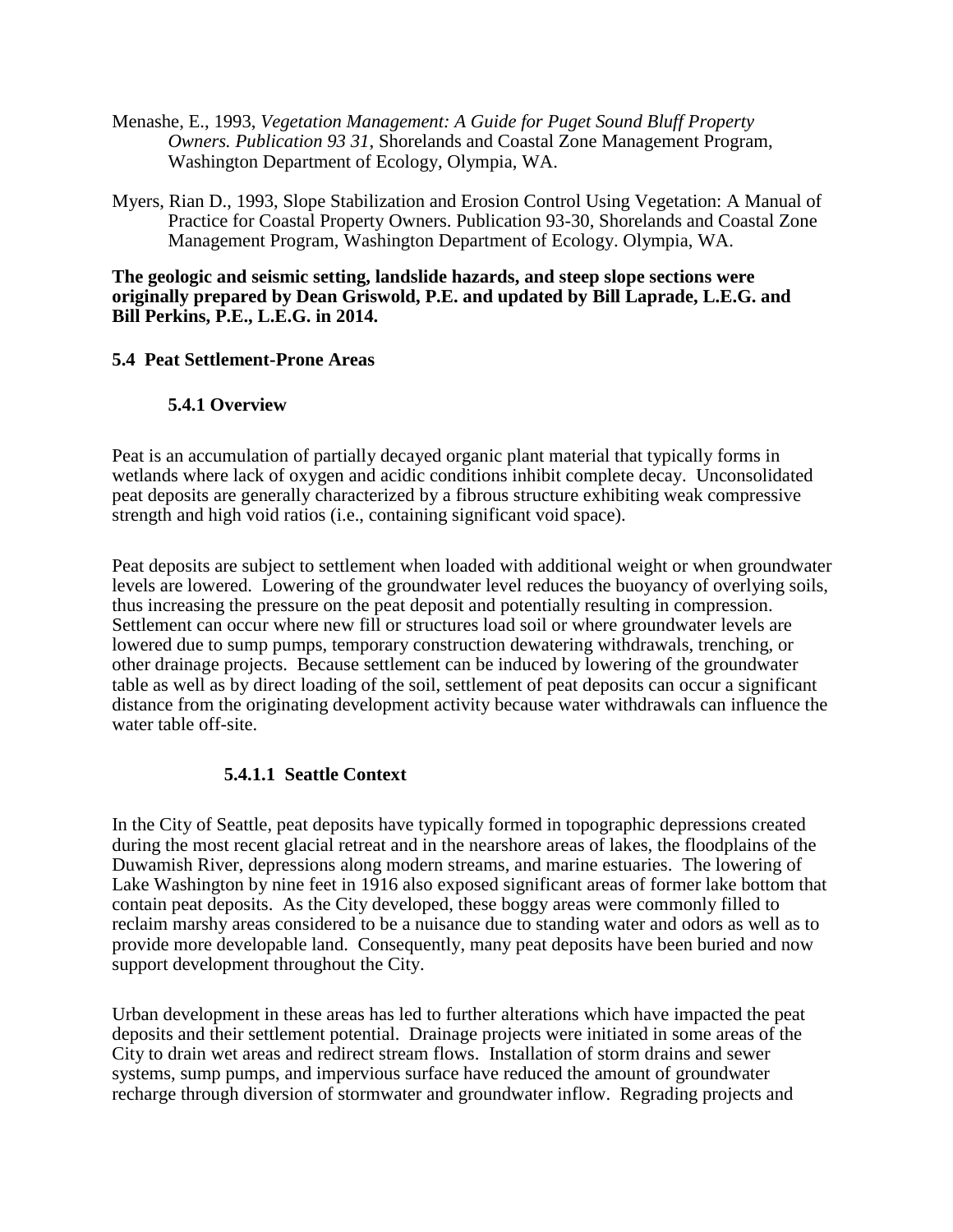Menashe, E., 1993, *Vegetation Management: A Guide for Puget Sound Bluff Property Owners. Publication 93 31*, Shorelands and Coastal Zone Management Program, Washington Department of Ecology, Olympia, WA.

Myers, Rian D., 1993, Slope Stabilization and Erosion Control Using Vegetation: A Manual of Practice for Coastal Property Owners. Publication 93-30, Shorelands and Coastal Zone Management Program, Washington Department of Ecology. Olympia, WA.

**The geologic and seismic setting, landslide hazards, and steep slope sections were originally prepared by Dean Griswold, P.E. and updated by Bill Laprade, L.E.G. and Bill Perkins, P.E., L.E.G. in 2014.**

## 5.4 Peat Settlement-Prone Areas

### 5.4.1 Overview

Peat is an accumulation of partially decayed organic plant material that typically forms in wetlands where lack of oxygen and acidic conditions inhibit complete decay. Unconsolidated peat deposits are generally characterized by a fibrous structure exhibiting weak compressive strength and high void ratios (i.e., containing significant void space).

Peat deposits are subject to settlement when loaded with additional weight or when groundwater levels are lowered. Lowering of the groundwater level reduces the buoyancy of overlying soils, thus increasing the pressure on the peat deposit and potentially resulting in compression. Settlement can occur where new fill or structures load soil or where groundwater levels are lowered due to sump pumps, temporary construction dewatering withdrawals, trenching, or other drainage projects. Because settlement can be induced by lowering of the groundwater table as well as by direct loading of the soil, settlement of peat deposits can occur a significant distance from the originating development activity because water withdrawals can influence the water table off-site.

#### 5.4.1.1 Seattle Context

In the City of Seattle, peat deposits have typically formed in topographic depressions created during the most recent glacial retreat and in the nearshore areas of lakes, the floodplains of the Duwamish River, depressions along modern streams, and marine estuaries. The lowering of Lake Washington by nine feet in 1916 also exposed significant areas of former lake bottom that contain peat deposits. As the City developed, these boggy areas were commonly filled to reclaim marshy areas considered to be a nuisance due to standing water and odors as well as to provide more developable land. Consequently, many peat deposits have been buried and now support development throughout the City.

Urban development in these areas has led to further alterations which have impacted the peat deposits and their settlement potential. Drainage projects were initiated in some areas of the City to drain wet areas and redirect stream flows. Installation of storm drains and sewer systems, sump pumps, and impervious surface have reduced the amount of groundwater recharge through diversion of stormwater and groundwater inflow. Regrading projects and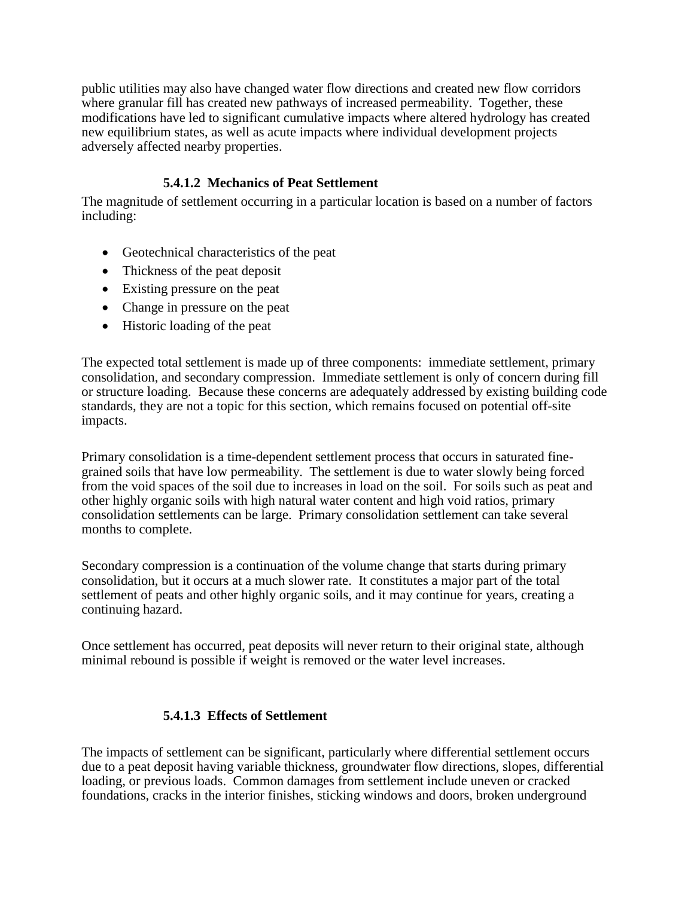public utilities may also have changed water flow directions and created new flow corridors where granular fill has created new pathways of increased permeability. Together, these modifications have led to significant cumulative impacts where altered hydrology has created new equilibrium states, as well as acute impacts where individual development projects adversely affected nearby properties.

#### 5.4.1.2 Mechanics of Peat Settlement

The magnitude of settlement occurring in a particular location is based on a number of factors including:

- Geotechnical characteristics of the peat
- Thickness of the peat deposit
- Existing pressure on the peat
- Change in pressure on the peat
- Historic loading of the peat

The expected total settlement is made up of three components: immediate settlement, primary consolidation, and secondary compression. Immediate settlement is only of concern during fill or structure loading. Because these concerns are adequately addressed by existing building code standards, they are not a topic for this section, which remains focused on potential off-site impacts.

Primary consolidation is a time-dependent settlement process that occurs in saturated fine-grained soils that have low permeability. The settlement is due to water slowly being forced from the void spaces of the soil due to increases in load on the soil. For soils such as peat and other highly organic soils with high natural water content and high void ratios, primary consolidation settlements can be large. Primary consolidation settlement can take several months to complete.

Secondary compression is a continuation of the volume change that starts during primary consolidation, but it occurs at a much slower rate. It constitutes a major part of the total settlement of peats and other highly organic soils, and it may continue for years, creating a continuing hazard.

Once settlement has occurred, peat deposits will never return to their original state, although minimal rebound is possible if weight is removed or the water level increases.

#### 5.4.1.3 Effects of Settlement

The impacts of settlement can be significant, particularly where differential settlement occurs due to a peat deposit having variable thickness, groundwater flow directions, slopes, differential loading, or previous loads. Common damages from settlement include uneven or cracked foundations, cracks in the interior finishes, sticking windows and doors, broken underground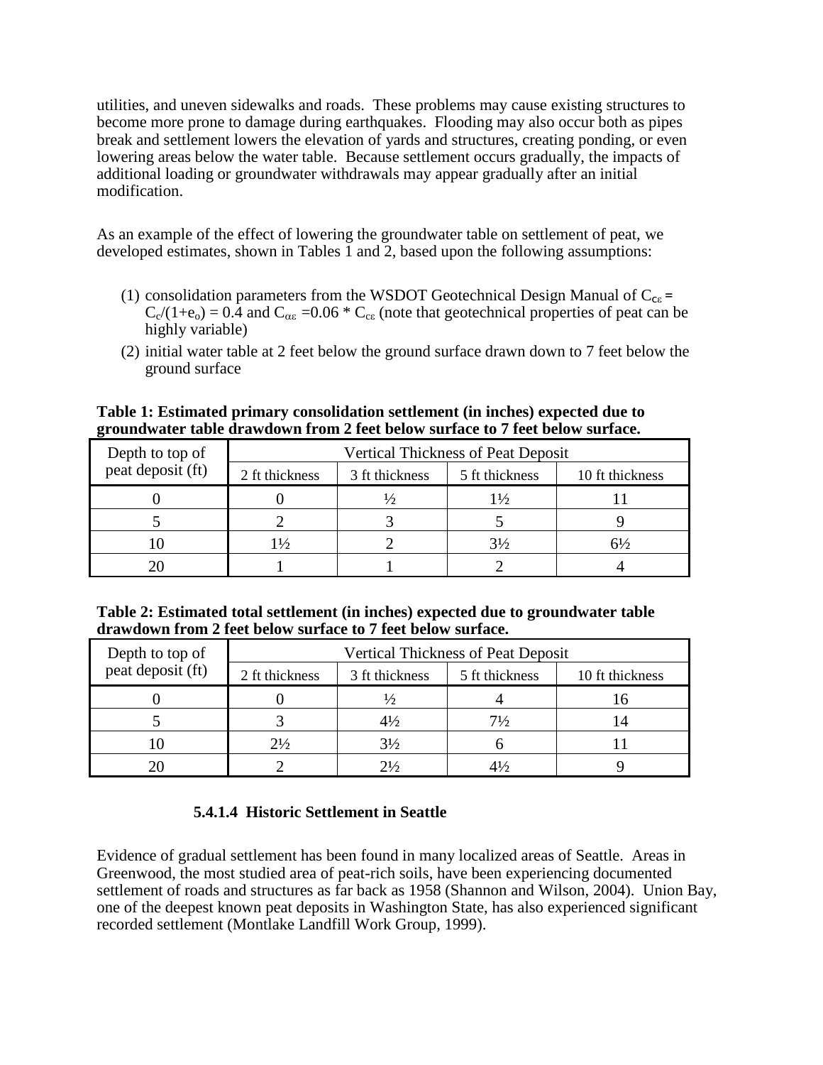utilities, and uneven sidewalks and roads. These problems may cause existing structures to become more prone to damage during earthquakes. Flooding may also occur both as pipes break and settlement lowers the elevation of yards and structures, creating ponding, or even lowering areas below the water table. Because settlement occurs gradually, the impacts of additional loading or groundwater withdrawals may appear gradually after an initial modification.

As an example of the effect of lowering the groundwater table on settlement of peat, we developed estimates, shown in Tables 1 and 2, based upon the following assumptions:

(1) consolidation parameters from the WSDOT Geotechnical Design Manual of $C_{c\varepsilon} = C_c/(1+e_o) = 0.4$ and $C_{\alpha\varepsilon} = 0.06 * C_{c\varepsilon}$ (note that geotechnical properties of peat can be highly variable)

(2) initial water table at 2 feet below the ground surface drawn down to 7 feet below the ground surface

**Table 1: Estimated primary consolidation settlement (in inches) expected due to groundwater table drawdown from 2 feet below surface to 7 feet below surface.**

| Depth to top of peat deposit (ft) | Vertical Thickness of Peat Deposit | | | |
|---|---|---|---|---|
| | 2 ft thickness | 3 ft thickness | 5 ft thickness | 10 ft thickness |
| 0 | 0 | ½ | 1½ | 11 |
| 5 | 2 | 3 | 5 | 9 |
| 10 | 1½ | 2 | 3½ | 6½ |
| 20 | 1 | 1 | 2 | 4 |

**Table 2: Estimated total settlement (in inches) expected due to groundwater table drawdown from 2 feet below surface to 7 feet below surface.**

| Depth to top of peat deposit (ft) | Vertical Thickness of Peat Deposit | | | |
|---|---|---|---|---|
| | 2 ft thickness | 3 ft thickness | 5 ft thickness | 10 ft thickness |
| 0 | 0 | ½ | 4 | 16 |
| 5 | 3 | 4½ | 7½ | 14 |
| 10 | 2½ | 3½ | 6 | 11 |
| 20 | 2 | 2½ | 4½ | 9 |

#### 5.4.1.4 Historic Settlement in Seattle

Evidence of gradual settlement has been found in many localized areas of Seattle. Areas in Greenwood, the most studied area of peat-rich soils, have been experiencing documented settlement of roads and structures as far back as 1958 (Shannon and Wilson, 2004). Union Bay, one of the deepest known peat deposits in Washington State, has also experienced significant recorded settlement (Montlake Landfill Work Group, 1999).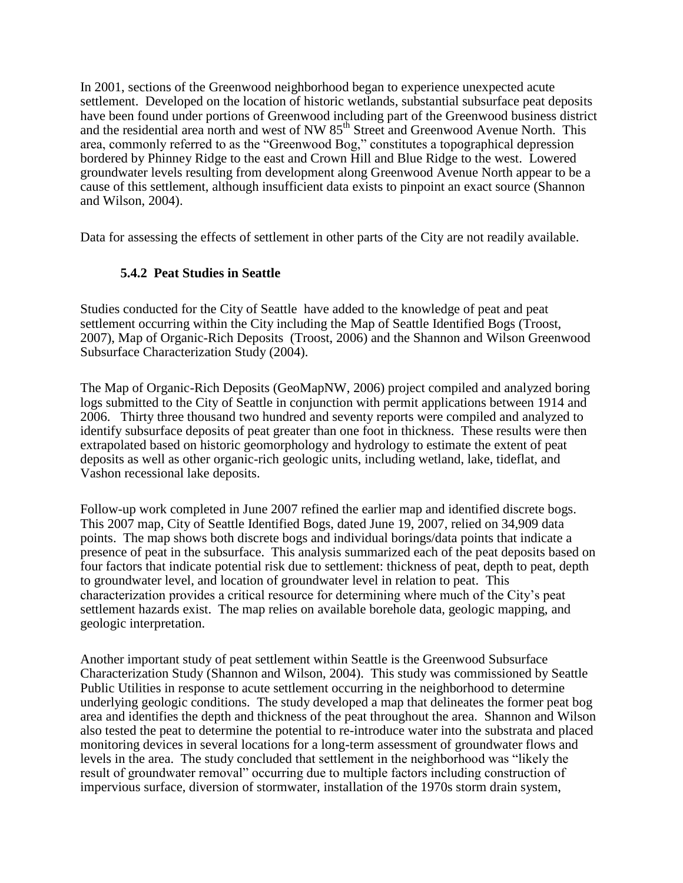In 2001, sections of the Greenwood neighborhood began to experience unexpected acute settlement. Developed on the location of historic wetlands, substantial subsurface peat deposits have been found under portions of Greenwood including part of the Greenwood business district and the residential area north and west of NW 85th Street and Greenwood Avenue North. This area, commonly referred to as the "Greenwood Bog," constitutes a topographical depression bordered by Phinney Ridge to the east and Crown Hill and Blue Ridge to the west. Lowered groundwater levels resulting from development along Greenwood Avenue North appear to be a cause of this settlement, although insufficient data exists to pinpoint an exact source (Shannon and Wilson, 2004).

Data for assessing the effects of settlement in other parts of the City are not readily available.

### 5.4.2 Peat Studies in Seattle

Studies conducted for the City of Seattle have added to the knowledge of peat and peat settlement occurring within the City including the Map of Seattle Identified Bogs (Troost, 2007), Map of Organic-Rich Deposits (Troost, 2006) and the Shannon and Wilson Greenwood Subsurface Characterization Study (2004).

The Map of Organic-Rich Deposits (GeoMapNW, 2006) project compiled and analyzed boring logs submitted to the City of Seattle in conjunction with permit applications between 1914 and 2006. Thirty three thousand two hundred and seventy reports were compiled and analyzed to identify subsurface deposits of peat greater than one foot in thickness. These results were then extrapolated based on historic geomorphology and hydrology to estimate the extent of peat deposits as well as other organic-rich geologic units, including wetland, lake, tideflat, and Vashon recessional lake deposits.

Follow-up work completed in June 2007 refined the earlier map and identified discrete bogs. This 2007 map, City of Seattle Identified Bogs, dated June 19, 2007, relied on 34,909 data points. The map shows both discrete bogs and individual borings/data points that indicate a presence of peat in the subsurface. This analysis summarized each of the peat deposits based on four factors that indicate potential risk due to settlement: thickness of peat, depth to peat, depth to groundwater level, and location of groundwater level in relation to peat. This characterization provides a critical resource for determining where much of the City's peat settlement hazards exist. The map relies on available borehole data, geologic mapping, and geologic interpretation.

Another important study of peat settlement within Seattle is the Greenwood Subsurface Characterization Study (Shannon and Wilson, 2004). This study was commissioned by Seattle Public Utilities in response to acute settlement occurring in the neighborhood to determine underlying geologic conditions. The study developed a map that delineates the former peat bog area and identifies the depth and thickness of the peat throughout the area. Shannon and Wilson also tested the peat to determine the potential to re-introduce water into the substrata and placed monitoring devices in several locations for a long-term assessment of groundwater flows and levels in the area. The study concluded that settlement in the neighborhood was "likely the result of groundwater removal" occurring due to multiple factors including construction of impervious surface, diversion of stormwater, installation of the 1970s storm drain system,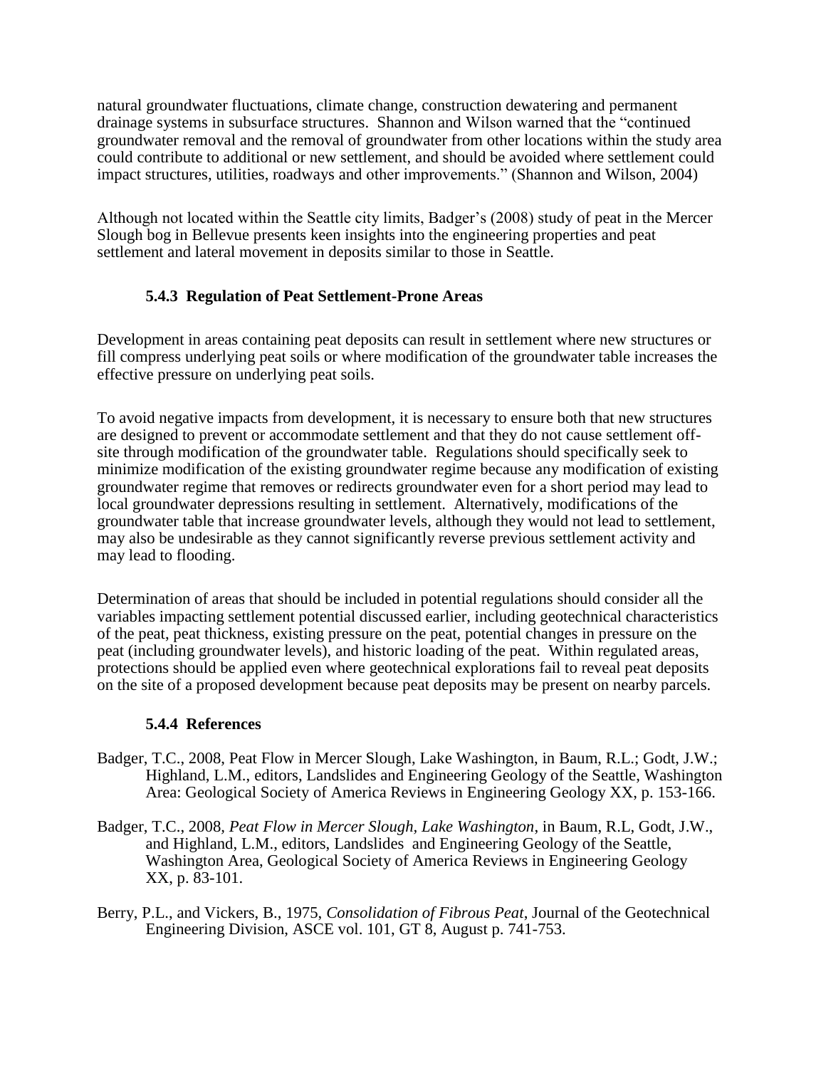natural groundwater fluctuations, climate change, construction dewatering and permanent drainage systems in subsurface structures. Shannon and Wilson warned that the "continued groundwater removal and the removal of groundwater from other locations within the study area could contribute to additional or new settlement, and should be avoided where settlement could impact structures, utilities, roadways and other improvements." (Shannon and Wilson, 2004)

Although not located within the Seattle city limits, Badger's (2008) study of peat in the Mercer Slough bog in Bellevue presents keen insights into the engineering properties and peat settlement and lateral movement in deposits similar to those in Seattle.

### 5.4.3 Regulation of Peat Settlement-Prone Areas

Development in areas containing peat deposits can result in settlement where new structures or fill compress underlying peat soils or where modification of the groundwater table increases the effective pressure on underlying peat soils.

To avoid negative impacts from development, it is necessary to ensure both that new structures are designed to prevent or accommodate settlement and that they do not cause settlement off-site through modification of the groundwater table. Regulations should specifically seek to minimize modification of the existing groundwater regime because any modification of existing groundwater regime that removes or redirects groundwater even for a short period may lead to local groundwater depressions resulting in settlement. Alternatively, modifications of the groundwater table that increase groundwater levels, although they would not lead to settlement, may also be undesirable as they cannot significantly reverse previous settlement activity and may lead to flooding.

Determination of areas that should be included in potential regulations should consider all the variables impacting settlement potential discussed earlier, including geotechnical characteristics of the peat, peat thickness, existing pressure on the peat, potential changes in pressure on the peat (including groundwater levels), and historic loading of the peat. Within regulated areas, protections should be applied even where geotechnical explorations fail to reveal peat deposits on the site of a proposed development because peat deposits may be present on nearby parcels.

### 5.4.4 References

Badger, T.C., 2008, Peat Flow in Mercer Slough, Lake Washington, in Baum, R.L.; Godt, J.W.; Highland, L.M., editors, Landslides and Engineering Geology of the Seattle, Washington Area: Geological Society of America Reviews in Engineering Geology XX, p. 153-166.

Badger, T.C., 2008, *Peat Flow in Mercer Slough, Lake Washington*, in Baum, R.L, Godt, J.W., and Highland, L.M., editors, Landslides and Engineering Geology of the Seattle, Washington Area, Geological Society of America Reviews in Engineering Geology XX, p. 83-101.

Berry, P.L., and Vickers, B., 1975, *Consolidation of Fibrous Peat*, Journal of the Geotechnical Engineering Division, ASCE vol. 101, GT 8, August p. 741-753.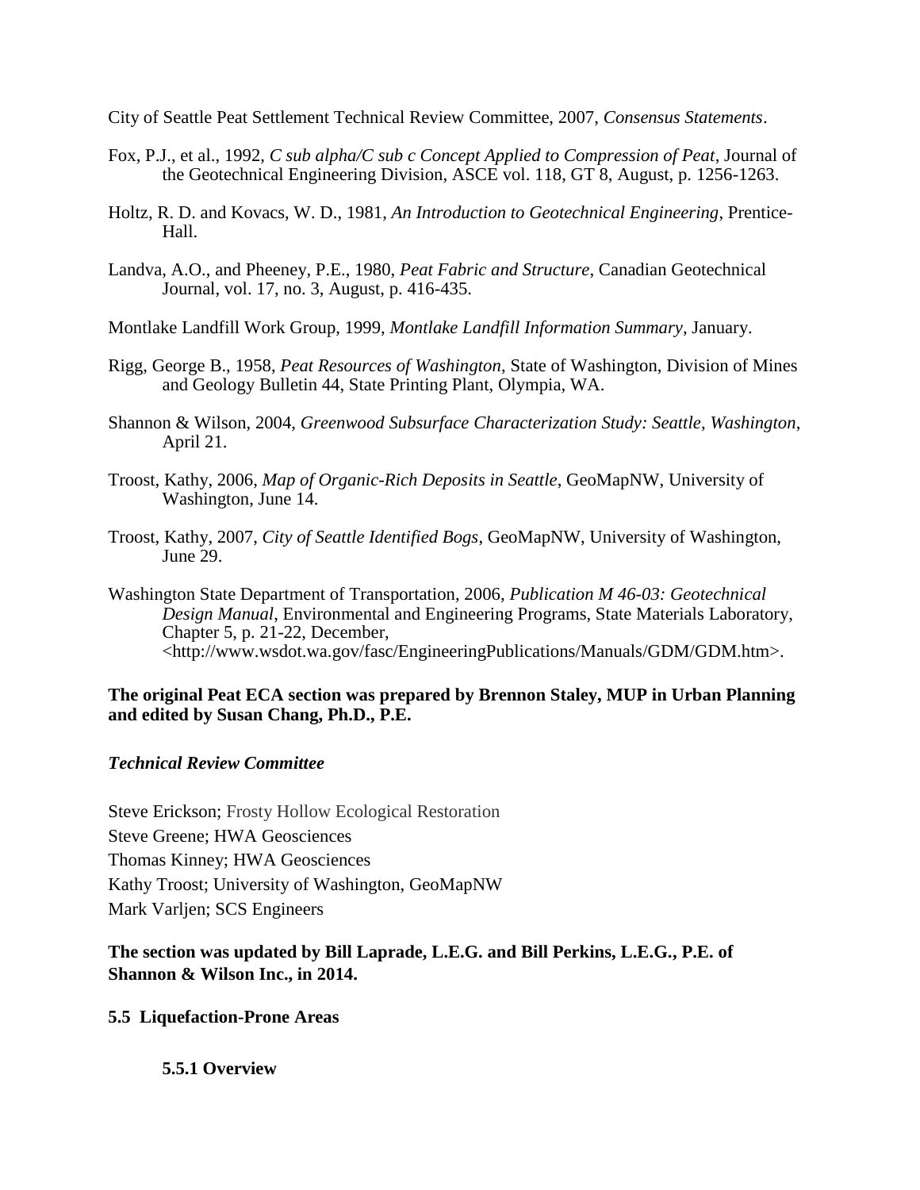City of Seattle Peat Settlement Technical Review Committee, 2007, *Consensus Statements*.

Fox, P.J., et al., 1992, *C sub alpha/C sub c Concept Applied to Compression of Peat*, Journal of the Geotechnical Engineering Division, ASCE vol. 118, GT 8, August, p. 1256-1263.

Holtz, R. D. and Kovacs, W. D., 1981, *An Introduction to Geotechnical Engineering*, Prentice-Hall.

Landva, A.O., and Pheeney, P.E., 1980, *Peat Fabric and Structure*, Canadian Geotechnical Journal, vol. 17, no. 3, August, p. 416-435.

Montlake Landfill Work Group, 1999, *Montlake Landfill Information Summary*, January.

Rigg, George B., 1958, *Peat Resources of Washington*, State of Washington, Division of Mines and Geology Bulletin 44, State Printing Plant, Olympia, WA.

Shannon & Wilson, 2004, *Greenwood Subsurface Characterization Study: Seattle, Washington*, April 21.

Troost, Kathy, 2006, *Map of Organic-Rich Deposits in Seattle*, GeoMapNW, University of Washington, June 14.

Troost, Kathy, 2007, *City of Seattle Identified Bogs*, GeoMapNW, University of Washington, June 29.

Washington State Department of Transportation, 2006, *Publication M 46-03: Geotechnical Design Manual*, Environmental and Engineering Programs, State Materials Laboratory, Chapter 5, p. 21-22, December, <http://www.wsdot.wa.gov/fasc/EngineeringPublications/Manuals/GDM/GDM.htm>.

**The original Peat ECA section was prepared by Brennon Staley, MUP in Urban Planning and edited by Susan Chang, Ph.D., P.E.**

***Technical Review Committee***

Steve Erickson; Frosty Hollow Ecological Restoration
Steve Greene; HWA Geosciences
Thomas Kinney; HWA Geosciences
Kathy Troost; University of Washington, GeoMapNW
Mark Varljen; SCS Engineers

**The section was updated by Bill Laprade, L.E.G. and Bill Perkins, L.E.G., P.E. of Shannon & Wilson Inc., in 2014.**

## 5.5 Liquefaction-Prone Areas

### 5.5.1 Overview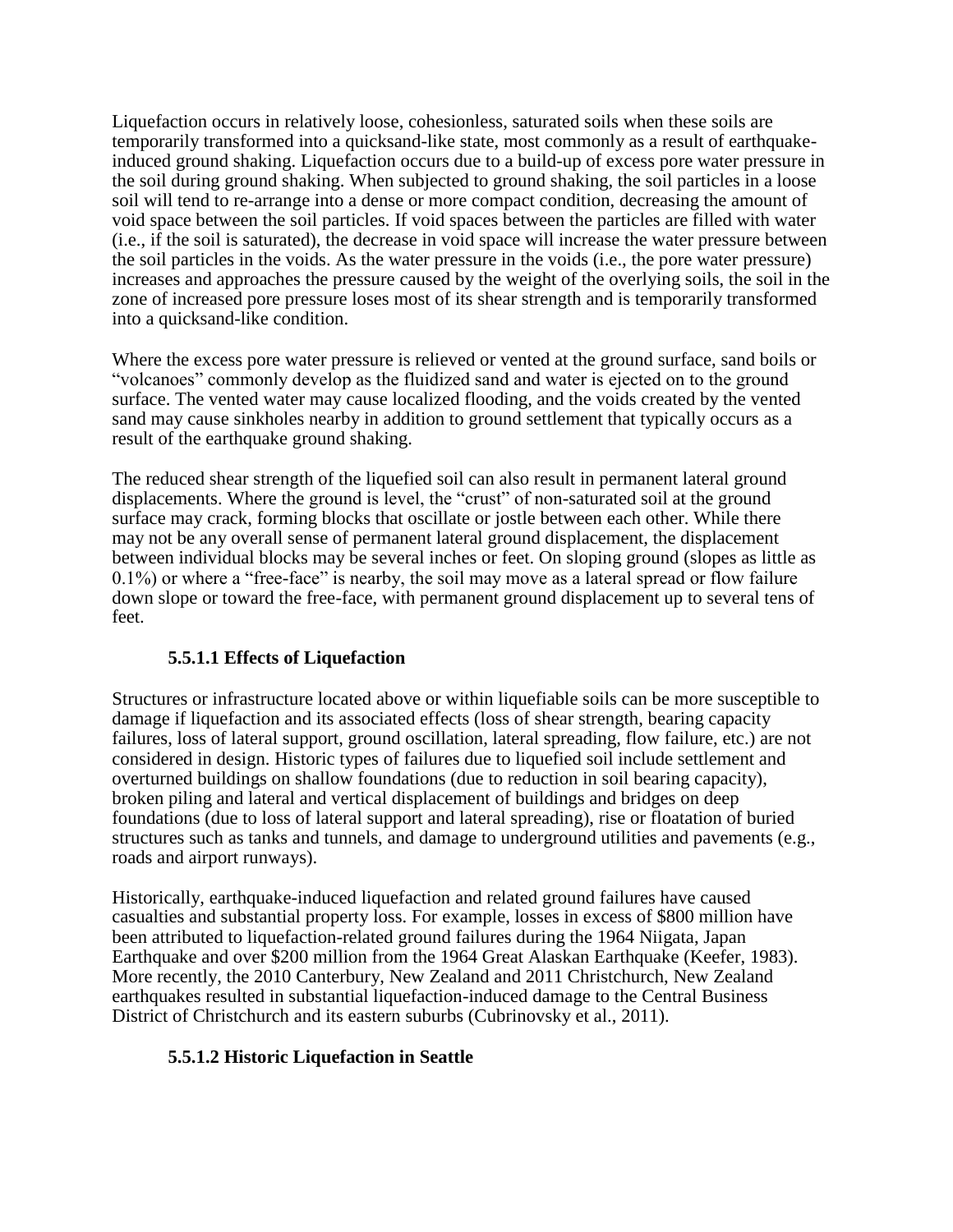Liquefaction occurs in relatively loose, cohesionless, saturated soils when these soils are temporarily transformed into a quicksand-like state, most commonly as a result of earthquake-induced ground shaking. Liquefaction occurs due to a build-up of excess pore water pressure in the soil during ground shaking. When subjected to ground shaking, the soil particles in a loose soil will tend to re-arrange into a dense or more compact condition, decreasing the amount of void space between the soil particles. If void spaces between the particles are filled with water (i.e., if the soil is saturated), the decrease in void space will increase the water pressure between the soil particles in the voids. As the water pressure in the voids (i.e., the pore water pressure) increases and approaches the pressure caused by the weight of the overlying soils, the soil in the zone of increased pore pressure loses most of its shear strength and is temporarily transformed into a quicksand-like condition.

Where the excess pore water pressure is relieved or vented at the ground surface, sand boils or "volcanoes" commonly develop as the fluidized sand and water is ejected on to the ground surface. The vented water may cause localized flooding, and the voids created by the vented sand may cause sinkholes nearby in addition to ground settlement that typically occurs as a result of the earthquake ground shaking.

The reduced shear strength of the liquefied soil can also result in permanent lateral ground displacements. Where the ground is level, the "crust" of non-saturated soil at the ground surface may crack, forming blocks that oscillate or jostle between each other. While there may not be any overall sense of permanent lateral ground displacement, the displacement between individual blocks may be several inches or feet. On sloping ground (slopes as little as 0.1%) or where a "free-face" is nearby, the soil may move as a lateral spread or flow failure down slope or toward the free-face, with permanent ground displacement up to several tens of feet.

#### 5.5.1.1 Effects of Liquefaction

Structures or infrastructure located above or within liquefiable soils can be more susceptible to damage if liquefaction and its associated effects (loss of shear strength, bearing capacity failures, loss of lateral support, ground oscillation, lateral spreading, flow failure, etc.) are not considered in design. Historic types of failures due to liquefied soil include settlement and overturned buildings on shallow foundations (due to reduction in soil bearing capacity), broken piling and lateral and vertical displacement of buildings and bridges on deep foundations (due to loss of lateral support and lateral spreading), rise or floatation of buried structures such as tanks and tunnels, and damage to underground utilities and pavements (e.g., roads and airport runways).

Historically, earthquake-induced liquefaction and related ground failures have caused casualties and substantial property loss. For example, losses in excess of $800 million have been attributed to liquefaction-related ground failures during the 1964 Niigata, Japan Earthquake and over $200 million from the 1964 Great Alaskan Earthquake (Keefer, 1983). More recently, the 2010 Canterbury, New Zealand and 2011 Christchurch, New Zealand earthquakes resulted in substantial liquefaction-induced damage to the Central Business District of Christchurch and its eastern suburbs (Cubrinovsky et al., 2011).

#### 5.5.1.2 Historic Liquefaction in Seattle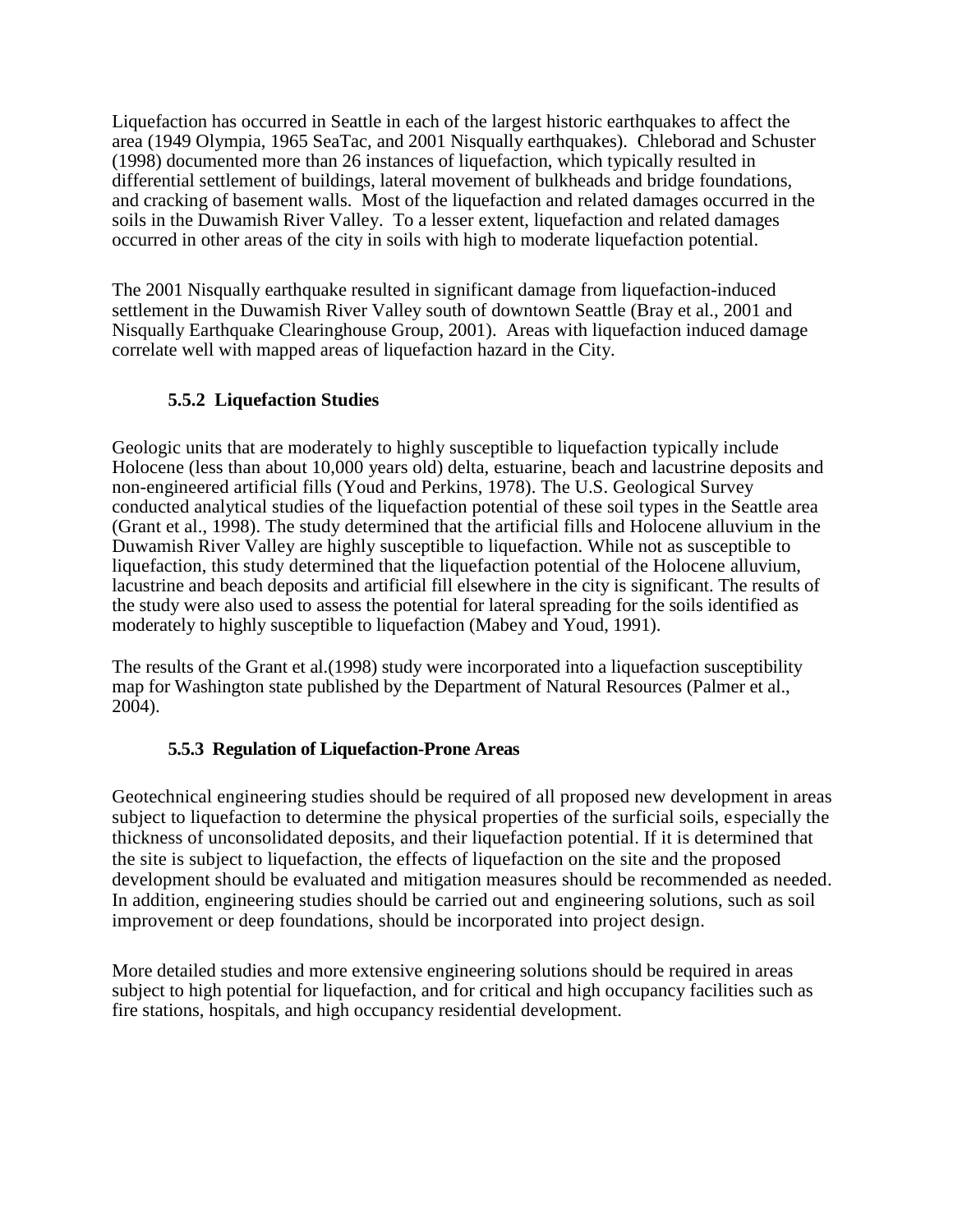Liquefaction has occurred in Seattle in each of the largest historic earthquakes to affect the area (1949 Olympia, 1965 SeaTac, and 2001 Nisqually earthquakes). Chleborad and Schuster (1998) documented more than 26 instances of liquefaction, which typically resulted in differential settlement of buildings, lateral movement of bulkheads and bridge foundations, and cracking of basement walls. Most of the liquefaction and related damages occurred in the soils in the Duwamish River Valley. To a lesser extent, liquefaction and related damages occurred in other areas of the city in soils with high to moderate liquefaction potential.

The 2001 Nisqually earthquake resulted in significant damage from liquefaction-induced settlement in the Duwamish River Valley south of downtown Seattle (Bray et al., 2001 and Nisqually Earthquake Clearinghouse Group, 2001). Areas with liquefaction induced damage correlate well with mapped areas of liquefaction hazard in the City.

### 5.5.2 Liquefaction Studies

Geologic units that are moderately to highly susceptible to liquefaction typically include Holocene (less than about 10,000 years old) delta, estuarine, beach and lacustrine deposits and non-engineered artificial fills (Youd and Perkins, 1978). The U.S. Geological Survey conducted analytical studies of the liquefaction potential of these soil types in the Seattle area (Grant et al., 1998). The study determined that the artificial fills and Holocene alluvium in the Duwamish River Valley are highly susceptible to liquefaction. While not as susceptible to liquefaction, this study determined that the liquefaction potential of the Holocene alluvium, lacustrine and beach deposits and artificial fill elsewhere in the city is significant. The results of the study were also used to assess the potential for lateral spreading for the soils identified as moderately to highly susceptible to liquefaction (Mabey and Youd, 1991).

The results of the Grant et al.(1998) study were incorporated into a liquefaction susceptibility map for Washington state published by the Department of Natural Resources (Palmer et al., 2004).

### 5.5.3 Regulation of Liquefaction-Prone Areas

Geotechnical engineering studies should be required of all proposed new development in areas subject to liquefaction to determine the physical properties of the surficial soils, especially the thickness of unconsolidated deposits, and their liquefaction potential. If it is determined that the site is subject to liquefaction, the effects of liquefaction on the site and the proposed development should be evaluated and mitigation measures should be recommended as needed. In addition, engineering studies should be carried out and engineering solutions, such as soil improvement or deep foundations, should be incorporated into project design.

More detailed studies and more extensive engineering solutions should be required in areas subject to high potential for liquefaction, and for critical and high occupancy facilities such as fire stations, hospitals, and high occupancy residential development.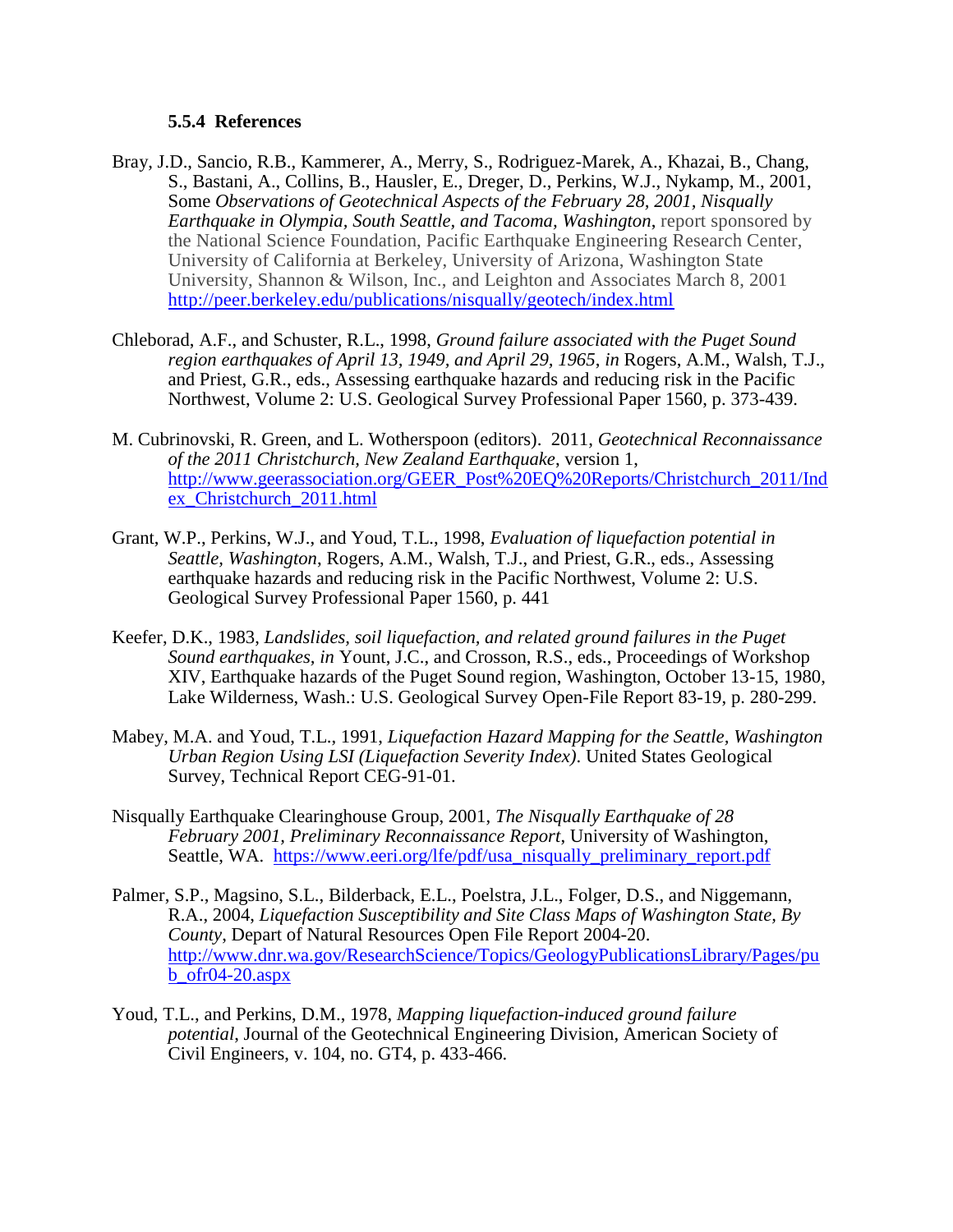### 5.5.4 References

Bray, J.D., Sancio, R.B., Kammerer, A., Merry, S., Rodriguez-Marek, A., Khazai, B., Chang, S., Bastani, A., Collins, B., Hausler, E., Dreger, D., Perkins, W.J., Nykamp, M., 2001, Some *Observations of Geotechnical Aspects of the February 28, 2001, Nisqually Earthquake in Olympia, South Seattle, and Tacoma, Washington*, report sponsored by the National Science Foundation, Pacific Earthquake Engineering Research Center, University of California at Berkeley, University of Arizona, Washington State University, Shannon & Wilson, Inc., and Leighton and Associates March 8, 2001 http://peer.berkeley.edu/publications/nisqually/geotech/index.html

Chleborad, A.F., and Schuster, R.L., 1998, *Ground failure associated with the Puget Sound region earthquakes of April 13, 1949, and April 29, 1965*, *in* Rogers, A.M., Walsh, T.J., and Priest, G.R., eds., Assessing earthquake hazards and reducing risk in the Pacific Northwest, Volume 2: U.S. Geological Survey Professional Paper 1560, p. 373-439.

M. Cubrinovski, R. Green, and L. Wotherspoon (editors). 2011, *Geotechnical Reconnaissance of the 2011 Christchurch, New Zealand Earthquake*, version 1, http://www.geerassociation.org/GEER_Post%20EQ%20Reports/Christchurch_2011/Index_Christchurch_2011.html

Grant, W.P., Perkins, W.J., and Youd, T.L., 1998, *Evaluation of liquefaction potential in Seattle, Washington*, Rogers, A.M., Walsh, T.J., and Priest, G.R., eds., Assessing earthquake hazards and reducing risk in the Pacific Northwest, Volume 2: U.S. Geological Survey Professional Paper 1560, p. 441

Keefer, D.K., 1983, *Landslides, soil liquefaction, and related ground failures in the Puget Sound earthquakes*, *in* Yount, J.C., and Crosson, R.S., eds., Proceedings of Workshop XIV, Earthquake hazards of the Puget Sound region, Washington, October 13-15, 1980, Lake Wilderness, Wash.: U.S. Geological Survey Open-File Report 83-19, p. 280-299.

Mabey, M.A. and Youd, T.L., 1991, *Liquefaction Hazard Mapping for the Seattle, Washington Urban Region Using LSI (Liquefaction Severity Index)*. United States Geological Survey, Technical Report CEG-91-01.

Nisqually Earthquake Clearinghouse Group, 2001, *The Nisqually Earthquake of 28 February 2001, Preliminary Reconnaissance Report*, University of Washington, Seattle, WA. https://www.eeri.org/lfe/pdf/usa_nisqually_preliminary_report.pdf

Palmer, S.P., Magsino, S.L., Bilderback, E.L., Poelstra, J.L., Folger, D.S., and Niggemann, R.A., 2004, *Liquefaction Susceptibility and Site Class Maps of Washington State, By County*, Depart of Natural Resources Open File Report 2004-20. http://www.dnr.wa.gov/ResearchScience/Topics/GeologyPublicationsLibrary/Pages/pub_ofr04-20.aspx

Youd, T.L., and Perkins, D.M., 1978, *Mapping liquefaction-induced ground failure potential*, Journal of the Geotechnical Engineering Division, American Society of Civil Engineers, v. 104, no. GT4, p. 433-466.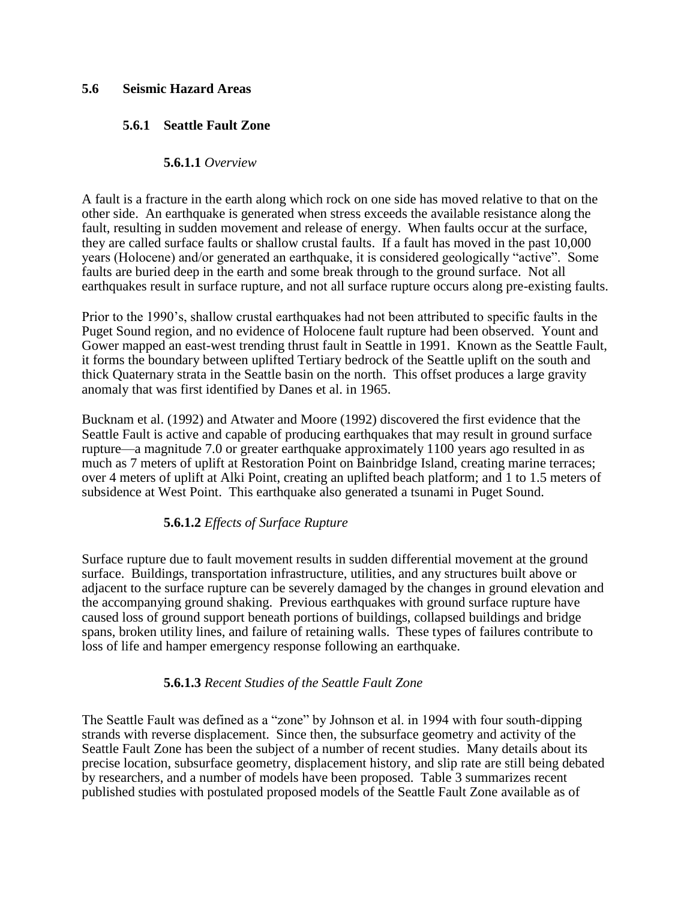## 5.6 Seismic Hazard Areas

### 5.6.1 Seattle Fault Zone

#### 5.6.1.1 *Overview*

A fault is a fracture in the earth along which rock on one side has moved relative to that on the other side. An earthquake is generated when stress exceeds the available resistance along the fault, resulting in sudden movement and release of energy. When faults occur at the surface, they are called surface faults or shallow crustal faults. If a fault has moved in the past 10,000 years (Holocene) and/or generated an earthquake, it is considered geologically "active". Some faults are buried deep in the earth and some break through to the ground surface. Not all earthquakes result in surface rupture, and not all surface rupture occurs along pre-existing faults.

Prior to the 1990's, shallow crustal earthquakes had not been attributed to specific faults in the Puget Sound region, and no evidence of Holocene fault rupture had been observed. Yount and Gower mapped an east-west trending thrust fault in Seattle in 1991. Known as the Seattle Fault, it forms the boundary between uplifted Tertiary bedrock of the Seattle uplift on the south and thick Quaternary strata in the Seattle basin on the north. This offset produces a large gravity anomaly that was first identified by Danes et al. in 1965.

Bucknam et al. (1992) and Atwater and Moore (1992) discovered the first evidence that the Seattle Fault is active and capable of producing earthquakes that may result in ground surface rupture—a magnitude 7.0 or greater earthquake approximately 1100 years ago resulted in as much as 7 meters of uplift at Restoration Point on Bainbridge Island, creating marine terraces; over 4 meters of uplift at Alki Point, creating an uplifted beach platform; and 1 to 1.5 meters of subsidence at West Point. This earthquake also generated a tsunami in Puget Sound.

#### 5.6.1.2 *Effects of Surface Rupture*

Surface rupture due to fault movement results in sudden differential movement at the ground surface. Buildings, transportation infrastructure, utilities, and any structures built above or adjacent to the surface rupture can be severely damaged by the changes in ground elevation and the accompanying ground shaking. Previous earthquakes with ground surface rupture have caused loss of ground support beneath portions of buildings, collapsed buildings and bridge spans, broken utility lines, and failure of retaining walls. These types of failures contribute to loss of life and hamper emergency response following an earthquake.

#### 5.6.1.3 *Recent Studies of the Seattle Fault Zone*

The Seattle Fault was defined as a "zone" by Johnson et al. in 1994 with four south-dipping strands with reverse displacement. Since then, the subsurface geometry and activity of the Seattle Fault Zone has been the subject of a number of recent studies. Many details about its precise location, subsurface geometry, displacement history, and slip rate are still being debated by researchers, and a number of models have been proposed. Table 3 summarizes recent published studies with postulated proposed models of the Seattle Fault Zone available as of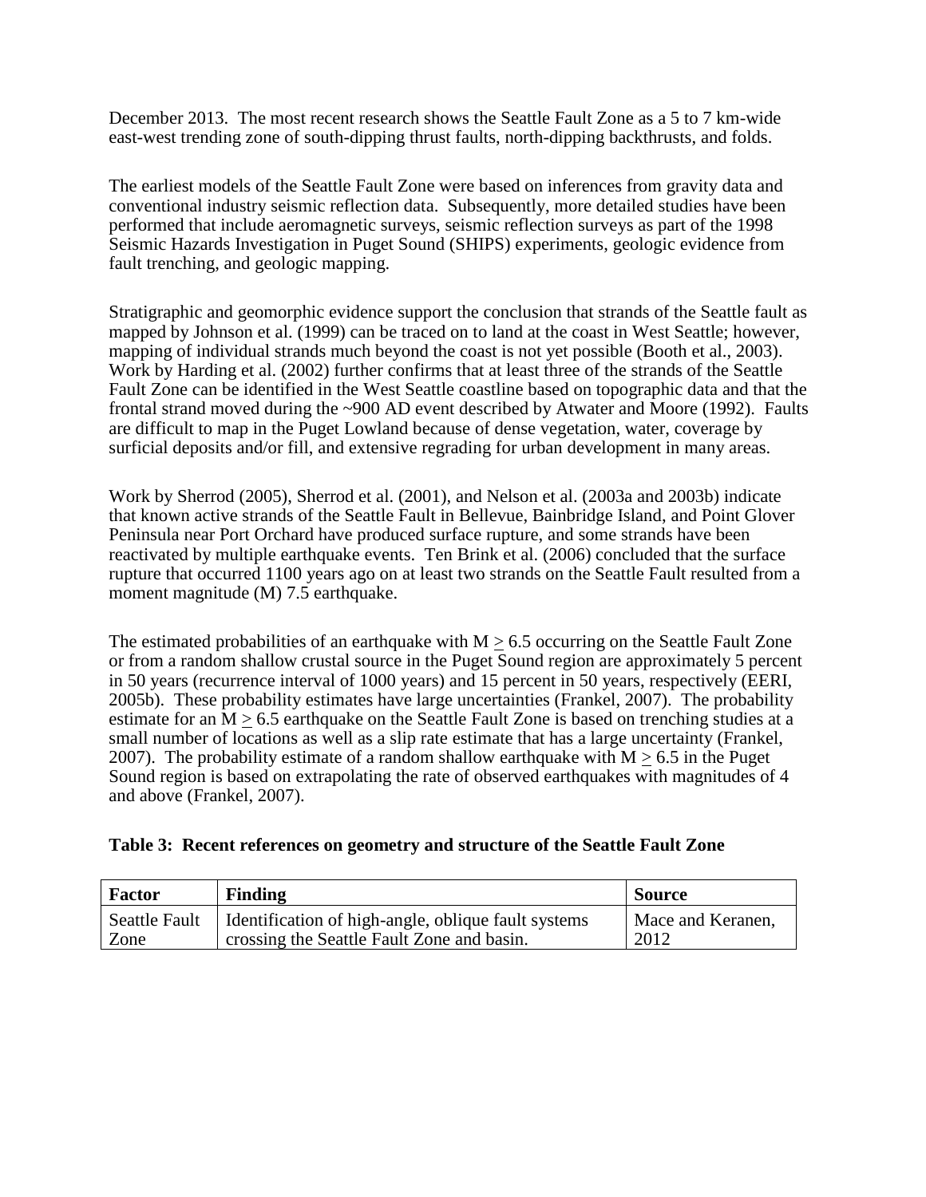December 2013. The most recent research shows the Seattle Fault Zone as a 5 to 7 km-wide east-west trending zone of south-dipping thrust faults, north-dipping backthrusts, and folds.

The earliest models of the Seattle Fault Zone were based on inferences from gravity data and conventional industry seismic reflection data. Subsequently, more detailed studies have been performed that include aeromagnetic surveys, seismic reflection surveys as part of the 1998 Seismic Hazards Investigation in Puget Sound (SHIPS) experiments, geologic evidence from fault trenching, and geologic mapping.

Stratigraphic and geomorphic evidence support the conclusion that strands of the Seattle fault as mapped by Johnson et al. (1999) can be traced on to land at the coast in West Seattle; however, mapping of individual strands much beyond the coast is not yet possible (Booth et al., 2003). Work by Harding et al. (2002) further confirms that at least three of the strands of the Seattle Fault Zone can be identified in the West Seattle coastline based on topographic data and that the frontal strand moved during the ~900 AD event described by Atwater and Moore (1992). Faults are difficult to map in the Puget Lowland because of dense vegetation, water, coverage by surficial deposits and/or fill, and extensive regrading for urban development in many areas.

Work by Sherrod (2005), Sherrod et al. (2001), and Nelson et al. (2003a and 2003b) indicate that known active strands of the Seattle Fault in Bellevue, Bainbridge Island, and Point Glover Peninsula near Port Orchard have produced surface rupture, and some strands have been reactivated by multiple earthquake events. Ten Brink et al. (2006) concluded that the surface rupture that occurred 1100 years ago on at least two strands on the Seattle Fault resulted from a moment magnitude (M) 7.5 earthquake.

The estimated probabilities of an earthquake with $M \geq 6.5$ occurring on the Seattle Fault Zone or from a random shallow crustal source in the Puget Sound region are approximately 5 percent in 50 years (recurrence interval of 1000 years) and 15 percent in 50 years, respectively (EERI, 2005b). These probability estimates have large uncertainties (Frankel, 2007). The probability estimate for an $M \geq 6.5$ earthquake on the Seattle Fault Zone is based on trenching studies at a small number of locations as well as a slip rate estimate that has a large uncertainty (Frankel, 2007). The probability estimate of a random shallow earthquake with $M \geq 6.5$ in the Puget Sound region is based on extrapolating the rate of observed earthquakes with magnitudes of 4 and above (Frankel, 2007).

**Table 3: Recent references on geometry and structure of the Seattle Fault Zone**

| Factor | Finding | Source |
|---|---|---|
| Seattle Fault Zone | Identification of high-angle, oblique fault systems crossing the Seattle Fault Zone and basin. | Mace and Keranen, 2012 |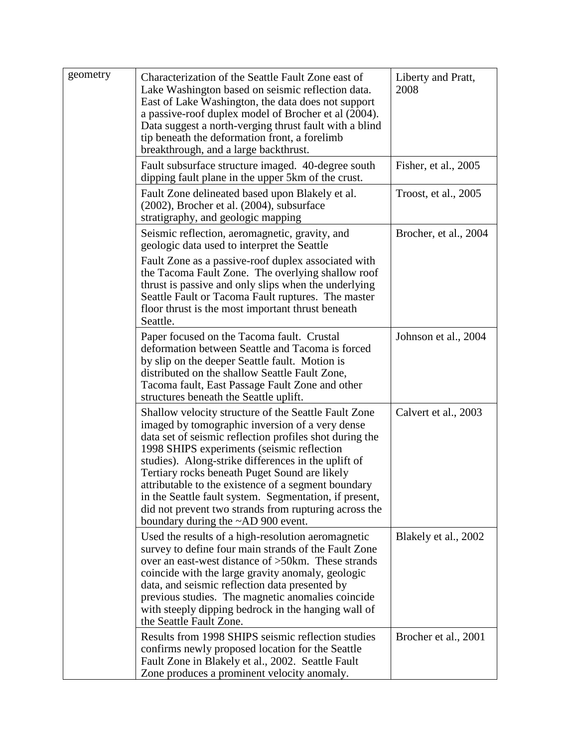| | | |
|---|---|---|
| geometry | Characterization of the Seattle Fault Zone east of Lake Washington based on seismic reflection data. East of Lake Washington, the data does not support a passive-roof duplex model of Brocher et al (2004). Data suggest a north-verging thrust fault with a blind tip beneath the deformation front, a forelimb breakthrough, and a large backthrust. | Liberty and Pratt, 2008 |
| | Fault subsurface structure imaged. 40-degree south dipping fault plane in the upper 5km of the crust. | Fisher, et al., 2005 |
| | Fault Zone delineated based upon Blakely et al. (2002), Brocher et al. (2004), subsurface stratigraphy, and geologic mapping | Troost, et al., 2005 |
| | Seismic reflection, aeromagnetic, gravity, and geologic data used to interpret the Seattle Fault Zone as a passive-roof duplex associated with the Tacoma Fault Zone. The overlying shallow roof thrust is passive and only slips when the underlying Seattle Fault or Tacoma Fault ruptures. The master floor thrust is the most important thrust beneath Seattle. | Brocher, et al., 2004 |
| | Paper focused on the Tacoma fault. Crustal deformation between Seattle and Tacoma is forced by slip on the deeper Seattle fault. Motion is distributed on the shallow Seattle Fault Zone, Tacoma fault, East Passage Fault Zone and other structures beneath the Seattle uplift. | Johnson et al., 2004 |
| | Shallow velocity structure of the Seattle Fault Zone imaged by tomographic inversion of a very dense data set of seismic reflection profiles shot during the 1998 SHIPS experiments (seismic reflection studies). Along-strike differences in the uplift of Tertiary rocks beneath Puget Sound are likely attributable to the existence of a segment boundary in the Seattle fault system. Segmentation, if present, did not prevent two strands from rupturing across the boundary during the ~AD 900 event. | Calvert et al., 2003 |
| | Used the results of a high-resolution aeromagnetic survey to define four main strands of the Fault Zone over an east-west distance of >50km. These strands coincide with the large gravity anomaly, geologic data, and seismic reflection data presented by previous studies. The magnetic anomalies coincide with steeply dipping bedrock in the hanging wall of the Seattle Fault Zone. | Blakely et al., 2002 |
| | Results from 1998 SHIPS seismic reflection studies confirms newly proposed location for the Seattle Fault Zone in Blakely et al., 2002. Seattle Fault Zone produces a prominent velocity anomaly. | Brocher et al., 2001 |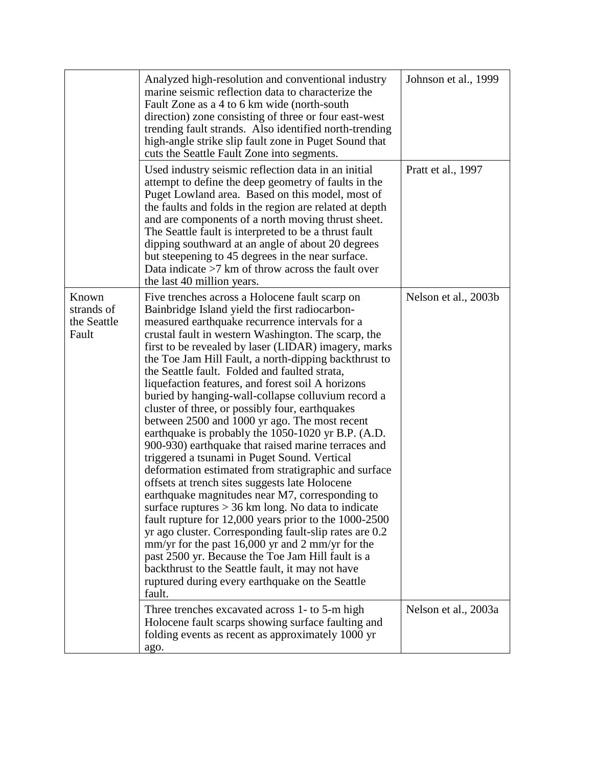| | | |
|---|---|---|
| | Analyzed high-resolution and conventional industry marine seismic reflection data to characterize the Fault Zone as a 4 to 6 km wide (north-south direction) zone consisting of three or four east-west trending fault strands. Also identified north-trending high-angle strike slip fault zone in Puget Sound that cuts the Seattle Fault Zone into segments. | Johnson et al., 1999 |
| | Used industry seismic reflection data in an initial attempt to define the deep geometry of faults in the Puget Lowland area. Based on this model, most of the faults and folds in the region are related at depth and are components of a north moving thrust sheet. The Seattle fault is interpreted to be a thrust fault dipping southward at an angle of about 20 degrees but steepening to 45 degrees in the near surface. Data indicate >7 km of throw across the fault over the last 40 million years. | Pratt et al., 1997 |
| Known strands of the Seattle Fault | Five trenches across a Holocene fault scarp on Bainbridge Island yield the first radiocarbon-measured earthquake recurrence intervals for a crustal fault in western Washington. The scarp, the first to be revealed by laser (LIDAR) imagery, marks the Toe Jam Hill Fault, a north-dipping backthrust to the Seattle fault. Folded and faulted strata, liquefaction features, and forest soil A horizons buried by hanging-wall-collapse colluvium record a cluster of three, or possibly four, earthquakes between 2500 and 1000 yr ago. The most recent earthquake is probably the 1050-1020 yr B.P. (A.D. 900-930) earthquake that raised marine terraces and triggered a tsunami in Puget Sound. Vertical deformation estimated from stratigraphic and surface offsets at trench sites suggests late Holocene earthquake magnitudes near M7, corresponding to surface ruptures > 36 km long. No data to indicate fault rupture for 12,000 years prior to the 1000-2500 yr ago cluster. Corresponding fault-slip rates are 0.2 mm/yr for the past 16,000 yr and 2 mm/yr for the past 2500 yr. Because the Toe Jam Hill fault is a backthrust to the Seattle fault, it may not have ruptured during every earthquake on the Seattle fault. | Nelson et al., 2003b |
| | Three trenches excavated across 1- to 5-m high Holocene fault scarps showing surface faulting and folding events as recent as approximately 1000 yr ago. | Nelson et al., 2003a |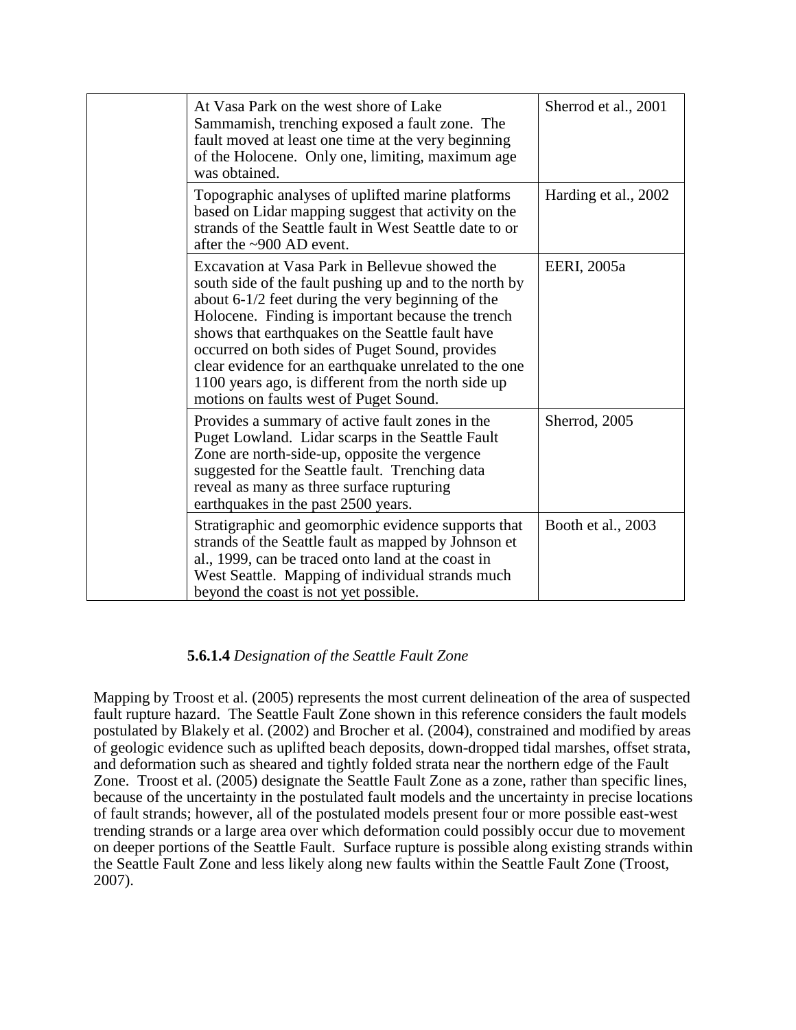| | | |
|---|---|---|
| | At Vasa Park on the west shore of Lake Sammamish, trenching exposed a fault zone. The fault moved at least one time at the very beginning of the Holocene. Only one, limiting, maximum age was obtained. | Sherrod et al., 2001 |
| | Topographic analyses of uplifted marine platforms based on Lidar mapping suggest that activity on the strands of the Seattle fault in West Seattle date to or after the ~900 AD event. | Harding et al., 2002 |
| | Excavation at Vasa Park in Bellevue showed the south side of the fault pushing up and to the north by about 6-1/2 feet during the very beginning of the Holocene. Finding is important because the trench shows that earthquakes on the Seattle fault have occurred on both sides of Puget Sound, provides clear evidence for an earthquake unrelated to the one 1100 years ago, is different from the north side up motions on faults west of Puget Sound. | EERI, 2005a |
| | Provides a summary of active fault zones in the Puget Lowland. Lidar scarps in the Seattle Fault Zone are north-side-up, opposite the vergence suggested for the Seattle fault. Trenching data reveal as many as three surface rupturing earthquakes in the past 2500 years. | Sherrod, 2005 |
| | Stratigraphic and geomorphic evidence supports that strands of the Seattle fault as mapped by Johnson et al., 1999, can be traced onto land at the coast in West Seattle. Mapping of individual strands much beyond the coast is not yet possible. | Booth et al., 2003 |

#### **5.6.1.4** *Designation of the Seattle Fault Zone*

Mapping by Troost et al. (2005) represents the most current delineation of the area of suspected fault rupture hazard. The Seattle Fault Zone shown in this reference considers the fault models postulated by Blakely et al. (2002) and Brocher et al. (2004), constrained and modified by areas of geologic evidence such as uplifted beach deposits, down-dropped tidal marshes, offset strata, and deformation such as sheared and tightly folded strata near the northern edge of the Fault Zone. Troost et al. (2005) designate the Seattle Fault Zone as a zone, rather than specific lines, because of the uncertainty in the postulated fault models and the uncertainty in precise locations of fault strands; however, all of the postulated models present four or more possible east-west trending strands or a large area over which deformation could possibly occur due to movement on deeper portions of the Seattle Fault. Surface rupture is possible along existing strands within the Seattle Fault Zone and less likely along new faults within the Seattle Fault Zone (Troost, 2007).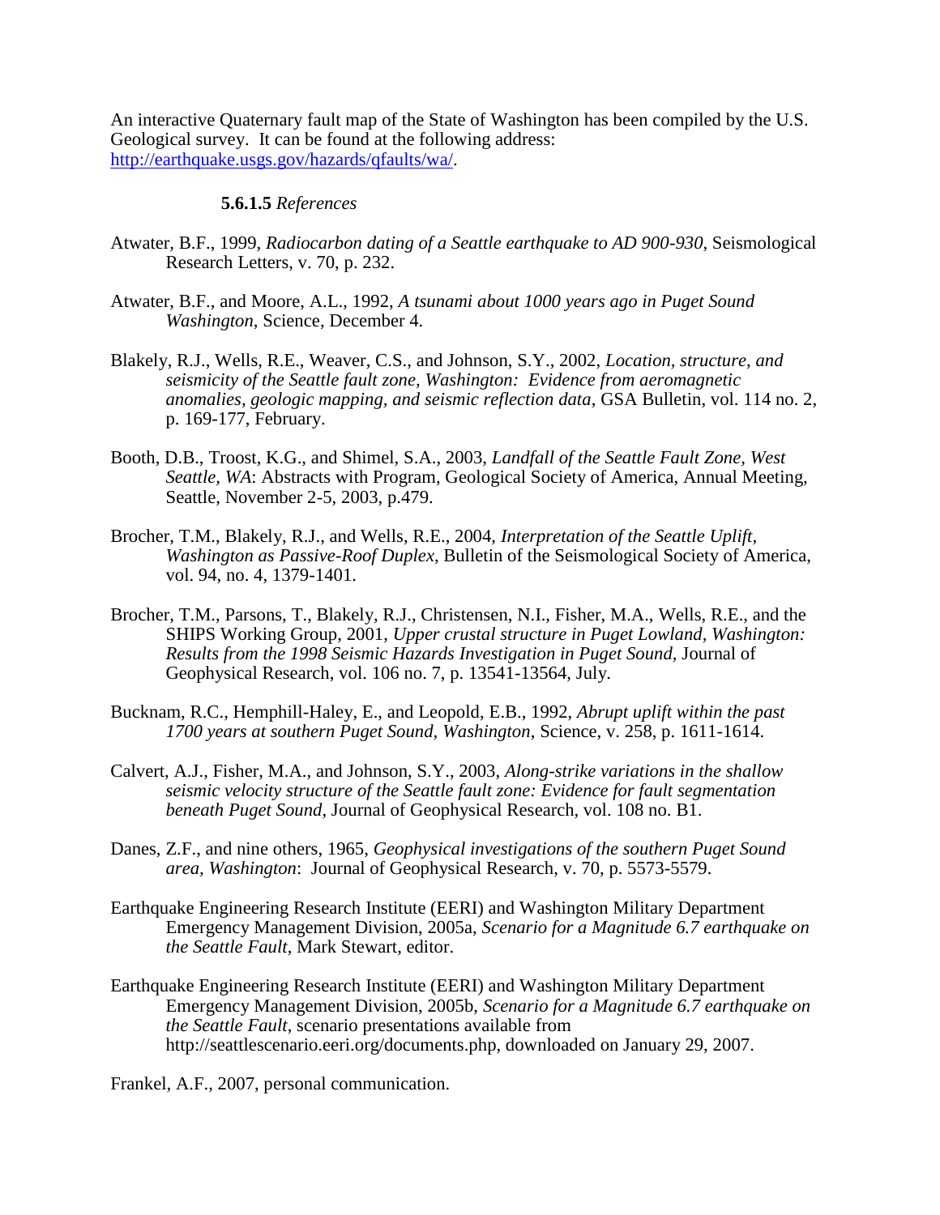An interactive Quaternary fault map of the State of Washington has been compiled by the U.S. Geological survey. It can be found at the following address: http://earthquake.usgs.gov/hazards/qfaults/wa/.

#### **5.6.1.5** *References*

Atwater, B.F., 1999, *Radiocarbon dating of a Seattle earthquake to AD 900-930*, Seismological Research Letters, v. 70, p. 232.

Atwater, B.F., and Moore, A.L., 1992, *A tsunami about 1000 years ago in Puget Sound Washington*, Science, December 4.

Blakely, R.J., Wells, R.E., Weaver, C.S., and Johnson, S.Y., 2002, *Location, structure, and seismicity of the Seattle fault zone, Washington: Evidence from aeromagnetic anomalies, geologic mapping, and seismic reflection data*, GSA Bulletin, vol. 114 no. 2, p. 169-177, February.

Booth, D.B., Troost, K.G., and Shimel, S.A., 2003, *Landfall of the Seattle Fault Zone, West Seattle, WA*: Abstracts with Program, Geological Society of America, Annual Meeting, Seattle, November 2-5, 2003, p.479.

Brocher, T.M., Blakely, R.J., and Wells, R.E., 2004, *Interpretation of the Seattle Uplift, Washington as Passive-Roof Duplex*, Bulletin of the Seismological Society of America, vol. 94, no. 4, 1379-1401.

Brocher, T.M., Parsons, T., Blakely, R.J., Christensen, N.I., Fisher, M.A., Wells, R.E., and the SHIPS Working Group, 2001, *Upper crustal structure in Puget Lowland, Washington: Results from the 1998 Seismic Hazards Investigation in Puget Sound*, Journal of Geophysical Research, vol. 106 no. 7, p. 13541-13564, July.

Bucknam, R.C., Hemphill-Haley, E., and Leopold, E.B., 1992, *Abrupt uplift within the past 1700 years at southern Puget Sound, Washington*, Science, v. 258, p. 1611-1614.

Calvert, A.J., Fisher, M.A., and Johnson, S.Y., 2003, *Along-strike variations in the shallow seismic velocity structure of the Seattle fault zone: Evidence for fault segmentation beneath Puget Sound*, Journal of Geophysical Research, vol. 108 no. B1.

Danes, Z.F., and nine others, 1965, *Geophysical investigations of the southern Puget Sound area, Washington*: Journal of Geophysical Research, v. 70, p. 5573-5579.

Earthquake Engineering Research Institute (EERI) and Washington Military Department Emergency Management Division, 2005a, *Scenario for a Magnitude 6.7 earthquake on the Seattle Fault*, Mark Stewart, editor.

Earthquake Engineering Research Institute (EERI) and Washington Military Department Emergency Management Division, 2005b, *Scenario for a Magnitude 6.7 earthquake on the Seattle Fault*, scenario presentations available from http://seattlescenario.eeri.org/documents.php, downloaded on January 29, 2007.

Frankel, A.F., 2007, personal communication.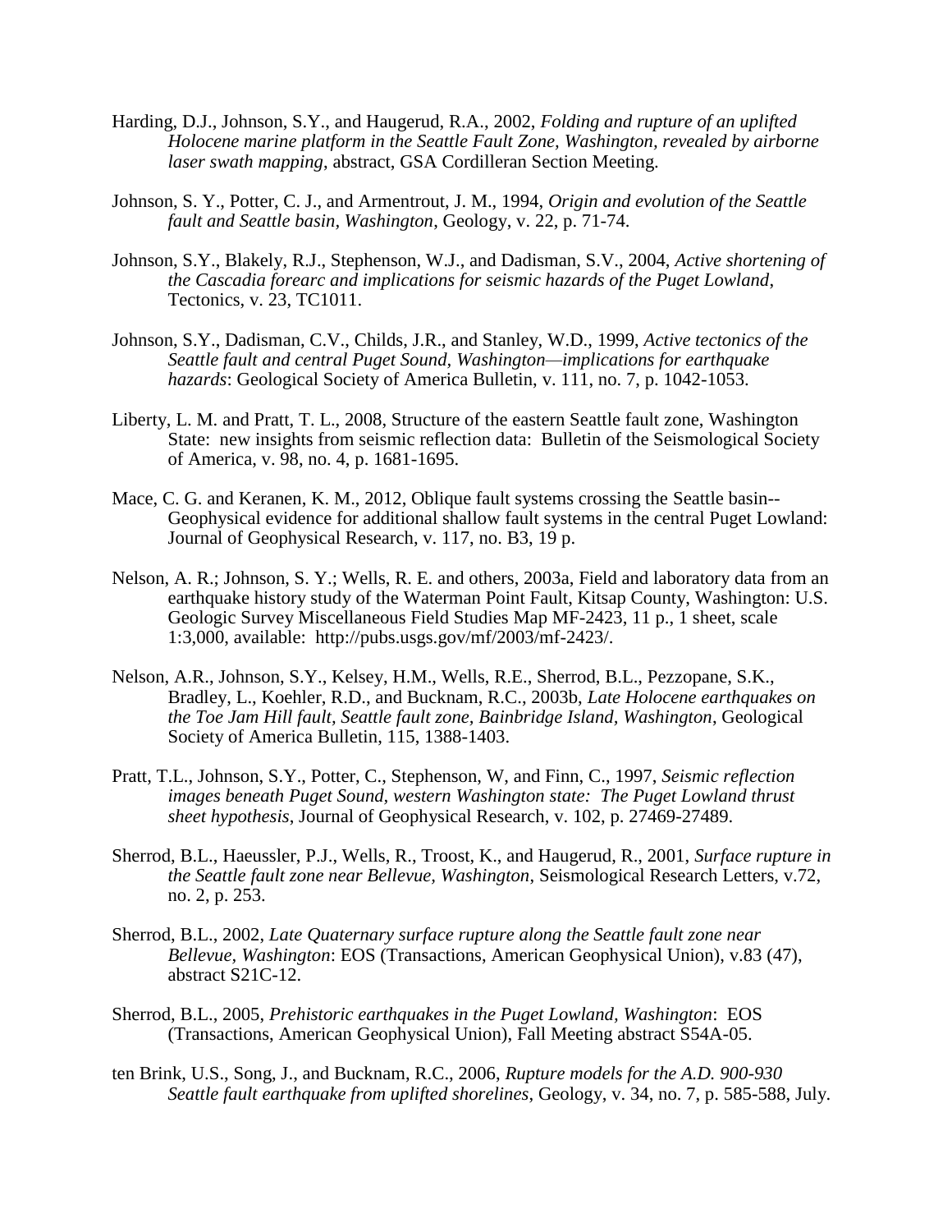Harding, D.J., Johnson, S.Y., and Haugerud, R.A., 2002, *Folding and rupture of an uplifted Holocene marine platform in the Seattle Fault Zone, Washington, revealed by airborne laser swath mapping*, abstract, GSA Cordilleran Section Meeting.

Johnson, S. Y., Potter, C. J., and Armentrout, J. M., 1994, *Origin and evolution of the Seattle fault and Seattle basin, Washington*, Geology, v. 22, p. 71-74.

Johnson, S.Y., Blakely, R.J., Stephenson, W.J., and Dadisman, S.V., 2004, *Active shortening of the Cascadia forearc and implications for seismic hazards of the Puget Lowland*, Tectonics, v. 23, TC1011.

Johnson, S.Y., Dadisman, C.V., Childs, J.R., and Stanley, W.D., 1999, *Active tectonics of the Seattle fault and central Puget Sound, Washington—implications for earthquake hazards*: Geological Society of America Bulletin, v. 111, no. 7, p. 1042-1053.

Liberty, L. M. and Pratt, T. L., 2008, Structure of the eastern Seattle fault zone, Washington State: new insights from seismic reflection data: Bulletin of the Seismological Society of America, v. 98, no. 4, p. 1681-1695.

Mace, C. G. and Keranen, K. M., 2012, Oblique fault systems crossing the Seattle basin--Geophysical evidence for additional shallow fault systems in the central Puget Lowland: Journal of Geophysical Research, v. 117, no. B3, 19 p.

Nelson, A. R.; Johnson, S. Y.; Wells, R. E. and others, 2003a, Field and laboratory data from an earthquake history study of the Waterman Point Fault, Kitsap County, Washington: U.S. Geologic Survey Miscellaneous Field Studies Map MF-2423, 11 p., 1 sheet, scale 1:3,000, available: http://pubs.usgs.gov/mf/2003/mf-2423/.

Nelson, A.R., Johnson, S.Y., Kelsey, H.M., Wells, R.E., Sherrod, B.L., Pezzopane, S.K., Bradley, L., Koehler, R.D., and Bucknam, R.C., 2003b, *Late Holocene earthquakes on the Toe Jam Hill fault, Seattle fault zone, Bainbridge Island, Washington*, Geological Society of America Bulletin, 115, 1388-1403.

Pratt, T.L., Johnson, S.Y., Potter, C., Stephenson, W, and Finn, C., 1997, *Seismic reflection images beneath Puget Sound, western Washington state: The Puget Lowland thrust sheet hypothesis*, Journal of Geophysical Research, v. 102, p. 27469-27489.

Sherrod, B.L., Haeussler, P.J., Wells, R., Troost, K., and Haugerud, R., 2001, *Surface rupture in the Seattle fault zone near Bellevue, Washington*, Seismological Research Letters, v.72, no. 2, p. 253.

Sherrod, B.L., 2002, *Late Quaternary surface rupture along the Seattle fault zone near Bellevue, Washington*: EOS (Transactions, American Geophysical Union), v.83 (47), abstract S21C-12.

Sherrod, B.L., 2005, *Prehistoric earthquakes in the Puget Lowland, Washington*: EOS (Transactions, American Geophysical Union), Fall Meeting abstract S54A-05.

ten Brink, U.S., Song, J., and Bucknam, R.C., 2006, *Rupture models for the A.D. 900-930 Seattle fault earthquake from uplifted shorelines*, Geology, v. 34, no. 7, p. 585-588, July.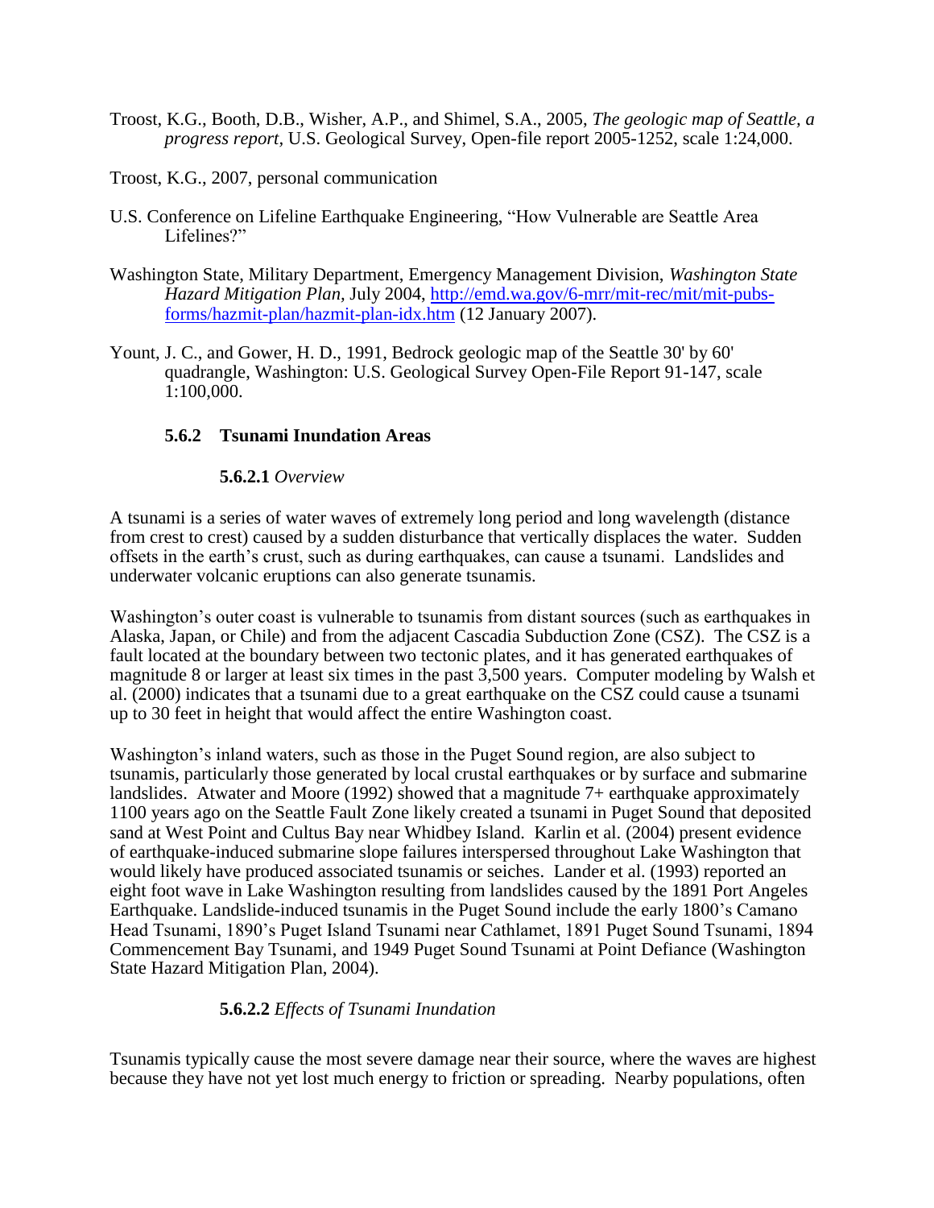Troost, K.G., Booth, D.B., Wisher, A.P., and Shimel, S.A., 2005, *The geologic map of Seattle, a progress report*, U.S. Geological Survey, Open-file report 2005-1252, scale 1:24,000.

Troost, K.G., 2007, personal communication

U.S. Conference on Lifeline Earthquake Engineering, "How Vulnerable are Seattle Area Lifelines?"

Washington State, Military Department, Emergency Management Division, *Washington State Hazard Mitigation Plan*, July 2004, http://emd.wa.gov/6-mrr/mit-rec/mit/mit-pubs-forms/hazmit-plan/hazmit-plan-idx.htm (12 January 2007).

Yount, J. C., and Gower, H. D., 1991, Bedrock geologic map of the Seattle 30' by 60' quadrangle, Washington: U.S. Geological Survey Open-File Report 91-147, scale 1:100,000.

### 5.6.2 Tsunami Inundation Areas

#### 5.6.2.1 *Overview*

A tsunami is a series of water waves of extremely long period and long wavelength (distance from crest to crest) caused by a sudden disturbance that vertically displaces the water. Sudden offsets in the earth's crust, such as during earthquakes, can cause a tsunami. Landslides and underwater volcanic eruptions can also generate tsunamis.

Washington's outer coast is vulnerable to tsunamis from distant sources (such as earthquakes in Alaska, Japan, or Chile) and from the adjacent Cascadia Subduction Zone (CSZ). The CSZ is a fault located at the boundary between two tectonic plates, and it has generated earthquakes of magnitude 8 or larger at least six times in the past 3,500 years. Computer modeling by Walsh et al. (2000) indicates that a tsunami due to a great earthquake on the CSZ could cause a tsunami up to 30 feet in height that would affect the entire Washington coast.

Washington's inland waters, such as those in the Puget Sound region, are also subject to tsunamis, particularly those generated by local crustal earthquakes or by surface and submarine landslides. Atwater and Moore (1992) showed that a magnitude 7+ earthquake approximately 1100 years ago on the Seattle Fault Zone likely created a tsunami in Puget Sound that deposited sand at West Point and Cultus Bay near Whidbey Island. Karlin et al. (2004) present evidence of earthquake-induced submarine slope failures interspersed throughout Lake Washington that would likely have produced associated tsunamis or seiches. Lander et al. (1993) reported an eight foot wave in Lake Washington resulting from landslides caused by the 1891 Port Angeles Earthquake. Landslide-induced tsunamis in the Puget Sound include the early 1800's Camano Head Tsunami, 1890's Puget Island Tsunami near Cathlamet, 1891 Puget Sound Tsunami, 1894 Commencement Bay Tsunami, and 1949 Puget Sound Tsunami at Point Defiance (Washington State Hazard Mitigation Plan, 2004).

#### 5.6.2.2 *Effects of Tsunami Inundation*

Tsunamis typically cause the most severe damage near their source, where the waves are highest because they have not yet lost much energy to friction or spreading. Nearby populations, often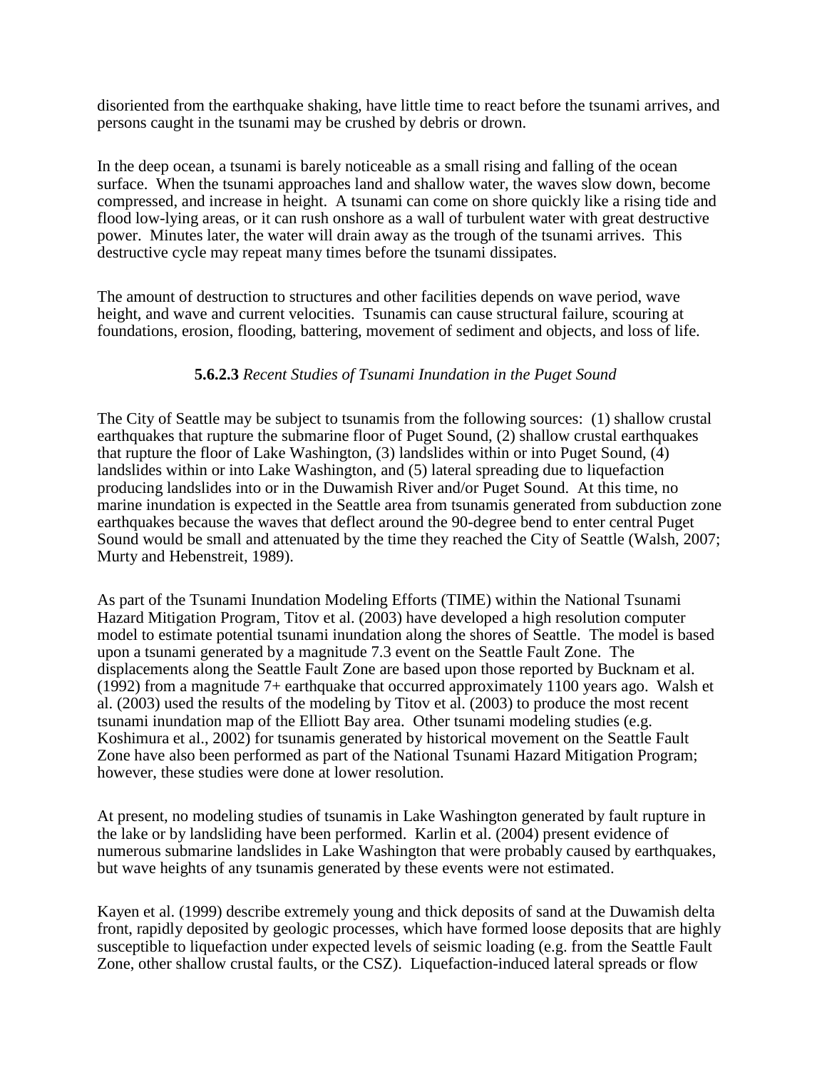disoriented from the earthquake shaking, have little time to react before the tsunami arrives, and persons caught in the tsunami may be crushed by debris or drown.

In the deep ocean, a tsunami is barely noticeable as a small rising and falling of the ocean surface. When the tsunami approaches land and shallow water, the waves slow down, become compressed, and increase in height. A tsunami can come on shore quickly like a rising tide and flood low-lying areas, or it can rush onshore as a wall of turbulent water with great destructive power. Minutes later, the water will drain away as the trough of the tsunami arrives. This destructive cycle may repeat many times before the tsunami dissipates.

The amount of destruction to structures and other facilities depends on wave period, wave height, and wave and current velocities. Tsunamis can cause structural failure, scouring at foundations, erosion, flooding, battering, movement of sediment and objects, and loss of life.

#### **5.6.2.3** *Recent Studies of Tsunami Inundation in the Puget Sound*

The City of Seattle may be subject to tsunamis from the following sources: (1) shallow crustal earthquakes that rupture the submarine floor of Puget Sound, (2) shallow crustal earthquakes that rupture the floor of Lake Washington, (3) landslides within or into Puget Sound, (4) landslides within or into Lake Washington, and (5) lateral spreading due to liquefaction producing landslides into or in the Duwamish River and/or Puget Sound. At this time, no marine inundation is expected in the Seattle area from tsunamis generated from subduction zone earthquakes because the waves that deflect around the 90-degree bend to enter central Puget Sound would be small and attenuated by the time they reached the City of Seattle (Walsh, 2007; Murty and Hebenstreit, 1989).

As part of the Tsunami Inundation Modeling Efforts (TIME) within the National Tsunami Hazard Mitigation Program, Titov et al. (2003) have developed a high resolution computer model to estimate potential tsunami inundation along the shores of Seattle. The model is based upon a tsunami generated by a magnitude 7.3 event on the Seattle Fault Zone. The displacements along the Seattle Fault Zone are based upon those reported by Bucknam et al. (1992) from a magnitude 7+ earthquake that occurred approximately 1100 years ago. Walsh et al. (2003) used the results of the modeling by Titov et al. (2003) to produce the most recent tsunami inundation map of the Elliott Bay area. Other tsunami modeling studies (e.g. Koshimura et al., 2002) for tsunamis generated by historical movement on the Seattle Fault Zone have also been performed as part of the National Tsunami Hazard Mitigation Program; however, these studies were done at lower resolution.

At present, no modeling studies of tsunamis in Lake Washington generated by fault rupture in the lake or by landsliding have been performed. Karlin et al. (2004) present evidence of numerous submarine landslides in Lake Washington that were probably caused by earthquakes, but wave heights of any tsunamis generated by these events were not estimated.

Kayen et al. (1999) describe extremely young and thick deposits of sand at the Duwamish delta front, rapidly deposited by geologic processes, which have formed loose deposits that are highly susceptible to liquefaction under expected levels of seismic loading (e.g. from the Seattle Fault Zone, other shallow crustal faults, or the CSZ). Liquefaction-induced lateral spreads or flow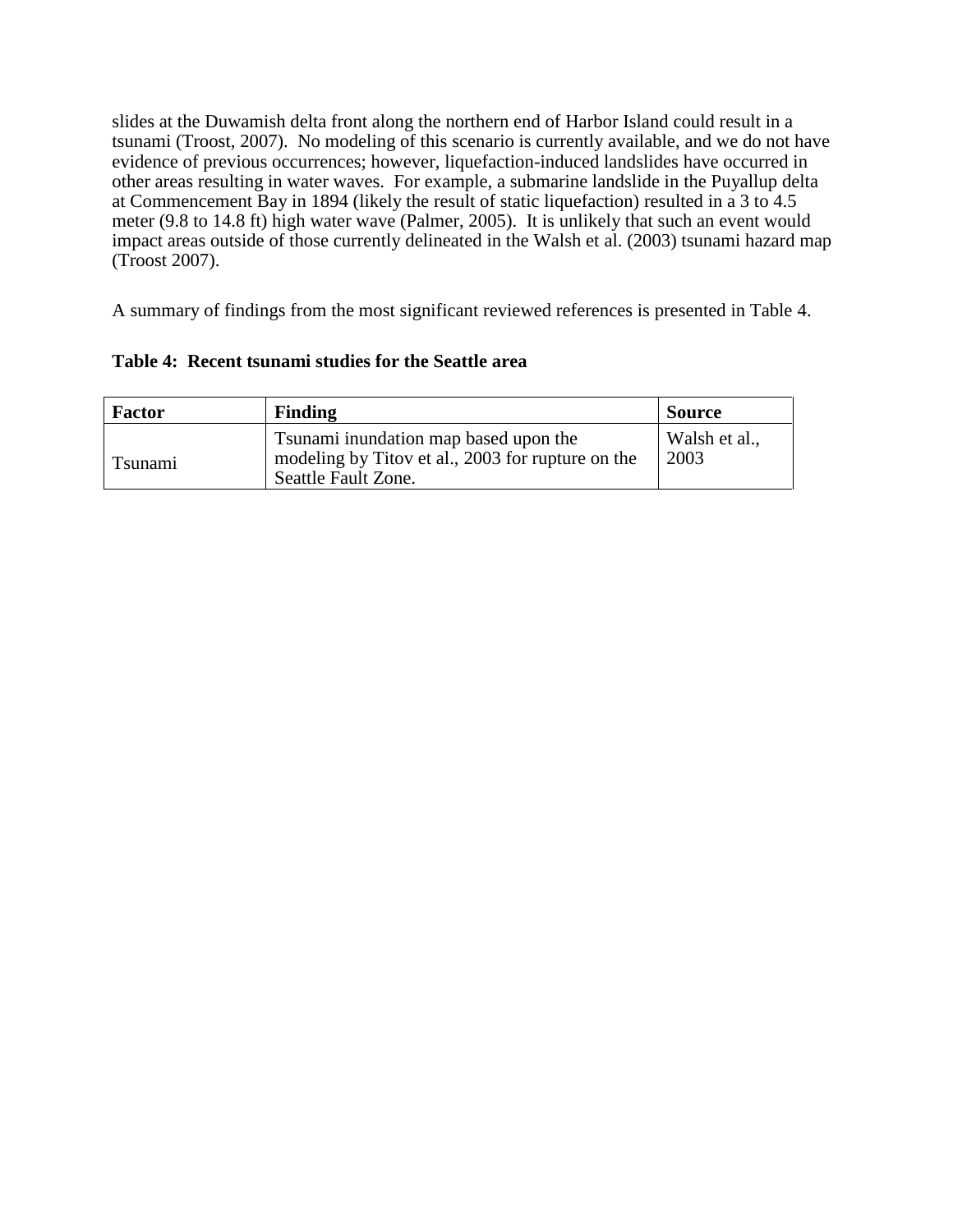slides at the Duwamish delta front along the northern end of Harbor Island could result in a tsunami (Troost, 2007). No modeling of this scenario is currently available, and we do not have evidence of previous occurrences; however, liquefaction-induced landslides have occurred in other areas resulting in water waves. For example, a submarine landslide in the Puyallup delta at Commencement Bay in 1894 (likely the result of static liquefaction) resulted in a 3 to 4.5 meter (9.8 to 14.8 ft) high water wave (Palmer, 2005). It is unlikely that such an event would impact areas outside of those currently delineated in the Walsh et al. (2003) tsunami hazard map (Troost 2007).

A summary of findings from the most significant reviewed references is presented in Table 4.

**Table 4: Recent tsunami studies for the Seattle area**

| Factor | Finding | Source |
| --- | --- | --- |
| Tsunami | Tsunami inundation map based upon the modeling by Titov et al., 2003 for rupture on the Seattle Fault Zone. | Walsh et al., 2003 |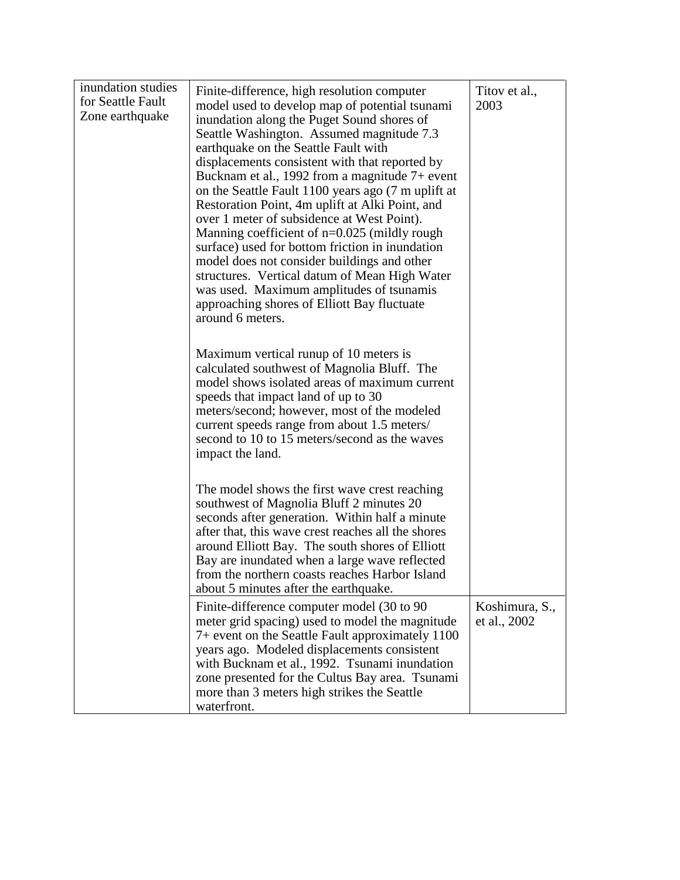| | | |
|---|---|---|
| inundation studies for Seattle Fault Zone earthquake | Finite-difference, high resolution computer model used to develop map of potential tsunami inundation along the Puget Sound shores of Seattle Washington. Assumed magnitude 7.3 earthquake on the Seattle Fault with displacements consistent with that reported by Bucknam et al., 1992 from a magnitude 7+ event on the Seattle Fault 1100 years ago (7 m uplift at Restoration Point, 4m uplift at Alki Point, and over 1 meter of subsidence at West Point). Manning coefficient of n=0.025 (mildly rough surface) used for bottom friction in inundation model does not consider buildings and other structures. Vertical datum of Mean High Water was used. Maximum amplitudes of tsunamis approaching shores of Elliott Bay fluctuate around 6 meters.<br><br>Maximum vertical runup of 10 meters is calculated southwest of Magnolia Bluff. The model shows isolated areas of maximum current speeds that impact land of up to 30 meters/second; however, most of the modeled current speeds range from about 1.5 meters/ second to 10 to 15 meters/second as the waves impact the land.<br><br>The model shows the first wave crest reaching southwest of Magnolia Bluff 2 minutes 20 seconds after generation. Within half a minute after that, this wave crest reaches all the shores around Elliott Bay. The south shores of Elliott Bay are inundated when a large wave reflected from the northern coasts reaches Harbor Island about 5 minutes after the earthquake. | Titov et al., 2003 |
| | Finite-difference computer model (30 to 90 meter grid spacing) used to model the magnitude 7+ event on the Seattle Fault approximately 1100 years ago. Modeled displacements consistent with Bucknam et al., 1992. Tsunami inundation zone presented for the Cultus Bay area. Tsunami more than 3 meters high strikes the Seattle waterfront. | Koshimura, S., et al., 2002 |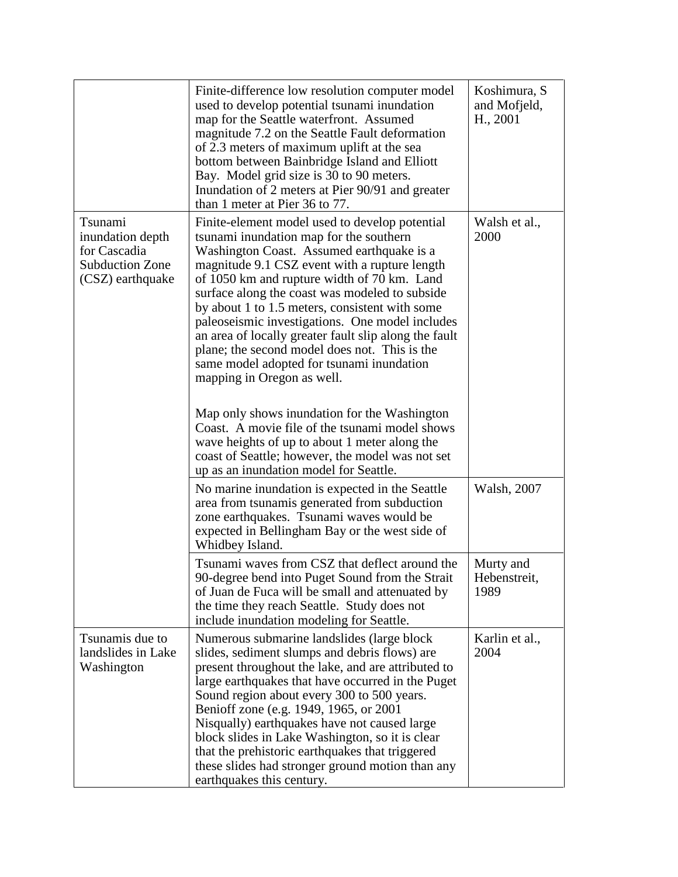| | | |
|---|---|---|
| | Finite-difference low resolution computer model used to develop potential tsunami inundation map for the Seattle waterfront. Assumed magnitude 7.2 on the Seattle Fault deformation of 2.3 meters of maximum uplift at the sea bottom between Bainbridge Island and Elliott Bay. Model grid size is 30 to 90 meters. Inundation of 2 meters at Pier 90/91 and greater than 1 meter at Pier 36 to 77. | Koshimura, S and Mofjeld, H., 2001 |
| Tsunami inundation depth for Cascadia Subduction Zone (CSZ) earthquake | Finite-element model used to develop potential tsunami inundation map for the southern Washington Coast. Assumed earthquake is a magnitude 9.1 CSZ event with a rupture length of 1050 km and rupture width of 70 km. Land surface along the coast was modeled to subside by about 1 to 1.5 meters, consistent with some paleoseismic investigations. One model includes an area of locally greater fault slip along the fault plane; the second model does not. This is the same model adopted for tsunami inundation mapping in Oregon as well.<br><br>Map only shows inundation for the Washington Coast. A movie file of the tsunami model shows wave heights of up to about 1 meter along the coast of Seattle; however, the model was not set up as an inundation model for Seattle. | Walsh et al., 2000 |
| | No marine inundation is expected in the Seattle area from tsunamis generated from subduction zone earthquakes. Tsunami waves would be expected in Bellingham Bay or the west side of Whidbey Island. | Walsh, 2007 |
| | Tsunami waves from CSZ that deflect around the 90-degree bend into Puget Sound from the Strait of Juan de Fuca will be small and attenuated by the time they reach Seattle. Study does not include inundation modeling for Seattle. | Murty and Hebenstreit, 1989 |
| Tsunamis due to landslides in Lake Washington | Numerous submarine landslides (large block slides, sediment slumps and debris flows) are present throughout the lake, and are attributed to large earthquakes that have occurred in the Puget Sound region about every 300 to 500 years. Benioff zone (e.g. 1949, 1965, or 2001 Nisqually) earthquakes have not caused large block slides in Lake Washington, so it is clear that the prehistoric earthquakes that triggered these slides had stronger ground motion than any earthquakes this century. | Karlin et al., 2004 |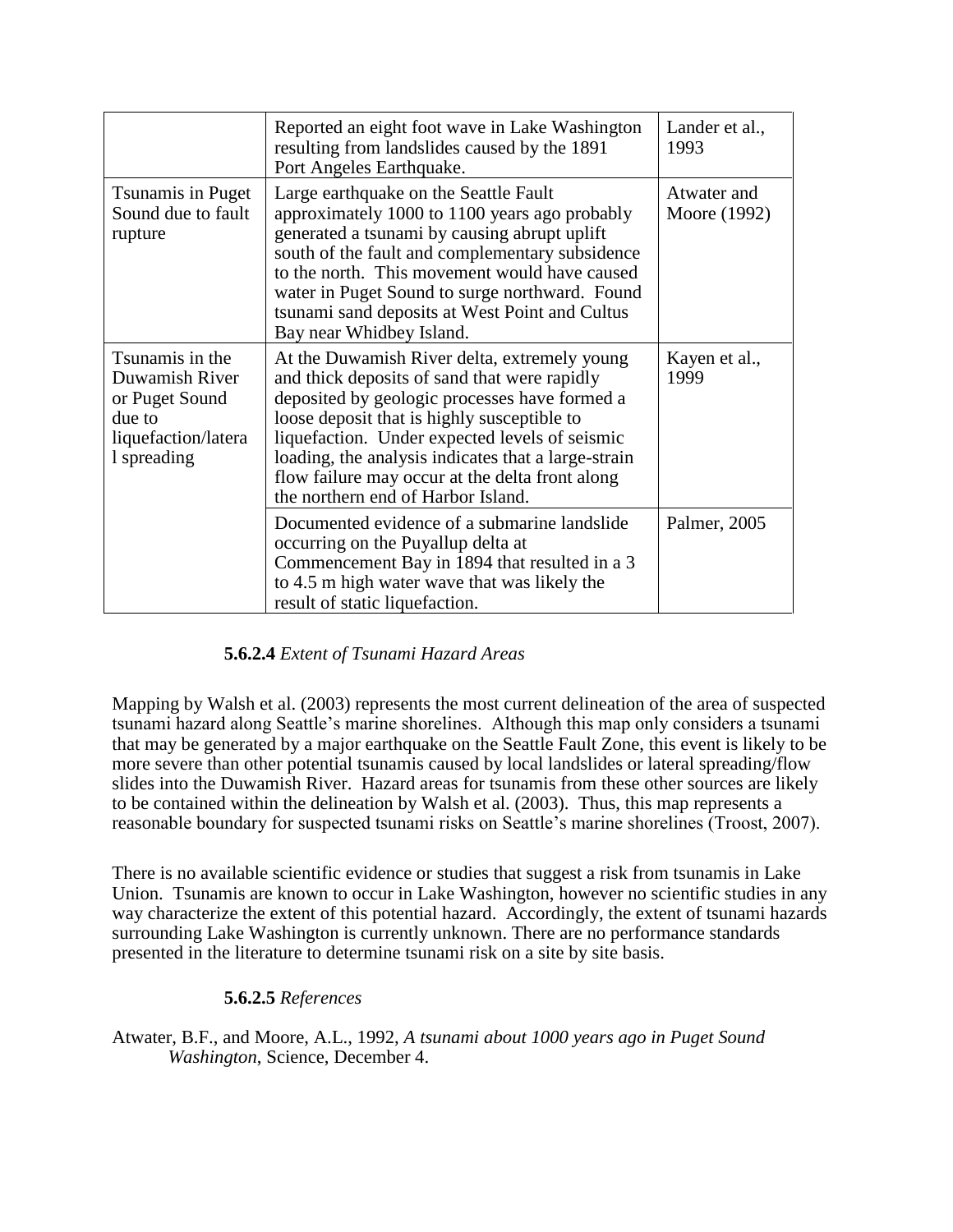| | | |
|---|---|---|
| | Reported an eight foot wave in Lake Washington resulting from landslides caused by the 1891 Port Angeles Earthquake. | Lander et al., 1993 |
| Tsunamis in Puget Sound due to fault rupture | Large earthquake on the Seattle Fault approximately 1000 to 1100 years ago probably generated a tsunami by causing abrupt uplift south of the fault and complementary subsidence to the north. This movement would have caused water in Puget Sound to surge northward. Found tsunami sand deposits at West Point and Cultus Bay near Whidbey Island. | Atwater and Moore (1992) |
| Tsunamis in the Duwamish River or Puget Sound due to liquefaction/lateral spreading | At the Duwamish River delta, extremely young and thick deposits of sand that were rapidly deposited by geologic processes have formed a loose deposit that is highly susceptible to liquefaction. Under expected levels of seismic loading, the analysis indicates that a large-strain flow failure may occur at the delta front along the northern end of Harbor Island. | Kayen et al., 1999 |
| | Documented evidence of a submarine landslide occurring on the Puyallup delta at Commencement Bay in 1894 that resulted in a 3 to 4.5 m high water wave that was likely the result of static liquefaction. | Palmer, 2005 |

#### **5.6.2.4** *Extent of Tsunami Hazard Areas*

Mapping by Walsh et al. (2003) represents the most current delineation of the area of suspected tsunami hazard along Seattle's marine shorelines. Although this map only considers a tsunami that may be generated by a major earthquake on the Seattle Fault Zone, this event is likely to be more severe than other potential tsunamis caused by local landslides or lateral spreading/flow slides into the Duwamish River. Hazard areas for tsunamis from these other sources are likely to be contained within the delineation by Walsh et al. (2003). Thus, this map represents a reasonable boundary for suspected tsunami risks on Seattle's marine shorelines (Troost, 2007).

There is no available scientific evidence or studies that suggest a risk from tsunamis in Lake Union. Tsunamis are known to occur in Lake Washington, however no scientific studies in any way characterize the extent of this potential hazard. Accordingly, the extent of tsunami hazards surrounding Lake Washington is currently unknown. There are no performance standards presented in the literature to determine tsunami risk on a site by site basis.

#### **5.6.2.5** *References*

Atwater, B.F., and Moore, A.L., 1992, *A tsunami about 1000 years ago in Puget Sound Washington*, Science, December 4.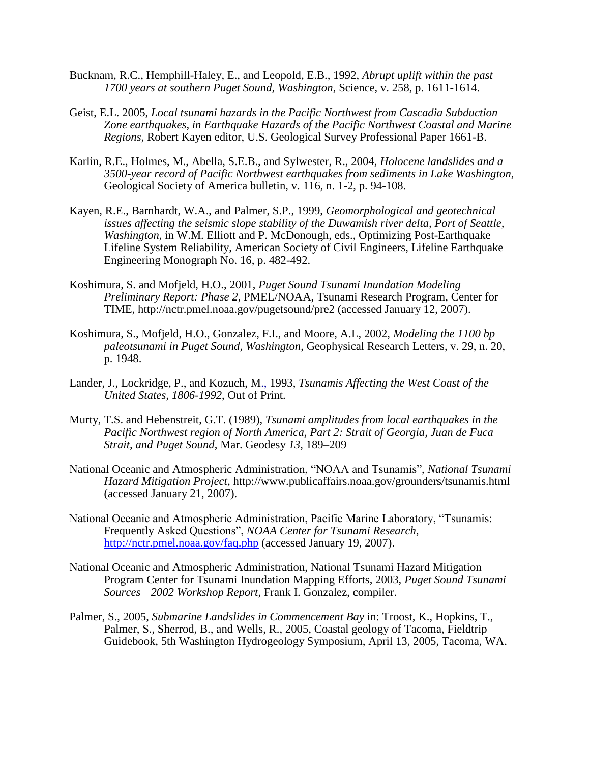Bucknam, R.C., Hemphill-Haley, E., and Leopold, E.B., 1992, *Abrupt uplift within the past 1700 years at southern Puget Sound, Washington*, Science, v. 258, p. 1611-1614.

Geist, E.L. 2005, *Local tsunami hazards in the Pacific Northwest from Cascadia Subduction Zone earthquakes, in Earthquake Hazards of the Pacific Northwest Coastal and Marine Regions*, Robert Kayen editor, U.S. Geological Survey Professional Paper 1661-B.

Karlin, R.E., Holmes, M., Abella, S.E.B., and Sylwester, R., 2004, *Holocene landslides and a 3500-year record of Pacific Northwest earthquakes from sediments in Lake Washington*, Geological Society of America bulletin, v. 116, n. 1-2, p. 94-108.

Kayen, R.E., Barnhardt, W.A., and Palmer, S.P., 1999, *Geomorphological and geotechnical issues affecting the seismic slope stability of the Duwamish river delta, Port of Seattle, Washington*, in W.M. Elliott and P. McDonough, eds., Optimizing Post-Earthquake Lifeline System Reliability, American Society of Civil Engineers, Lifeline Earthquake Engineering Monograph No. 16, p. 482-492.

Koshimura, S. and Mofjeld, H.O., 2001, *Puget Sound Tsunami Inundation Modeling Preliminary Report: Phase 2*, PMEL/NOAA, Tsunami Research Program, Center for TIME, http://nctr.pmel.noaa.gov/pugetsound/pre2 (accessed January 12, 2007).

Koshimura, S., Mofjeld, H.O., Gonzalez, F.I., and Moore, A.L, 2002, *Modeling the 1100 bp paleotsunami in Puget Sound, Washington*, Geophysical Research Letters, v. 29, n. 20, p. 1948.

Lander, J., Lockridge, P., and Kozuch, M., 1993, *Tsunamis Affecting the West Coast of the United States, 1806-1992*, Out of Print.

Murty, T.S. and Hebenstreit, G.T. (1989), *Tsunami amplitudes from local earthquakes in the Pacific Northwest region of North America, Part 2: Strait of Georgia, Juan de Fuca Strait, and Puget Sound*, Mar. Geodesy *13*, 189–209

National Oceanic and Atmospheric Administration, "NOAA and Tsunamis", *National Tsunami Hazard Mitigation Project*, http://www.publicaffairs.noaa.gov/grounders/tsunamis.html (accessed January 21, 2007).

National Oceanic and Atmospheric Administration, Pacific Marine Laboratory, "Tsunamis: Frequently Asked Questions", *NOAA Center for Tsunami Research*, http://nctr.pmel.noaa.gov/faq.php (accessed January 19, 2007).

National Oceanic and Atmospheric Administration, National Tsunami Hazard Mitigation Program Center for Tsunami Inundation Mapping Efforts, 2003, *Puget Sound Tsunami Sources—2002 Workshop Report*, Frank I. Gonzalez, compiler.

Palmer, S., 2005, *Submarine Landslides in Commencement Bay* in: Troost, K., Hopkins, T., Palmer, S., Sherrod, B., and Wells, R., 2005, Coastal geology of Tacoma, Fieldtrip Guidebook, 5th Washington Hydrogeology Symposium, April 13, 2005, Tacoma, WA.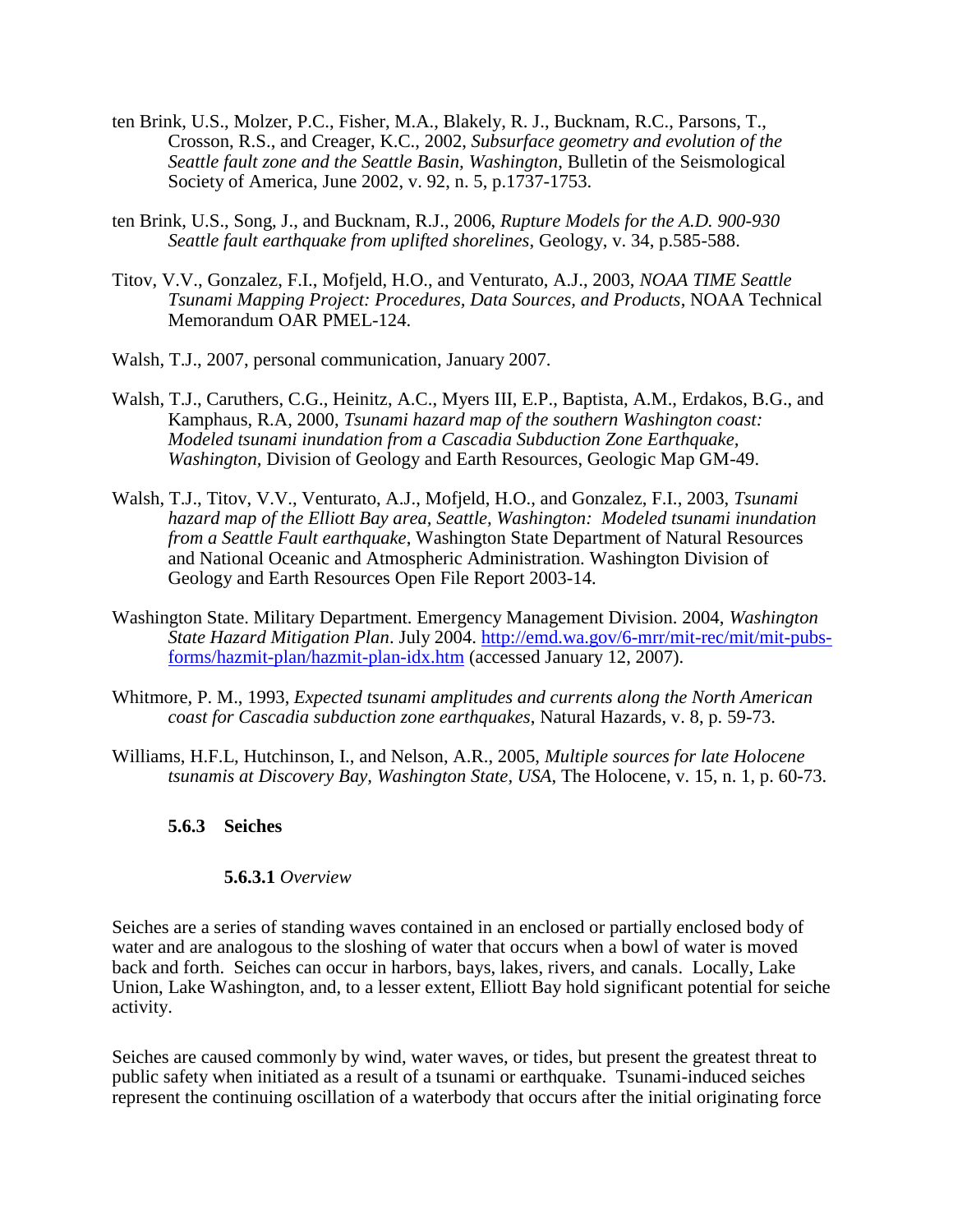ten Brink, U.S., Molzer, P.C., Fisher, M.A., Blakely, R. J., Bucknam, R.C., Parsons, T., Crosson, R.S., and Creager, K.C., 2002, *Subsurface geometry and evolution of the Seattle fault zone and the Seattle Basin, Washington*, Bulletin of the Seismological Society of America, June 2002, v. 92, n. 5, p.1737-1753.

ten Brink, U.S., Song, J., and Bucknam, R.J., 2006, *Rupture Models for the A.D. 900-930 Seattle fault earthquake from uplifted shorelines*, Geology, v. 34, p.585-588.

Titov, V.V., Gonzalez, F.I., Mofjeld, H.O., and Venturato, A.J., 2003, *NOAA TIME Seattle Tsunami Mapping Project: Procedures, Data Sources, and Products*, NOAA Technical Memorandum OAR PMEL-124.

Walsh, T.J., 2007, personal communication, January 2007.

Walsh, T.J., Caruthers, C.G., Heinitz, A.C., Myers III, E.P., Baptista, A.M., Erdakos, B.G., and Kamphaus, R.A, 2000, *Tsunami hazard map of the southern Washington coast: Modeled tsunami inundation from a Cascadia Subduction Zone Earthquake, Washington,* Division of Geology and Earth Resources, Geologic Map GM-49.

Walsh, T.J., Titov, V.V., Venturato, A.J., Mofjeld, H.O., and Gonzalez, F.I., 2003, *Tsunami hazard map of the Elliott Bay area, Seattle, Washington: Modeled tsunami inundation from a Seattle Fault earthquake*, Washington State Department of Natural Resources and National Oceanic and Atmospheric Administration. Washington Division of Geology and Earth Resources Open File Report 2003-14.

Washington State. Military Department. Emergency Management Division. 2004, *Washington State Hazard Mitigation Plan*. July 2004. http://emd.wa.gov/6-mrr/mit-rec/mit/mit-pubs-forms/hazmit-plan/hazmit-plan-idx.htm (accessed January 12, 2007).

Whitmore, P. M., 1993, *Expected tsunami amplitudes and currents along the North American coast for Cascadia subduction zone earthquakes*, Natural Hazards, v. 8, p. 59-73.

Williams, H.F.L, Hutchinson, I., and Nelson, A.R., 2005, *Multiple sources for late Holocene tsunamis at Discovery Bay, Washington State, USA*, The Holocene, v. 15, n. 1, p. 60-73.

### 5.6.3 Seiches

#### **5.6.3.1** *Overview*

Seiches are a series of standing waves contained in an enclosed or partially enclosed body of water and are analogous to the sloshing of water that occurs when a bowl of water is moved back and forth. Seiches can occur in harbors, bays, lakes, rivers, and canals. Locally, Lake Union, Lake Washington, and, to a lesser extent, Elliott Bay hold significant potential for seiche activity.

Seiches are caused commonly by wind, water waves, or tides, but present the greatest threat to public safety when initiated as a result of a tsunami or earthquake. Tsunami-induced seiches represent the continuing oscillation of a waterbody that occurs after the initial originating force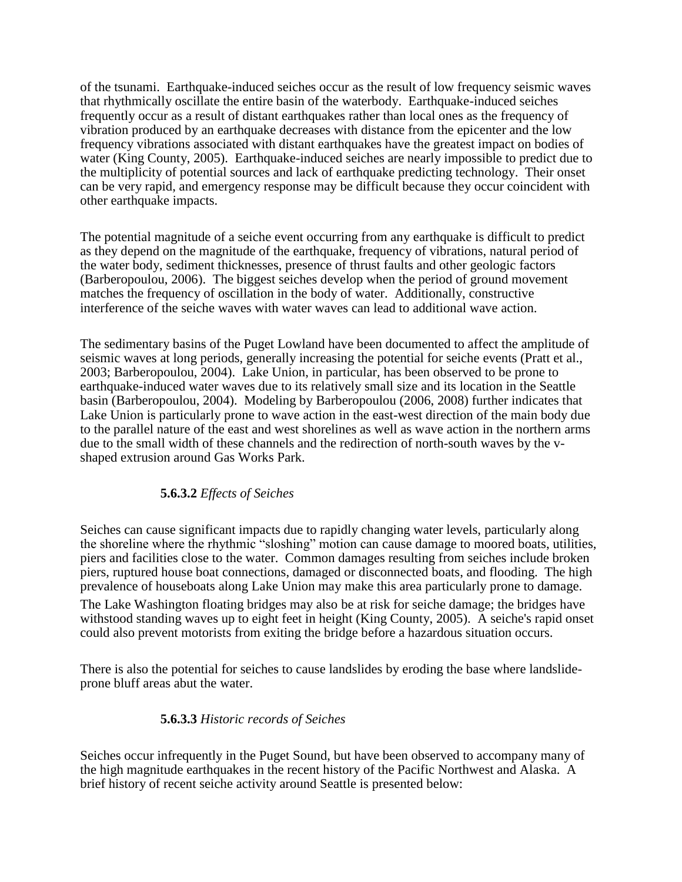of the tsunami. Earthquake-induced seiches occur as the result of low frequency seismic waves that rhythmically oscillate the entire basin of the waterbody. Earthquake-induced seiches frequently occur as a result of distant earthquakes rather than local ones as the frequency of vibration produced by an earthquake decreases with distance from the epicenter and the low frequency vibrations associated with distant earthquakes have the greatest impact on bodies of water (King County, 2005). Earthquake-induced seiches are nearly impossible to predict due to the multiplicity of potential sources and lack of earthquake predicting technology. Their onset can be very rapid, and emergency response may be difficult because they occur coincident with other earthquake impacts.

The potential magnitude of a seiche event occurring from any earthquake is difficult to predict as they depend on the magnitude of the earthquake, frequency of vibrations, natural period of the water body, sediment thicknesses, presence of thrust faults and other geologic factors (Barberopoulou, 2006). The biggest seiches develop when the period of ground movement matches the frequency of oscillation in the body of water. Additionally, constructive interference of the seiche waves with water waves can lead to additional wave action.

The sedimentary basins of the Puget Lowland have been documented to affect the amplitude of seismic waves at long periods, generally increasing the potential for seiche events (Pratt et al., 2003; Barberopoulou, 2004). Lake Union, in particular, has been observed to be prone to earthquake-induced water waves due to its relatively small size and its location in the Seattle basin (Barberopoulou, 2004). Modeling by Barberopoulou (2006, 2008) further indicates that Lake Union is particularly prone to wave action in the east-west direction of the main body due to the parallel nature of the east and west shorelines as well as wave action in the northern arms due to the small width of these channels and the redirection of north-south waves by the v-shaped extrusion around Gas Works Park.

#### **5.6.3.2** *Effects of Seiches*

Seiches can cause significant impacts due to rapidly changing water levels, particularly along the shoreline where the rhythmic "sloshing" motion can cause damage to moored boats, utilities, piers and facilities close to the water. Common damages resulting from seiches include broken piers, ruptured house boat connections, damaged or disconnected boats, and flooding. The high prevalence of houseboats along Lake Union may make this area particularly prone to damage. The Lake Washington floating bridges may also be at risk for seiche damage; the bridges have withstood standing waves up to eight feet in height (King County, 2005). A seiche's rapid onset could also prevent motorists from exiting the bridge before a hazardous situation occurs.

There is also the potential for seiches to cause landslides by eroding the base where landslide-prone bluff areas abut the water.

#### **5.6.3.3** *Historic records of Seiches*

Seiches occur infrequently in the Puget Sound, but have been observed to accompany many of the high magnitude earthquakes in the recent history of the Pacific Northwest and Alaska. A brief history of recent seiche activity around Seattle is presented below: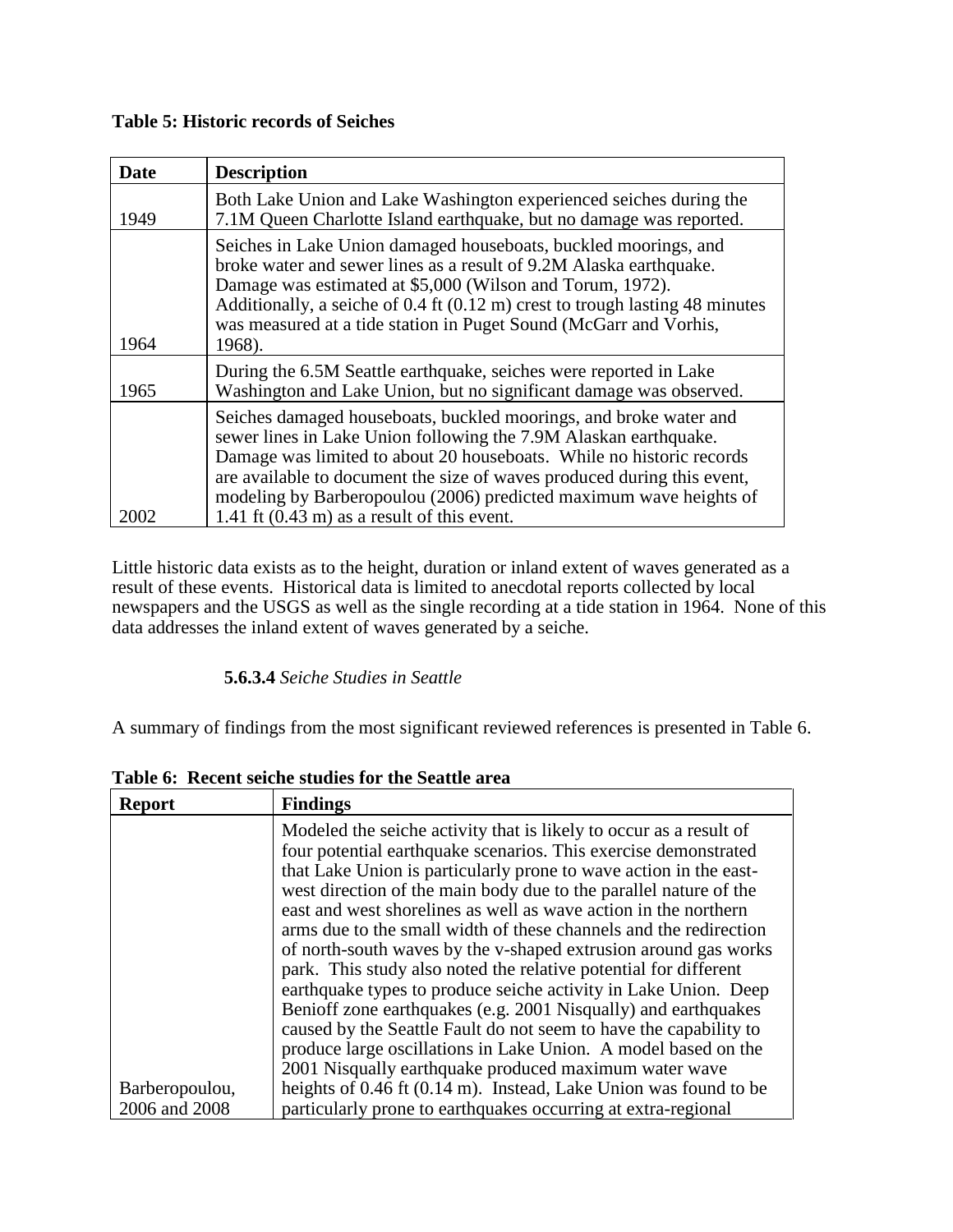**Table 5: Historic records of Seiches**

| Date | Description |
|---|---|
| 1949 | Both Lake Union and Lake Washington experienced seiches during the 7.1M Queen Charlotte Island earthquake, but no damage was reported. |
| 1964 | Seiches in Lake Union damaged houseboats, buckled moorings, and broke water and sewer lines as a result of 9.2M Alaska earthquake. Damage was estimated at $5,000 (Wilson and Torum, 1972). Additionally, a seiche of 0.4 ft (0.12 m) crest to trough lasting 48 minutes was measured at a tide station in Puget Sound (McGarr and Vorhis, 1968). |
| 1965 | During the 6.5M Seattle earthquake, seiches were reported in Lake Washington and Lake Union, but no significant damage was observed. |
| 2002 | Seiches damaged houseboats, buckled moorings, and broke water and sewer lines in Lake Union following the 7.9M Alaskan earthquake. Damage was limited to about 20 houseboats. While no historic records are available to document the size of waves produced during this event, modeling by Barberopoulou (2006) predicted maximum wave heights of 1.41 ft (0.43 m) as a result of this event. |

Little historic data exists as to the height, duration or inland extent of waves generated as a result of these events. Historical data is limited to anecdotal reports collected by local newspapers and the USGS as well as the single recording at a tide station in 1964. None of this data addresses the inland extent of waves generated by a seiche.

#### **5.6.3.4** *Seiche Studies in Seattle*

A summary of findings from the most significant reviewed references is presented in Table 6.

**Table 6: Recent seiche studies for the Seattle area**

| Report | Findings |
|---|---|
| Barberopoulou, 2006 and 2008 | Modeled the seiche activity that is likely to occur as a result of four potential earthquake scenarios. This exercise demonstrated that Lake Union is particularly prone to wave action in the east-west direction of the main body due to the parallel nature of the east and west shorelines as well as wave action in the northern arms due to the small width of these channels and the redirection of north-south waves by the v-shaped extrusion around gas works park. This study also noted the relative potential for different earthquake types to produce seiche activity in Lake Union. Deep Benioff zone earthquakes (e.g. 2001 Nisqually) and earthquakes caused by the Seattle Fault do not seem to have the capability to produce large oscillations in Lake Union. A model based on the 2001 Nisqually earthquake produced maximum water wave heights of 0.46 ft (0.14 m). Instead, Lake Union was found to be particularly prone to earthquakes occurring at extra-regional |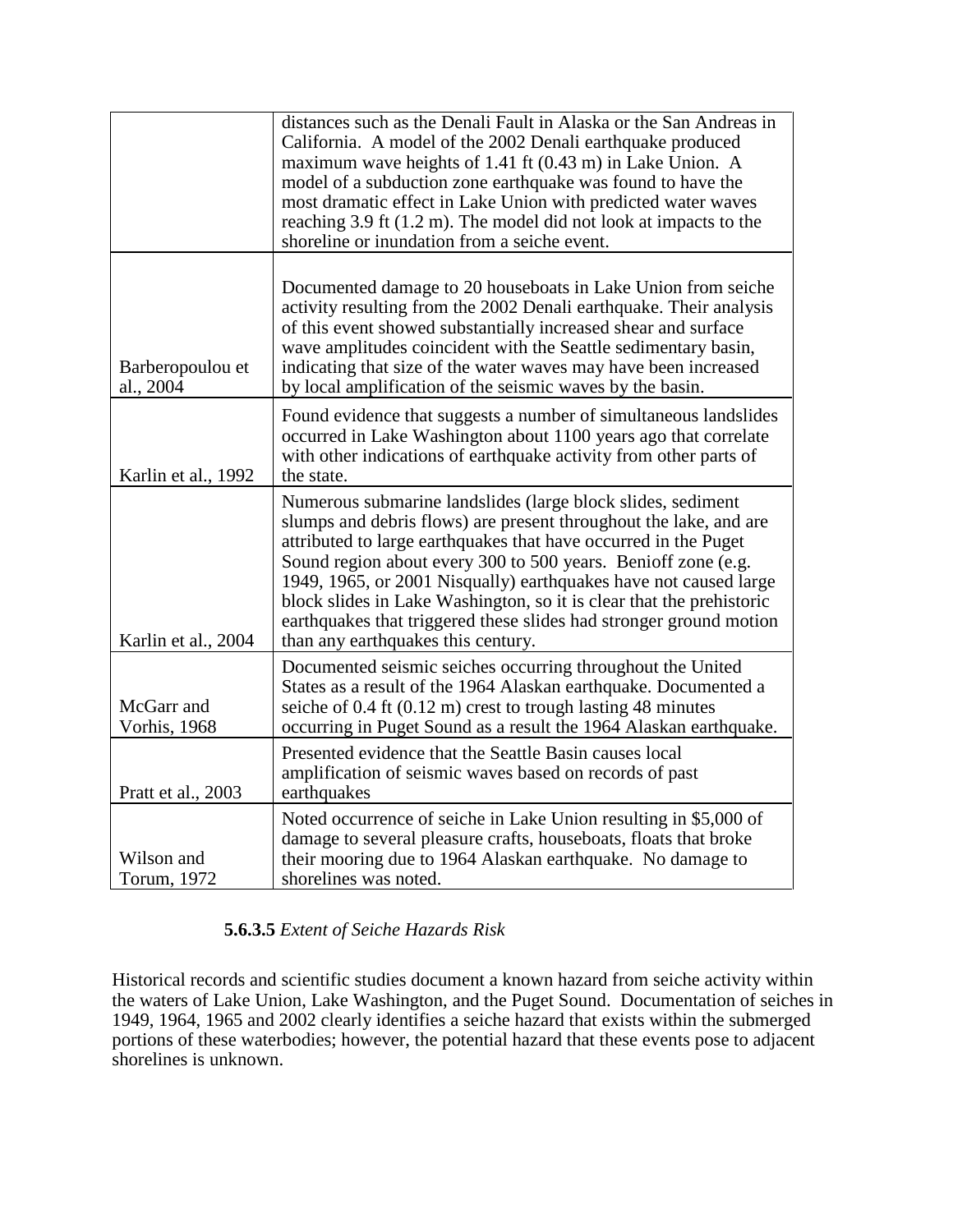| | |
|---|---|
| | distances such as the Denali Fault in Alaska or the San Andreas in California. A model of the 2002 Denali earthquake produced maximum wave heights of 1.41 ft (0.43 m) in Lake Union. A model of a subduction zone earthquake was found to have the most dramatic effect in Lake Union with predicted water waves reaching 3.9 ft (1.2 m). The model did not look at impacts to the shoreline or inundation from a seiche event. |
| Barberopoulou et al., 2004 | Documented damage to 20 houseboats in Lake Union from seiche activity resulting from the 2002 Denali earthquake. Their analysis of this event showed substantially increased shear and surface wave amplitudes coincident with the Seattle sedimentary basin, indicating that size of the water waves may have been increased by local amplification of the seismic waves by the basin. |
| Karlin et al., 1992 | Found evidence that suggests a number of simultaneous landslides occurred in Lake Washington about 1100 years ago that correlate with other indications of earthquake activity from other parts of the state. |
| Karlin et al., 2004 | Numerous submarine landslides (large block slides, sediment slumps and debris flows) are present throughout the lake, and are attributed to large earthquakes that have occurred in the Puget Sound region about every 300 to 500 years. Benioff zone (e.g. 1949, 1965, or 2001 Nisqually) earthquakes have not caused large block slides in Lake Washington, so it is clear that the prehistoric earthquakes that triggered these slides had stronger ground motion than any earthquakes this century. |
| McGarr and Vorhis, 1968 | Documented seismic seiches occurring throughout the United States as a result of the 1964 Alaskan earthquake. Documented a seiche of 0.4 ft (0.12 m) crest to trough lasting 48 minutes occurring in Puget Sound as a result the 1964 Alaskan earthquake. |
| Pratt et al., 2003 | Presented evidence that the Seattle Basin causes local amplification of seismic waves based on records of past earthquakes |
| Wilson and Torum, 1972 | Noted occurrence of seiche in Lake Union resulting in $5,000 of damage to several pleasure crafts, houseboats, floats that broke their mooring due to 1964 Alaskan earthquake. No damage to shorelines was noted. |

#### **5.6.3.5** *Extent of Seiche Hazards Risk*

Historical records and scientific studies document a known hazard from seiche activity within the waters of Lake Union, Lake Washington, and the Puget Sound. Documentation of seiches in 1949, 1964, 1965 and 2002 clearly identifies a seiche hazard that exists within the submerged portions of these waterbodies; however, the potential hazard that these events pose to adjacent shorelines is unknown.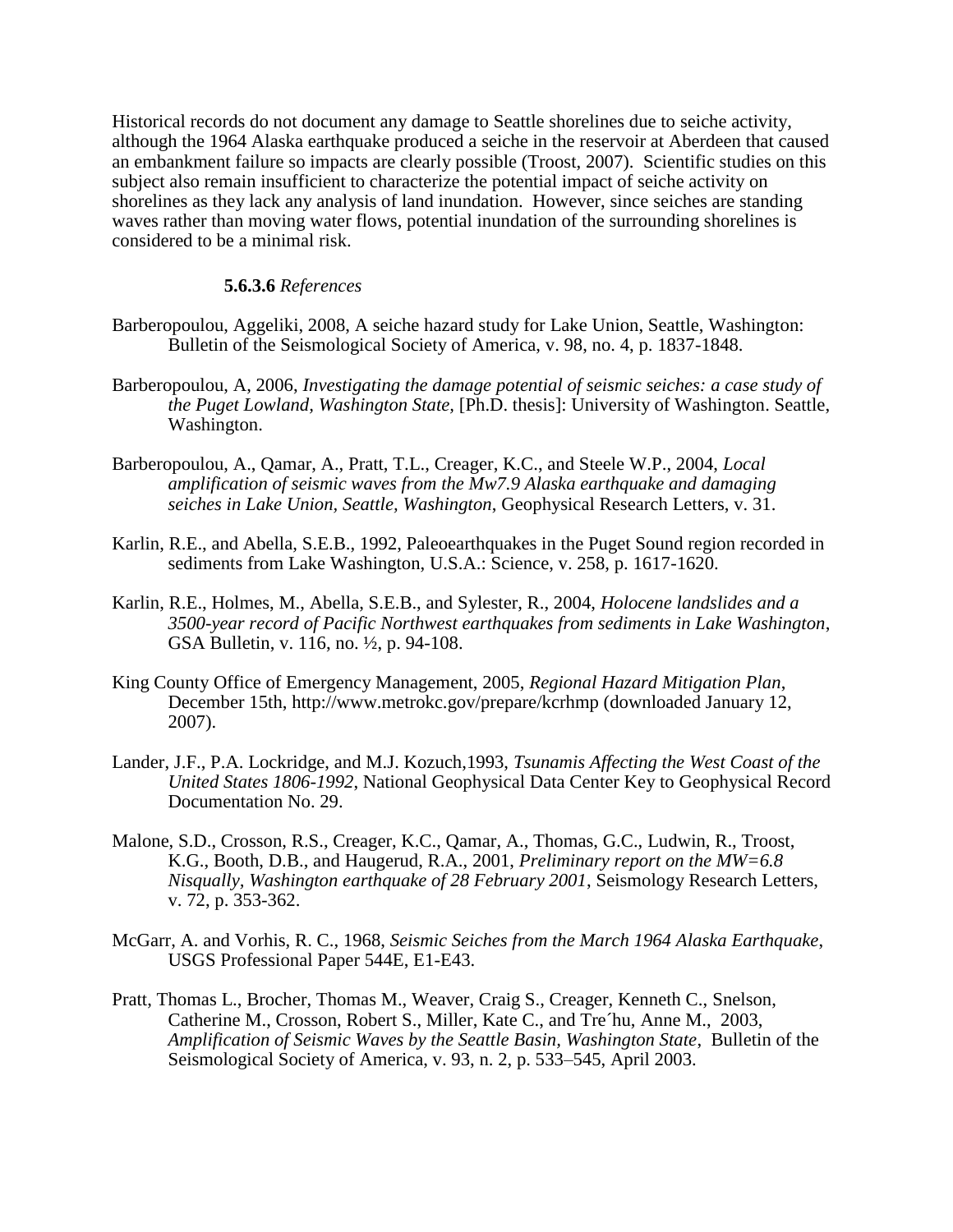Historical records do not document any damage to Seattle shorelines due to seiche activity, although the 1964 Alaska earthquake produced a seiche in the reservoir at Aberdeen that caused an embankment failure so impacts are clearly possible (Troost, 2007). Scientific studies on this subject also remain insufficient to characterize the potential impact of seiche activity on shorelines as they lack any analysis of land inundation. However, since seiches are standing waves rather than moving water flows, potential inundation of the surrounding shorelines is considered to be a minimal risk.

#### **5.6.3.6** *References*

Barberopoulou, Aggeliki, 2008, A seiche hazard study for Lake Union, Seattle, Washington: Bulletin of the Seismological Society of America, v. 98, no. 4, p. 1837-1848.

Barberopoulou, A, 2006, *Investigating the damage potential of seismic seiches: a case study of the Puget Lowland, Washington State,* [Ph.D. thesis]: University of Washington. Seattle, Washington.

Barberopoulou, A., Qamar, A., Pratt, T.L., Creager, K.C., and Steele W.P., 2004, *Local amplification of seismic waves from the Mw7.9 Alaska earthquake and damaging seiches in Lake Union, Seattle, Washington*, Geophysical Research Letters, v. 31.

Karlin, R.E., and Abella, S.E.B., 1992, Paleoearthquakes in the Puget Sound region recorded in sediments from Lake Washington, U.S.A.: Science, v. 258, p. 1617-1620.

Karlin, R.E., Holmes, M., Abella, S.E.B., and Sylester, R., 2004, *Holocene landslides and a 3500-year record of Pacific Northwest earthquakes from sediments in Lake Washington*, GSA Bulletin, v. 116, no. ½, p. 94-108.

King County Office of Emergency Management, 2005, *Regional Hazard Mitigation Plan*, December 15th, http://www.metrokc.gov/prepare/kcrhmp (downloaded January 12, 2007).

Lander, J.F., P.A. Lockridge, and M.J. Kozuch,1993, *Tsunamis Affecting the West Coast of the United States 1806-1992*, National Geophysical Data Center Key to Geophysical Record Documentation No. 29.

Malone, S.D., Crosson, R.S., Creager, K.C., Qamar, A., Thomas, G.C., Ludwin, R., Troost, K.G., Booth, D.B., and Haugerud, R.A., 2001, *Preliminary report on the MW=6.8 Nisqually, Washington earthquake of 28 February 2001*, Seismology Research Letters, v. 72, p. 353-362.

McGarr, A. and Vorhis, R. C., 1968, *Seismic Seiches from the March 1964 Alaska Earthquake*, USGS Professional Paper 544E, E1-E43.

Pratt, Thomas L., Brocher, Thomas M., Weaver, Craig S., Creager, Kenneth C., Snelson, Catherine M., Crosson, Robert S., Miller, Kate C., and Tre´hu, Anne M., 2003, *Amplification of Seismic Waves by the Seattle Basin, Washington State*, Bulletin of the Seismological Society of America, v. 93, n. 2, p. 533–545, April 2003.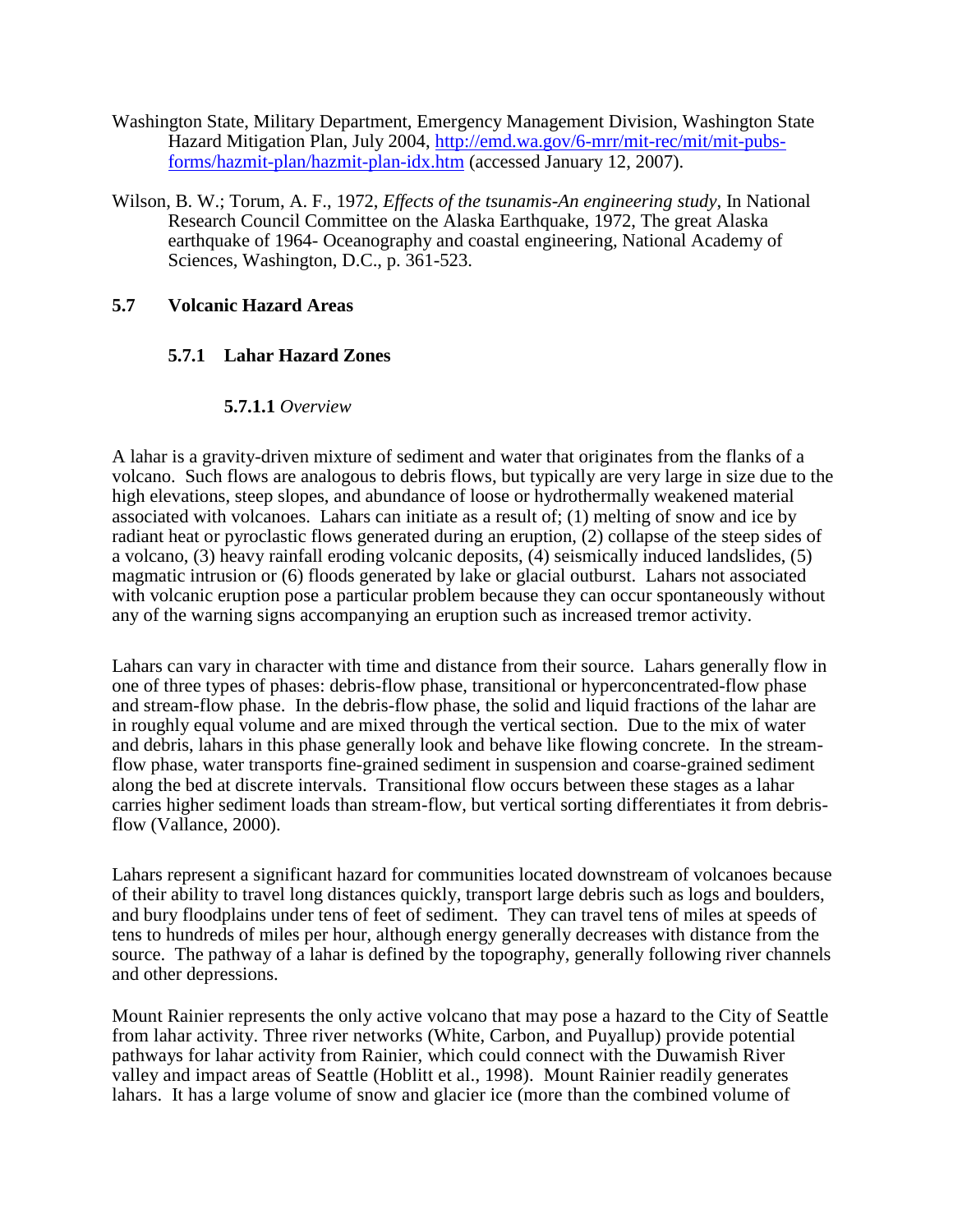Washington State, Military Department, Emergency Management Division, Washington State Hazard Mitigation Plan, July 2004, [http://emd.wa.gov/6-mrr/mit-rec/mit/mit-pubs-forms/hazmit-plan/hazmit-plan-idx.htm](http://emd.wa.gov/6-mrr/mit-rec/mit/mit-pubs-forms/hazmit-plan/hazmit-plan-idx.htm) (accessed January 12, 2007).

Wilson, B. W.; Torum, A. F., 1972, *Effects of the tsunamis-An engineering study*, In National Research Council Committee on the Alaska Earthquake, 1972, The great Alaska earthquake of 1964- Oceanography and coastal engineering, National Academy of Sciences, Washington, D.C., p. 361-523.

## 5.7 Volcanic Hazard Areas

### 5.7.1 Lahar Hazard Zones

#### 5.7.1.1 *Overview*

A lahar is a gravity-driven mixture of sediment and water that originates from the flanks of a volcano. Such flows are analogous to debris flows, but typically are very large in size due to the high elevations, steep slopes, and abundance of loose or hydrothermally weakened material associated with volcanoes. Lahars can initiate as a result of; (1) melting of snow and ice by radiant heat or pyroclastic flows generated during an eruption, (2) collapse of the steep sides of a volcano, (3) heavy rainfall eroding volcanic deposits, (4) seismically induced landslides, (5) magmatic intrusion or (6) floods generated by lake or glacial outburst. Lahars not associated with volcanic eruption pose a particular problem because they can occur spontaneously without any of the warning signs accompanying an eruption such as increased tremor activity.

Lahars can vary in character with time and distance from their source. Lahars generally flow in one of three types of phases: debris-flow phase, transitional or hyperconcentrated-flow phase and stream-flow phase. In the debris-flow phase, the solid and liquid fractions of the lahar are in roughly equal volume and are mixed through the vertical section. Due to the mix of water and debris, lahars in this phase generally look and behave like flowing concrete. In the stream-flow phase, water transports fine-grained sediment in suspension and coarse-grained sediment along the bed at discrete intervals. Transitional flow occurs between these stages as a lahar carries higher sediment loads than stream-flow, but vertical sorting differentiates it from debris-flow (Vallance, 2000).

Lahars represent a significant hazard for communities located downstream of volcanoes because of their ability to travel long distances quickly, transport large debris such as logs and boulders, and bury floodplains under tens of feet of sediment. They can travel tens of miles at speeds of tens to hundreds of miles per hour, although energy generally decreases with distance from the source. The pathway of a lahar is defined by the topography, generally following river channels and other depressions.

Mount Rainier represents the only active volcano that may pose a hazard to the City of Seattle from lahar activity. Three river networks (White, Carbon, and Puyallup) provide potential pathways for lahar activity from Rainier, which could connect with the Duwamish River valley and impact areas of Seattle (Hoblitt et al., 1998). Mount Rainier readily generates lahars. It has a large volume of snow and glacier ice (more than the combined volume of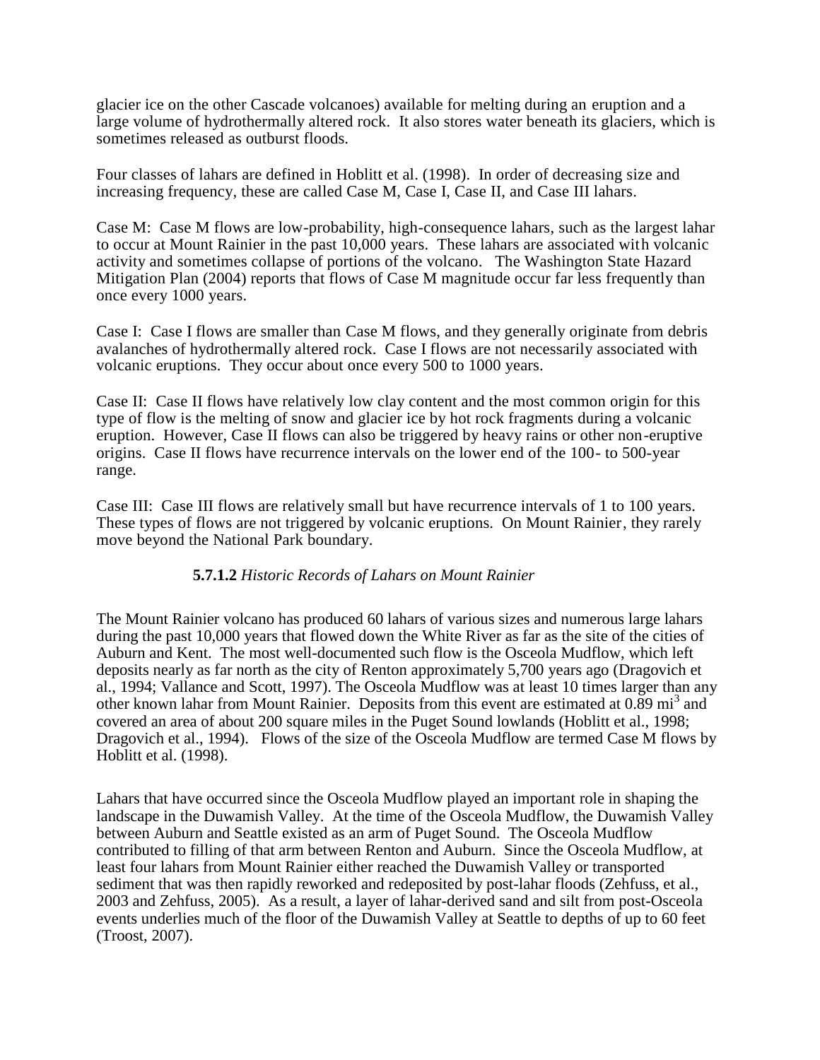glacier ice on the other Cascade volcanoes) available for melting during an eruption and a large volume of hydrothermally altered rock. It also stores water beneath its glaciers, which is sometimes released as outburst floods.

Four classes of lahars are defined in Hoblitt et al. (1998). In order of decreasing size and increasing frequency, these are called Case M, Case I, Case II, and Case III lahars.

Case M: Case M flows are low-probability, high-consequence lahars, such as the largest lahar to occur at Mount Rainier in the past 10,000 years. These lahars are associated with volcanic activity and sometimes collapse of portions of the volcano. The Washington State Hazard Mitigation Plan (2004) reports that flows of Case M magnitude occur far less frequently than once every 1000 years.

Case I: Case I flows are smaller than Case M flows, and they generally originate from debris avalanches of hydrothermally altered rock. Case I flows are not necessarily associated with volcanic eruptions. They occur about once every 500 to 1000 years.

Case II: Case II flows have relatively low clay content and the most common origin for this type of flow is the melting of snow and glacier ice by hot rock fragments during a volcanic eruption. However, Case II flows can also be triggered by heavy rains or other non-eruptive origins. Case II flows have recurrence intervals on the lower end of the 100- to 500-year range.

Case III: Case III flows are relatively small but have recurrence intervals of 1 to 100 years. These types of flows are not triggered by volcanic eruptions. On Mount Rainier, they rarely move beyond the National Park boundary.

#### **5.7.1.2** *Historic Records of Lahars on Mount Rainier*

The Mount Rainier volcano has produced 60 lahars of various sizes and numerous large lahars during the past 10,000 years that flowed down the White River as far as the site of the cities of Auburn and Kent. The most well-documented such flow is the Osceola Mudflow, which left deposits nearly as far north as the city of Renton approximately 5,700 years ago (Dragovich et al., 1994; Vallance and Scott, 1997). The Osceola Mudflow was at least 10 times larger than any other known lahar from Mount Rainier. Deposits from this event are estimated at 0.89 $mi^3$ and covered an area of about 200 square miles in the Puget Sound lowlands (Hoblitt et al., 1998; Dragovich et al., 1994). Flows of the size of the Osceola Mudflow are termed Case M flows by Hoblitt et al. (1998).

Lahars that have occurred since the Osceola Mudflow played an important role in shaping the landscape in the Duwamish Valley. At the time of the Osceola Mudflow, the Duwamish Valley between Auburn and Seattle existed as an arm of Puget Sound. The Osceola Mudflow contributed to filling of that arm between Renton and Auburn. Since the Osceola Mudflow, at least four lahars from Mount Rainier either reached the Duwamish Valley or transported sediment that was then rapidly reworked and redeposited by post-lahar floods (Zehfuss, et al., 2003 and Zehfuss, 2005). As a result, a layer of lahar-derived sand and silt from post-Osceola events underlies much of the floor of the Duwamish Valley at Seattle to depths of up to 60 feet (Troost, 2007).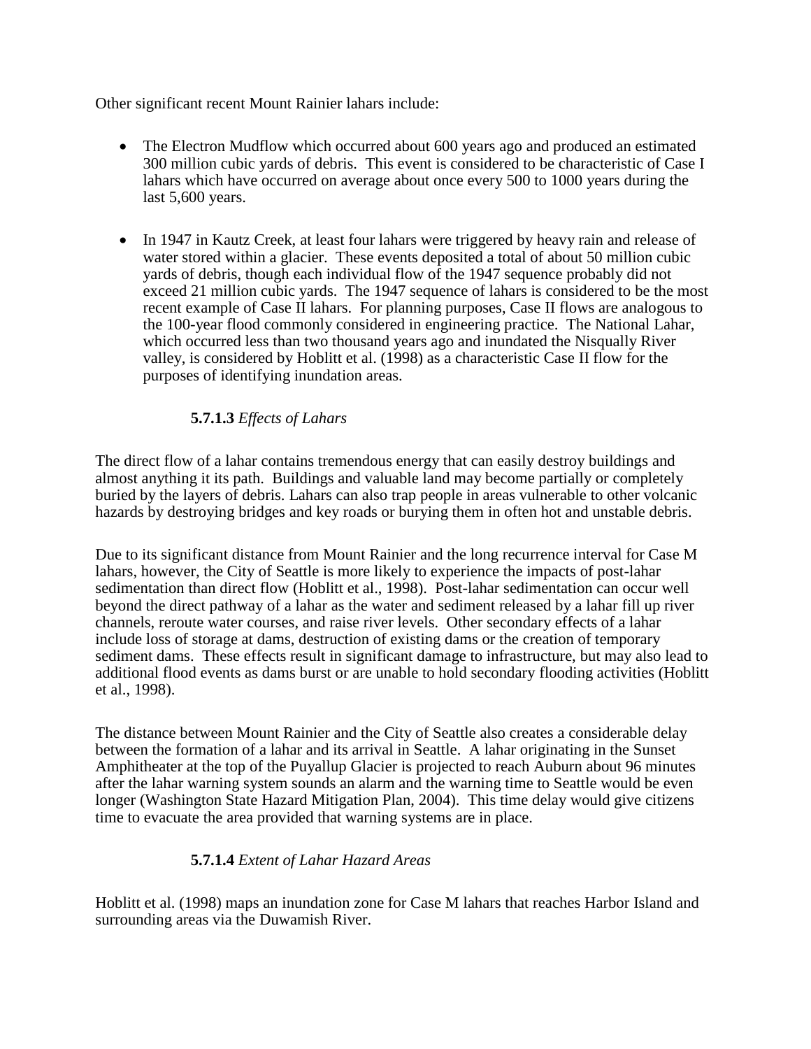Other significant recent Mount Rainier lahars include:

- The Electron Mudflow which occurred about 600 years ago and produced an estimated 300 million cubic yards of debris. This event is considered to be characteristic of Case I lahars which have occurred on average about once every 500 to 1000 years during the last 5,600 years.

- In 1947 in Kautz Creek, at least four lahars were triggered by heavy rain and release of water stored within a glacier. These events deposited a total of about 50 million cubic yards of debris, though each individual flow of the 1947 sequence probably did not exceed 21 million cubic yards. The 1947 sequence of lahars is considered to be the most recent example of Case II lahars. For planning purposes, Case II flows are analogous to the 100-year flood commonly considered in engineering practice. The National Lahar, which occurred less than two thousand years ago and inundated the Nisqually River valley, is considered by Hoblitt et al. (1998) as a characteristic Case II flow for the purposes of identifying inundation areas.

#### **5.7.1.3** *Effects of Lahars*

The direct flow of a lahar contains tremendous energy that can easily destroy buildings and almost anything it its path. Buildings and valuable land may become partially or completely buried by the layers of debris. Lahars can also trap people in areas vulnerable to other volcanic hazards by destroying bridges and key roads or burying them in often hot and unstable debris.

Due to its significant distance from Mount Rainier and the long recurrence interval for Case M lahars, however, the City of Seattle is more likely to experience the impacts of post-lahar sedimentation than direct flow (Hoblitt et al., 1998). Post-lahar sedimentation can occur well beyond the direct pathway of a lahar as the water and sediment released by a lahar fill up river channels, reroute water courses, and raise river levels. Other secondary effects of a lahar include loss of storage at dams, destruction of existing dams or the creation of temporary sediment dams. These effects result in significant damage to infrastructure, but may also lead to additional flood events as dams burst or are unable to hold secondary flooding activities (Hoblitt et al., 1998).

The distance between Mount Rainier and the City of Seattle also creates a considerable delay between the formation of a lahar and its arrival in Seattle. A lahar originating in the Sunset Amphitheater at the top of the Puyallup Glacier is projected to reach Auburn about 96 minutes after the lahar warning system sounds an alarm and the warning time to Seattle would be even longer (Washington State Hazard Mitigation Plan, 2004). This time delay would give citizens time to evacuate the area provided that warning systems are in place.

#### **5.7.1.4** *Extent of Lahar Hazard Areas*

Hoblitt et al. (1998) maps an inundation zone for Case M lahars that reaches Harbor Island and surrounding areas via the Duwamish River.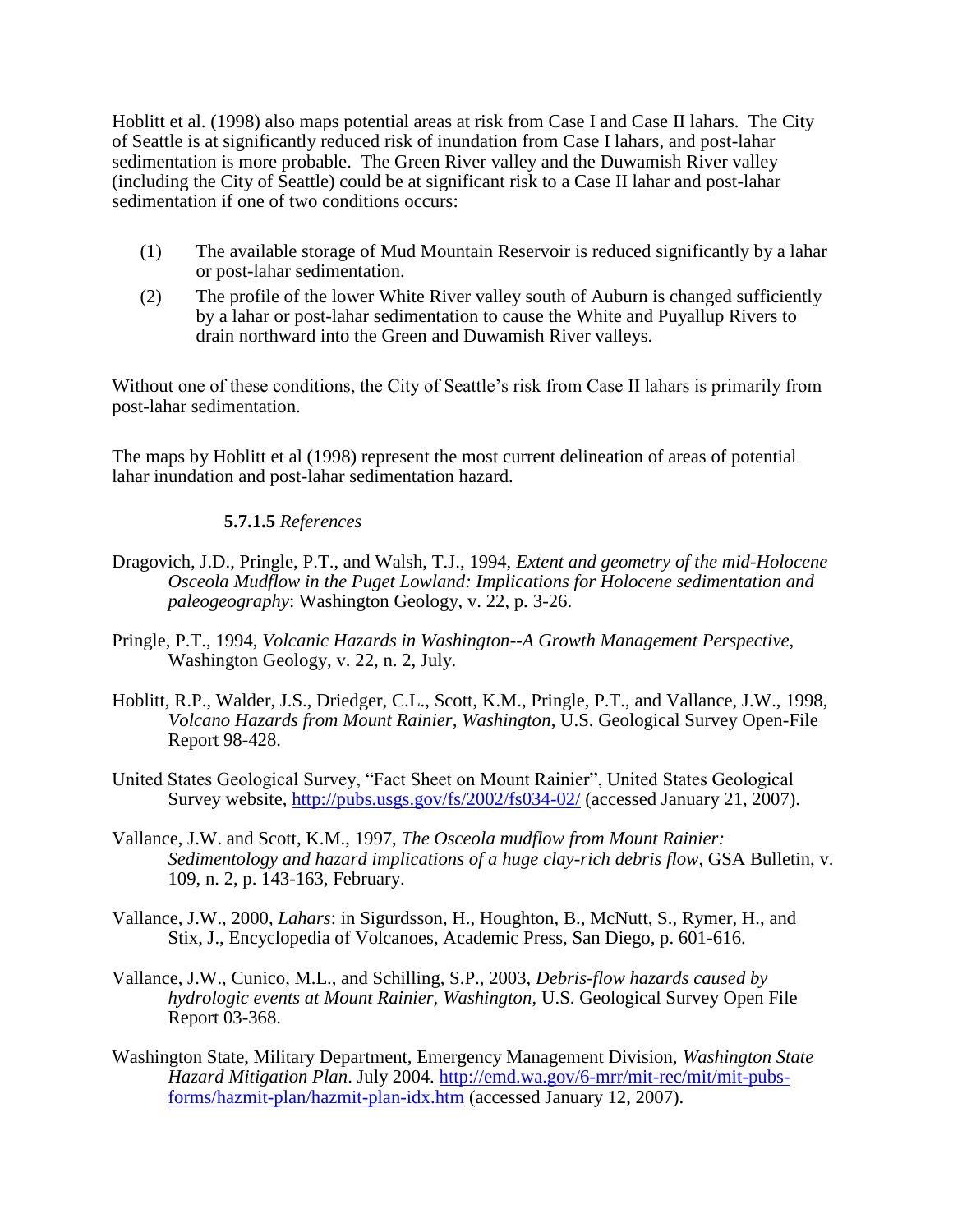Hoblitt et al. (1998) also maps potential areas at risk from Case I and Case II lahars. The City of Seattle is at significantly reduced risk of inundation from Case I lahars, and post-lahar sedimentation is more probable. The Green River valley and the Duwamish River valley (including the City of Seattle) could be at significant risk to a Case II lahar and post-lahar sedimentation if one of two conditions occurs:

(1) The available storage of Mud Mountain Reservoir is reduced significantly by a lahar or post-lahar sedimentation.

(2) The profile of the lower White River valley south of Auburn is changed sufficiently by a lahar or post-lahar sedimentation to cause the White and Puyallup Rivers to drain northward into the Green and Duwamish River valleys.

Without one of these conditions, the City of Seattle's risk from Case II lahars is primarily from post-lahar sedimentation.

The maps by Hoblitt et al (1998) represent the most current delineation of areas of potential lahar inundation and post-lahar sedimentation hazard.

#### **5.7.1.5** *References*

Dragovich, J.D., Pringle, P.T., and Walsh, T.J., 1994, *Extent and geometry of the mid-Holocene Osceola Mudflow in the Puget Lowland: Implications for Holocene sedimentation and paleogeography*: Washington Geology, v. 22, p. 3-26.

Pringle, P.T., 1994, *Volcanic Hazards in Washington--A Growth Management Perspective*, Washington Geology, v. 22, n. 2, July.

Hoblitt, R.P., Walder, J.S., Driedger, C.L., Scott, K.M., Pringle, P.T., and Vallance, J.W., 1998, *Volcano Hazards from Mount Rainier, Washington*, U.S. Geological Survey Open-File Report 98-428.

United States Geological Survey, "Fact Sheet on Mount Rainier", United States Geological Survey website, http://pubs.usgs.gov/fs/2002/fs034-02/ (accessed January 21, 2007).

Vallance, J.W. and Scott, K.M., 1997, *The Osceola mudflow from Mount Rainier: Sedimentology and hazard implications of a huge clay-rich debris flow*, GSA Bulletin, v. 109, n. 2, p. 143-163, February.

Vallance, J.W., 2000, *Lahars*: in Sigurdsson, H., Houghton, B., McNutt, S., Rymer, H., and Stix, J., Encyclopedia of Volcanoes, Academic Press, San Diego, p. 601-616.

Vallance, J.W., Cunico, M.L., and Schilling, S.P., 2003, *Debris-flow hazards caused by hydrologic events at Mount Rainier, Washington*, U.S. Geological Survey Open File Report 03-368.

Washington State, Military Department, Emergency Management Division, *Washington State Hazard Mitigation Plan*. July 2004. http://emd.wa.gov/6-mrr/mit-rec/mit/mit-pubs-forms/hazmit-plan/hazmit-plan-idx.htm (accessed January 12, 2007).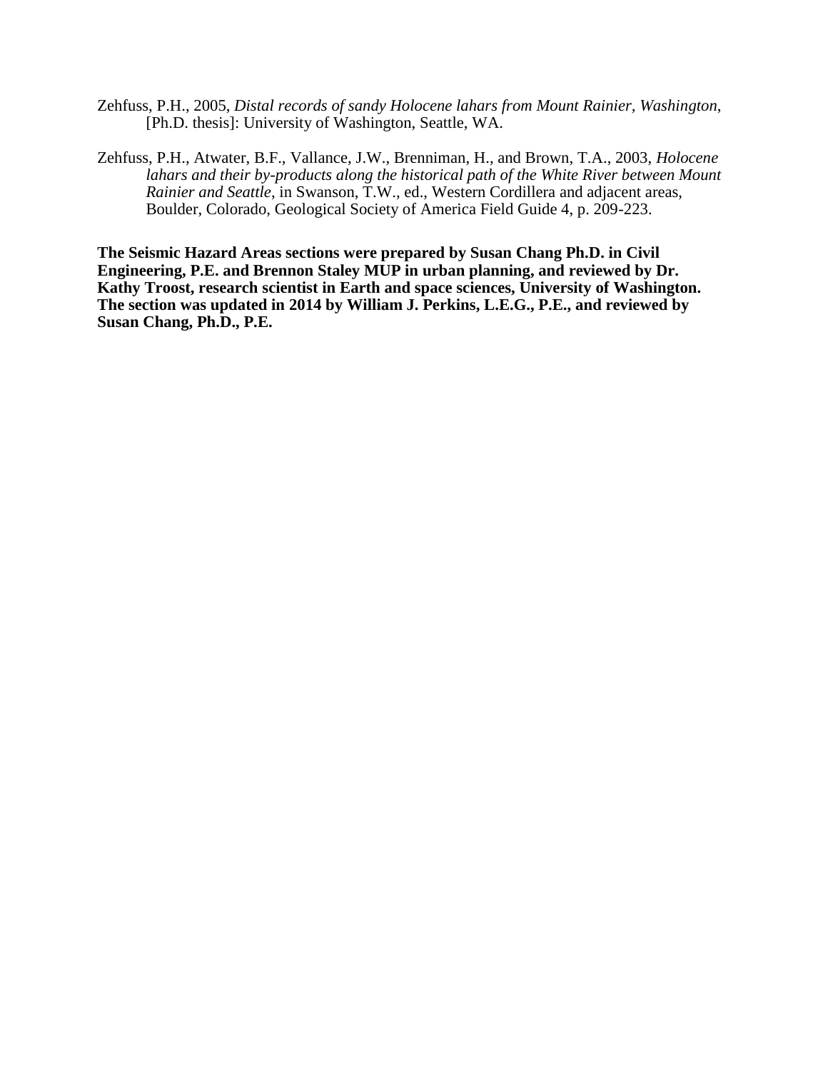Zehfuss, P.H., 2005, *Distal records of sandy Holocene lahars from Mount Rainier, Washington*, [Ph.D. thesis]: University of Washington, Seattle, WA.

Zehfuss, P.H., Atwater, B.F., Vallance, J.W., Brenniman, H., and Brown, T.A., 2003, *Holocene lahars and their by-products along the historical path of the White River between Mount Rainier and Seattle*, in Swanson, T.W., ed., Western Cordillera and adjacent areas, Boulder, Colorado, Geological Society of America Field Guide 4, p. 209-223.

**The Seismic Hazard Areas sections were prepared by Susan Chang Ph.D. in Civil Engineering, P.E. and Brennon Staley MUP in urban planning, and reviewed by Dr. Kathy Troost, research scientist in Earth and space sciences, University of Washington. The section was updated in 2014 by William J. Perkins, L.E.G., P.E., and reviewed by Susan Chang, Ph.D., P.E.**